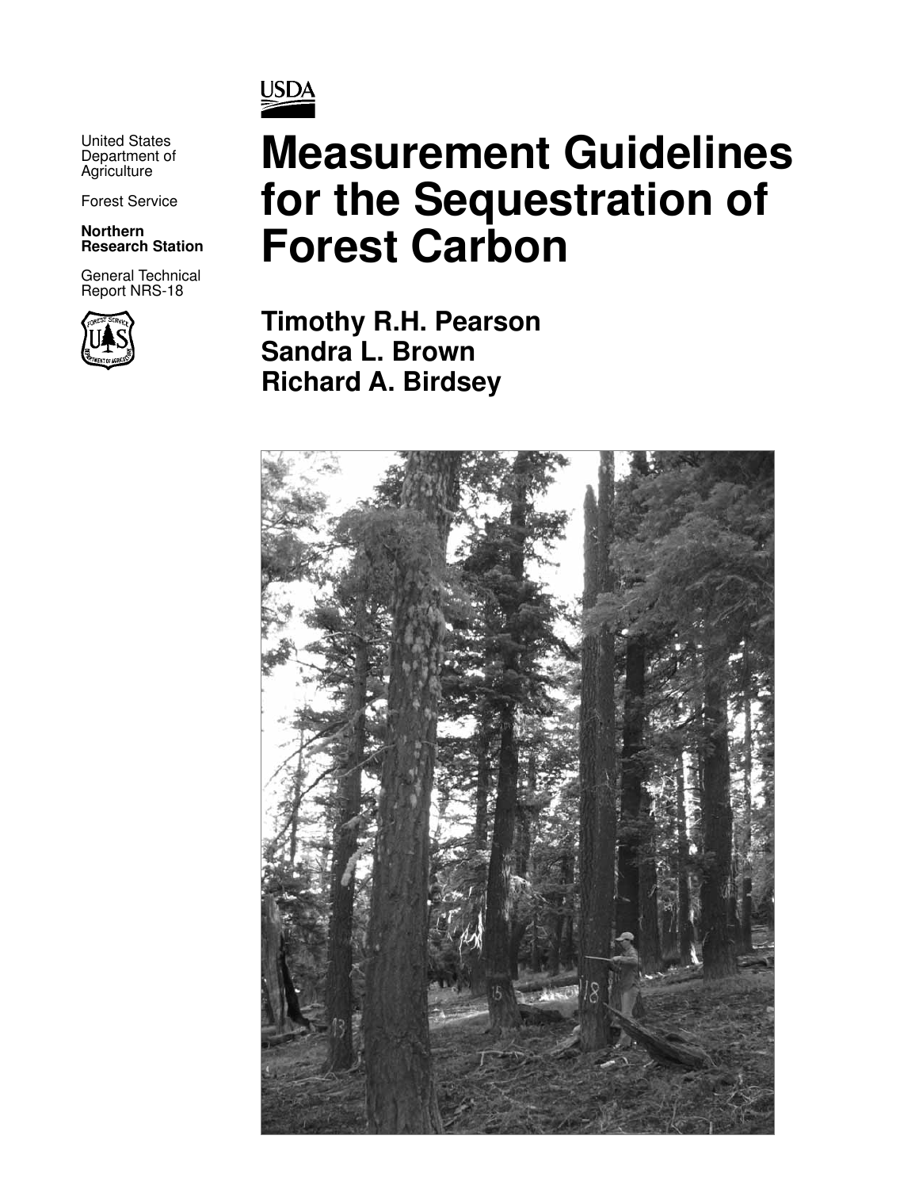USDA

United States Department of Agriculture

Forest Service

**Northern Research Station**

General Technical Report NRS-18

# Measurement Guidelines for the Sequestration of Forest Carbon

**Timothy R.H. Pearson**
**Sandra L. Brown**
**Richard A. Birdsey**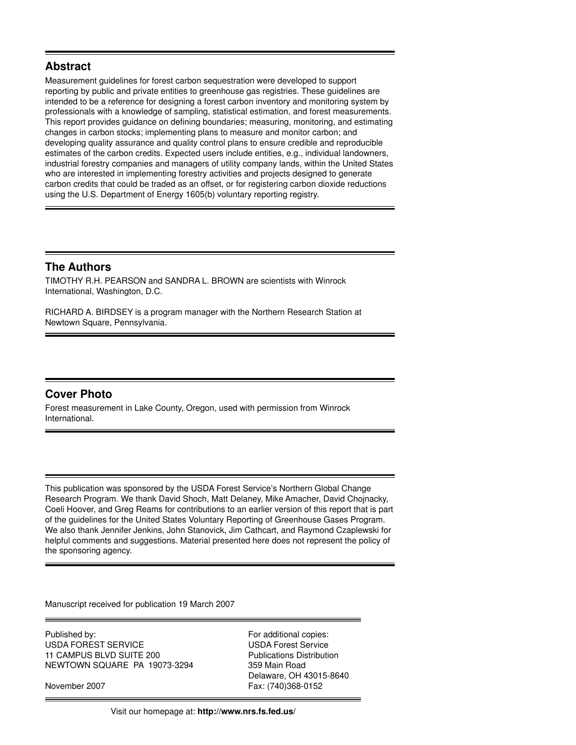## Abstract

Measurement guidelines for forest carbon sequestration were developed to support reporting by public and private entities to greenhouse gas registries. These guidelines are intended to be a reference for designing a forest carbon inventory and monitoring system by professionals with a knowledge of sampling, statistical estimation, and forest measurements. This report provides guidance on defining boundaries; measuring, monitoring, and estimating changes in carbon stocks; implementing plans to measure and monitor carbon; and developing quality assurance and quality control plans to ensure credible and reproducible estimates of the carbon credits. Expected users include entities, e.g., individual landowners, industrial forestry companies and managers of utility company lands, within the United States who are interested in implementing forestry activities and projects designed to generate carbon credits that could be traded as an offset, or for registering carbon dioxide reductions using the U.S. Department of Energy 1605(b) voluntary reporting registry.

## The Authors

TIMOTHY R.H. PEARSON and SANDRA L. BROWN are scientists with Winrock International, Washington, D.C.

RICHARD A. BIRDSEY is a program manager with the Northern Research Station at Newtown Square, Pennsylvania.

## Cover Photo

Forest measurement in Lake County, Oregon, used with permission from Winrock International.

This publication was sponsored by the USDA Forest Service's Northern Global Change Research Program. We thank David Shoch, Matt Delaney, Mike Amacher, David Chojnacky, Coeli Hoover, and Greg Reams for contributions to an earlier version of this report that is part of the guidelines for the United States Voluntary Reporting of Greenhouse Gases Program. We also thank Jennifer Jenkins, John Stanovick, Jim Cathcart, and Raymond Czaplewski for helpful comments and suggestions. Material presented here does not represent the policy of the sponsoring agency.

Manuscript received for publication 19 March 2007

Published by:
USDA FOREST SERVICE
11 CAMPUS BLVD SUITE 200
NEWTOWN SQUARE PA 19073-3294

November 2007

For additional copies:
USDA Forest Service
Publications Distribution
359 Main Road
Delaware, OH 43015-8640
Fax: (740)368-0152

Visit our homepage at: **http://www.nrs.fs.fed.us/**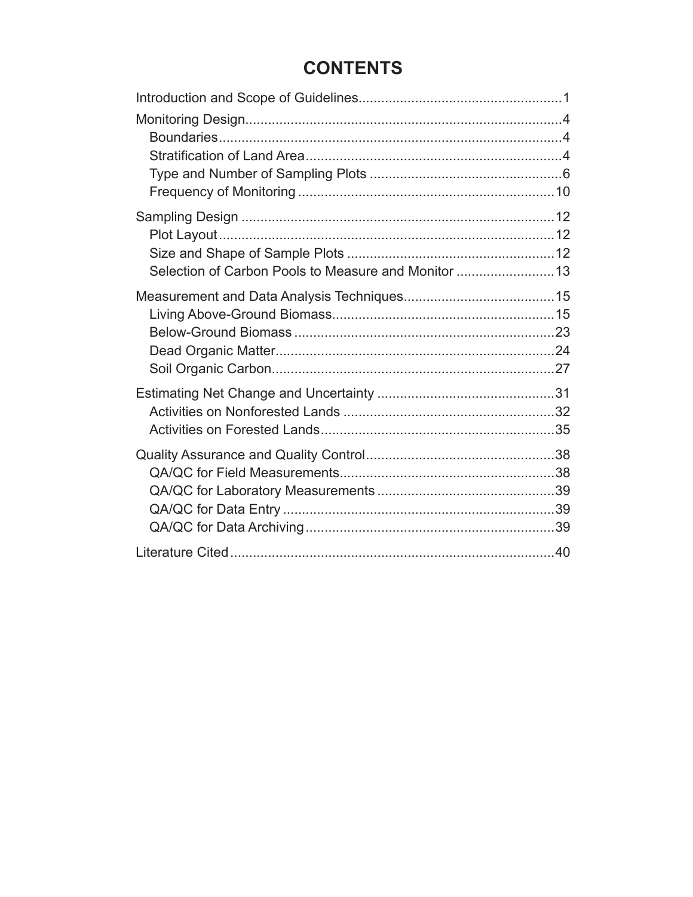# CONTENTS

Introduction and Scope of Guidelines.....................................................1

Monitoring Design...................................................................................4
- Boundaries..........................................................................................4
- Stratification of Land Area...................................................................4
- Type and Number of Sampling Plots ..................................................6
- Frequency of Monitoring ...................................................................10

Sampling Design ..................................................................................12
- Plot Layout........................................................................................12
- Size and Shape of Sample Plots .......................................................12
- Selection of Carbon Pools to Measure and Monitor ..........................13

Measurement and Data Analysis Techniques........................................15
- Living Above-Ground Biomass...........................................................15
- Below-Ground Biomass ....................................................................23
- Dead Organic Matter..........................................................................24
- Soil Organic Carbon...........................................................................27

Estimating Net Change and Uncertainty ...............................................31
- Activities on Nonforested Lands ........................................................32
- Activities on Forested Lands..............................................................35

Quality Assurance and Quality Control..................................................38
- QA/QC for Field Measurements.........................................................38
- QA/QC for Laboratory Measurements ...............................................39
- QA/QC for Data Entry ........................................................................39
- QA/QC for Data Archiving..................................................................39

Literature Cited......................................................................................40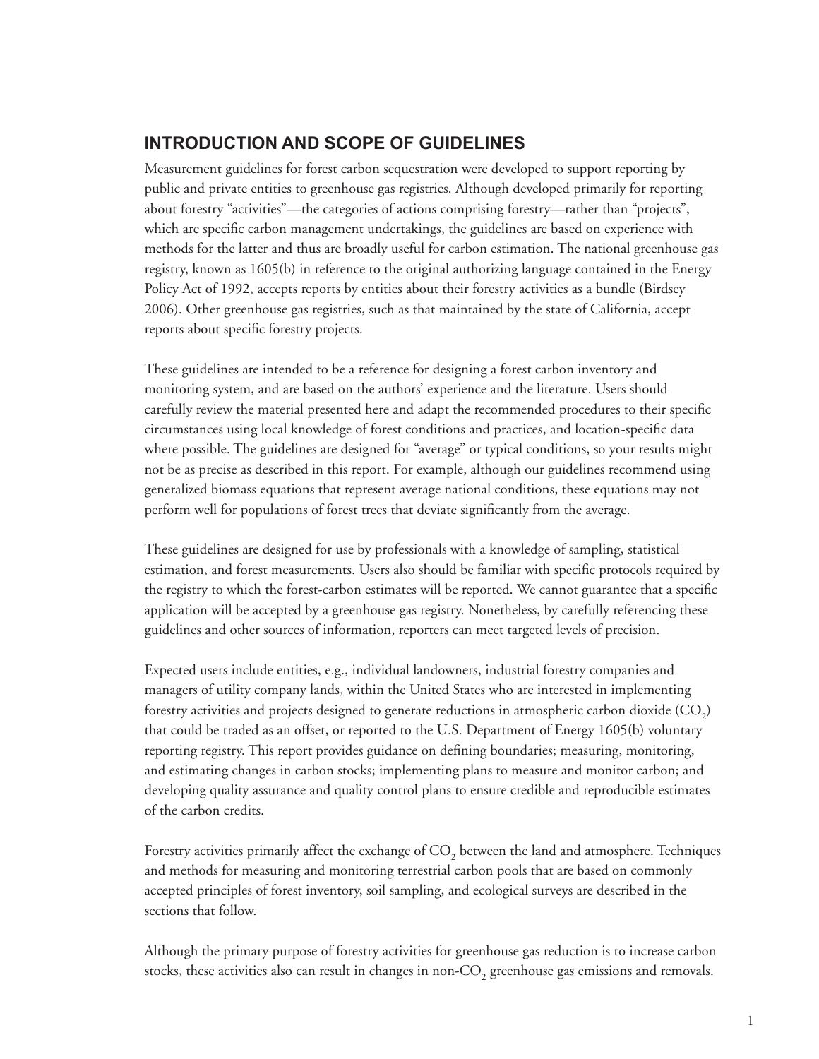## INTRODUCTION AND SCOPE OF GUIDELINES

Measurement guidelines for forest carbon sequestration were developed to support reporting by public and private entities to greenhouse gas registries. Although developed primarily for reporting about forestry "activities"—the categories of actions comprising forestry—rather than "projects", which are specific carbon management undertakings, the guidelines are based on experience with methods for the latter and thus are broadly useful for carbon estimation. The national greenhouse gas registry, known as 1605(b) in reference to the original authorizing language contained in the Energy Policy Act of 1992, accepts reports by entities about their forestry activities as a bundle (Birdsey 2006). Other greenhouse gas registries, such as that maintained by the state of California, accept reports about specific forestry projects.

These guidelines are intended to be a reference for designing a forest carbon inventory and monitoring system, and are based on the authors' experience and the literature. Users should carefully review the material presented here and adapt the recommended procedures to their specific circumstances using local knowledge of forest conditions and practices, and location-specific data where possible. The guidelines are designed for "average" or typical conditions, so your results might not be as precise as described in this report. For example, although our guidelines recommend using generalized biomass equations that represent average national conditions, these equations may not perform well for populations of forest trees that deviate significantly from the average.

These guidelines are designed for use by professionals with a knowledge of sampling, statistical estimation, and forest measurements. Users also should be familiar with specific protocols required by the registry to which the forest-carbon estimates will be reported. We cannot guarantee that a specific application will be accepted by a greenhouse gas registry. Nonetheless, by carefully referencing these guidelines and other sources of information, reporters can meet targeted levels of precision.

Expected users include entities, e.g., individual landowners, industrial forestry companies and managers of utility company lands, within the United States who are interested in implementing forestry activities and projects designed to generate reductions in atmospheric carbon dioxide ($CO_2$) that could be traded as an offset, or reported to the U.S. Department of Energy 1605(b) voluntary reporting registry. This report provides guidance on defining boundaries; measuring, monitoring, and estimating changes in carbon stocks; implementing plans to measure and monitor carbon; and developing quality assurance and quality control plans to ensure credible and reproducible estimates of the carbon credits.

Forestry activities primarily affect the exchange of $CO_2$ between the land and atmosphere. Techniques and methods for measuring and monitoring terrestrial carbon pools that are based on commonly accepted principles of forest inventory, soil sampling, and ecological surveys are described in the sections that follow.

Although the primary purpose of forestry activities for greenhouse gas reduction is to increase carbon stocks, these activities also can result in changes in non-$CO_2$ greenhouse gas emissions and removals.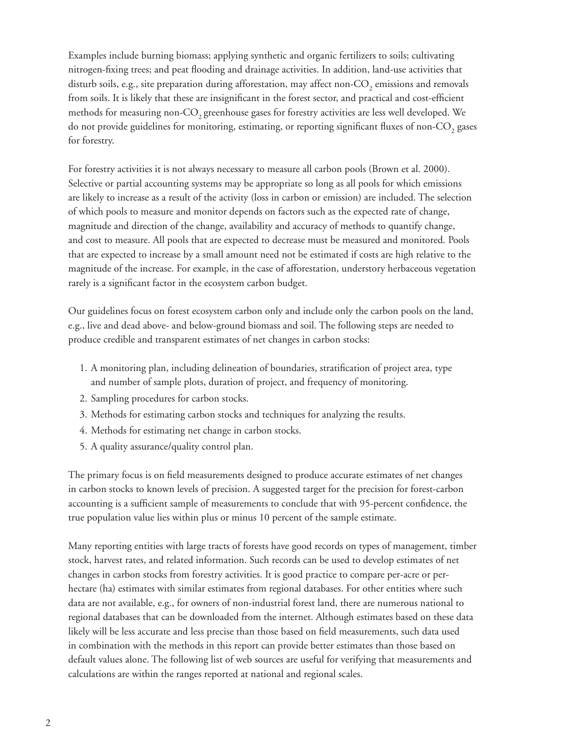Examples include burning biomass; applying synthetic and organic fertilizers to soils; cultivating nitrogen-fixing trees; and peat flooding and drainage activities. In addition, land-use activities that disturb soils, e.g., site preparation during afforestation, may affect non-$CO_2$ emissions and removals from soils. It is likely that these are insignificant in the forest sector, and practical and cost-efficient methods for measuring non-$CO_2$ greenhouse gases for forestry activities are less well developed. We do not provide guidelines for monitoring, estimating, or reporting significant fluxes of non-$CO_2$ gases for forestry.

For forestry activities it is not always necessary to measure all carbon pools (Brown et al. 2000). Selective or partial accounting systems may be appropriate so long as all pools for which emissions are likely to increase as a result of the activity (loss in carbon or emission) are included. The selection of which pools to measure and monitor depends on factors such as the expected rate of change, magnitude and direction of the change, availability and accuracy of methods to quantify change, and cost to measure. All pools that are expected to decrease must be measured and monitored. Pools that are expected to increase by a small amount need not be estimated if costs are high relative to the magnitude of the increase. For example, in the case of afforestation, understory herbaceous vegetation rarely is a significant factor in the ecosystem carbon budget.

Our guidelines focus on forest ecosystem carbon only and include only the carbon pools on the land, e.g., live and dead above- and below-ground biomass and soil. The following steps are needed to produce credible and transparent estimates of net changes in carbon stocks:

1. A monitoring plan, including delineation of boundaries, stratification of project area, type and number of sample plots, duration of project, and frequency of monitoring.
2. Sampling procedures for carbon stocks.
3. Methods for estimating carbon stocks and techniques for analyzing the results.
4. Methods for estimating net change in carbon stocks.
5. A quality assurance/quality control plan.

The primary focus is on field measurements designed to produce accurate estimates of net changes in carbon stocks to known levels of precision. A suggested target for the precision for forest-carbon accounting is a sufficient sample of measurements to conclude that with 95-percent confidence, the true population value lies within plus or minus 10 percent of the sample estimate.

Many reporting entities with large tracts of forests have good records on types of management, timber stock, harvest rates, and related information. Such records can be used to develop estimates of net changes in carbon stocks from forestry activities. It is good practice to compare per-acre or per-hectare (ha) estimates with similar estimates from regional databases. For other entities where such data are not available, e.g., for owners of non-industrial forest land, there are numerous national to regional databases that can be downloaded from the internet. Although estimates based on these data likely will be less accurate and less precise than those based on field measurements, such data used in combination with the methods in this report can provide better estimates than those based on default values alone. The following list of web sources are useful for verifying that measurements and calculations are within the ranges reported at national and regional scales.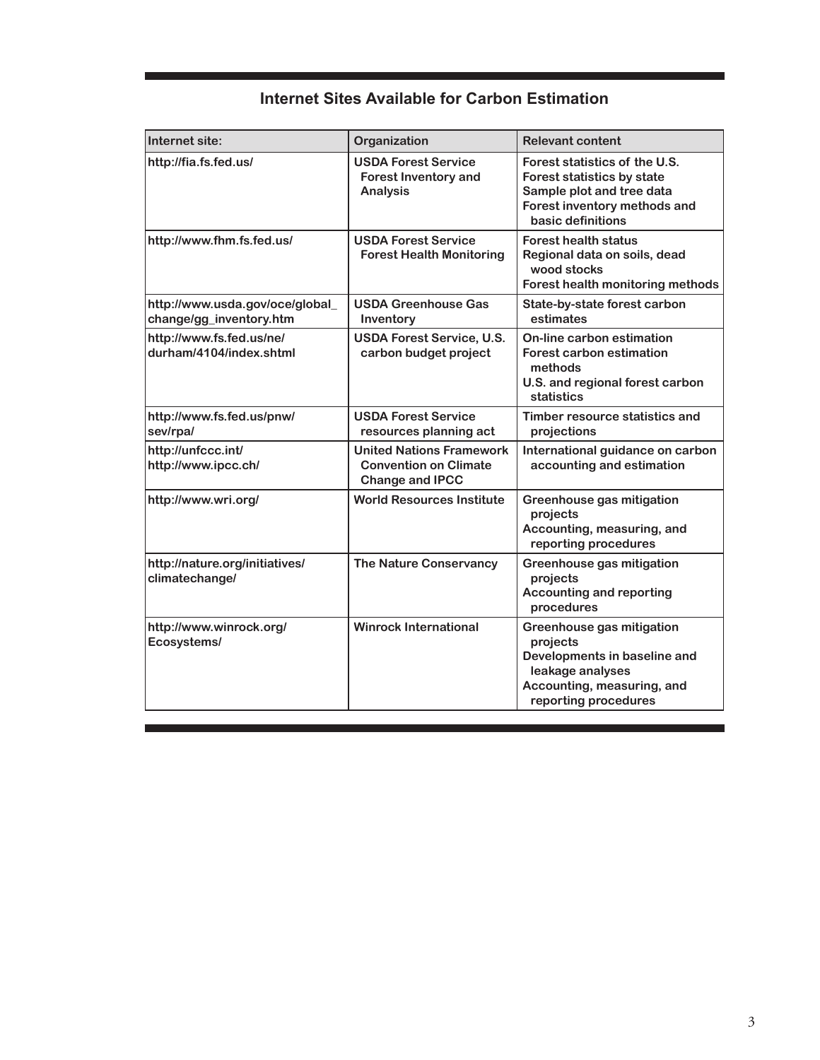## Internet Sites Available for Carbon Estimation

| Internet site: | Organization | Relevant content |
|---|---|---|
| http://fia.fs.fed.us/ | USDA Forest Service Forest Inventory and Analysis | Forest statistics of the U.S.<br>Forest statistics by state<br>Sample plot and tree data<br>Forest inventory methods and basic definitions |
| http://www.fhm.fs.fed.us/ | USDA Forest Service Forest Health Monitoring | Forest health status<br>Regional data on soils, dead wood stocks<br>Forest health monitoring methods |
| http://www.usda.gov/oce/global_change/gg_inventory.htm | USDA Greenhouse Gas Inventory | State-by-state forest carbon estimates |
| http://www.fs.fed.us/ne/durham/4104/index.shtml | USDA Forest Service, U.S. carbon budget project | On-line carbon estimation<br>Forest carbon estimation methods<br>U.S. and regional forest carbon statistics |
| http://www.fs.fed.us/pnw/sev/rpa/ | USDA Forest Service resources planning act | Timber resource statistics and projections |
| http://unfccc.int/<br>http://www.ipcc.ch/ | United Nations Framework Convention on Climate Change and IPCC | International guidance on carbon accounting and estimation |
| http://www.wri.org/ | World Resources Institute | Greenhouse gas mitigation projects<br>Accounting, measuring, and reporting procedures |
| http://nature.org/initiatives/climatechange/ | The Nature Conservancy | Greenhouse gas mitigation projects<br>Accounting and reporting procedures |
| http://www.winrock.org/Ecosystems/ | Winrock International | Greenhouse gas mitigation projects<br>Developments in baseline and leakage analyses<br>Accounting, measuring, and reporting procedures |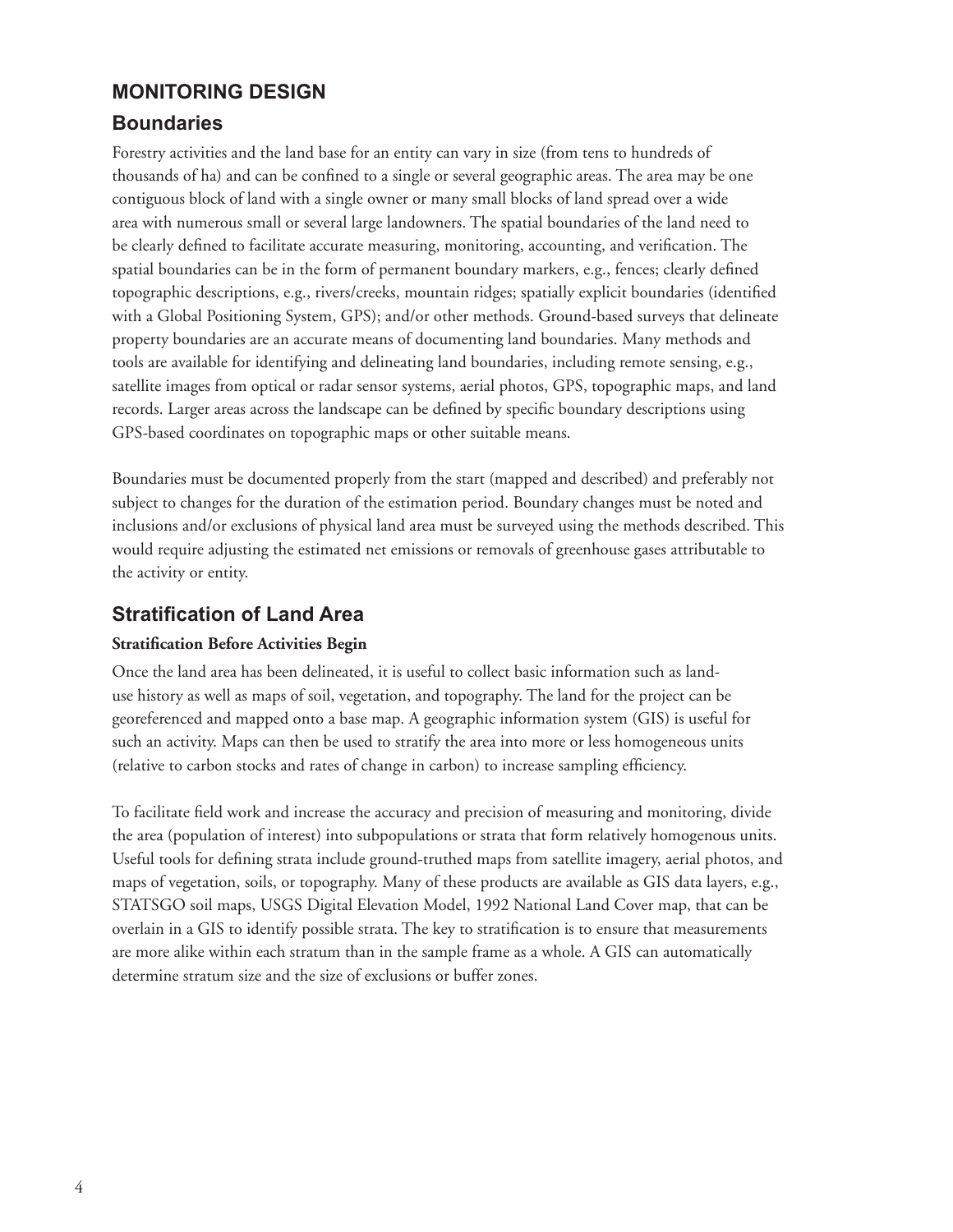## MONITORING DESIGN

### Boundaries

Forestry activities and the land base for an entity can vary in size (from tens to hundreds of thousands of ha) and can be confined to a single or several geographic areas. The area may be one contiguous block of land with a single owner or many small blocks of land spread over a wide area with numerous small or several large landowners. The spatial boundaries of the land need to be clearly defined to facilitate accurate measuring, monitoring, accounting, and verification. The spatial boundaries can be in the form of permanent boundary markers, e.g., fences; clearly defined topographic descriptions, e.g., rivers/creeks, mountain ridges; spatially explicit boundaries (identified with a Global Positioning System, GPS); and/or other methods. Ground-based surveys that delineate property boundaries are an accurate means of documenting land boundaries. Many methods and tools are available for identifying and delineating land boundaries, including remote sensing, e.g., satellite images from optical or radar sensor systems, aerial photos, GPS, topographic maps, and land records. Larger areas across the landscape can be defined by specific boundary descriptions using GPS-based coordinates on topographic maps or other suitable means.

Boundaries must be documented properly from the start (mapped and described) and preferably not subject to changes for the duration of the estimation period. Boundary changes must be noted and inclusions and/or exclusions of physical land area must be surveyed using the methods described. This would require adjusting the estimated net emissions or removals of greenhouse gases attributable to the activity or entity.

### Stratification of Land Area

**Stratification Before Activities Begin**

Once the land area has been delineated, it is useful to collect basic information such as land-use history as well as maps of soil, vegetation, and topography. The land for the project can be georeferenced and mapped onto a base map. A geographic information system (GIS) is useful for such an activity. Maps can then be used to stratify the area into more or less homogeneous units (relative to carbon stocks and rates of change in carbon) to increase sampling efficiency.

To facilitate field work and increase the accuracy and precision of measuring and monitoring, divide the area (population of interest) into subpopulations or strata that form relatively homogenous units. Useful tools for defining strata include ground-truthed maps from satellite imagery, aerial photos, and maps of vegetation, soils, or topography. Many of these products are available as GIS data layers, e.g., STATSGO soil maps, USGS Digital Elevation Model, 1992 National Land Cover map, that can be overlain in a GIS to identify possible strata. The key to stratification is to ensure that measurements are more alike within each stratum than in the sample frame as a whole. A GIS can automatically determine stratum size and the size of exclusions or buffer zones.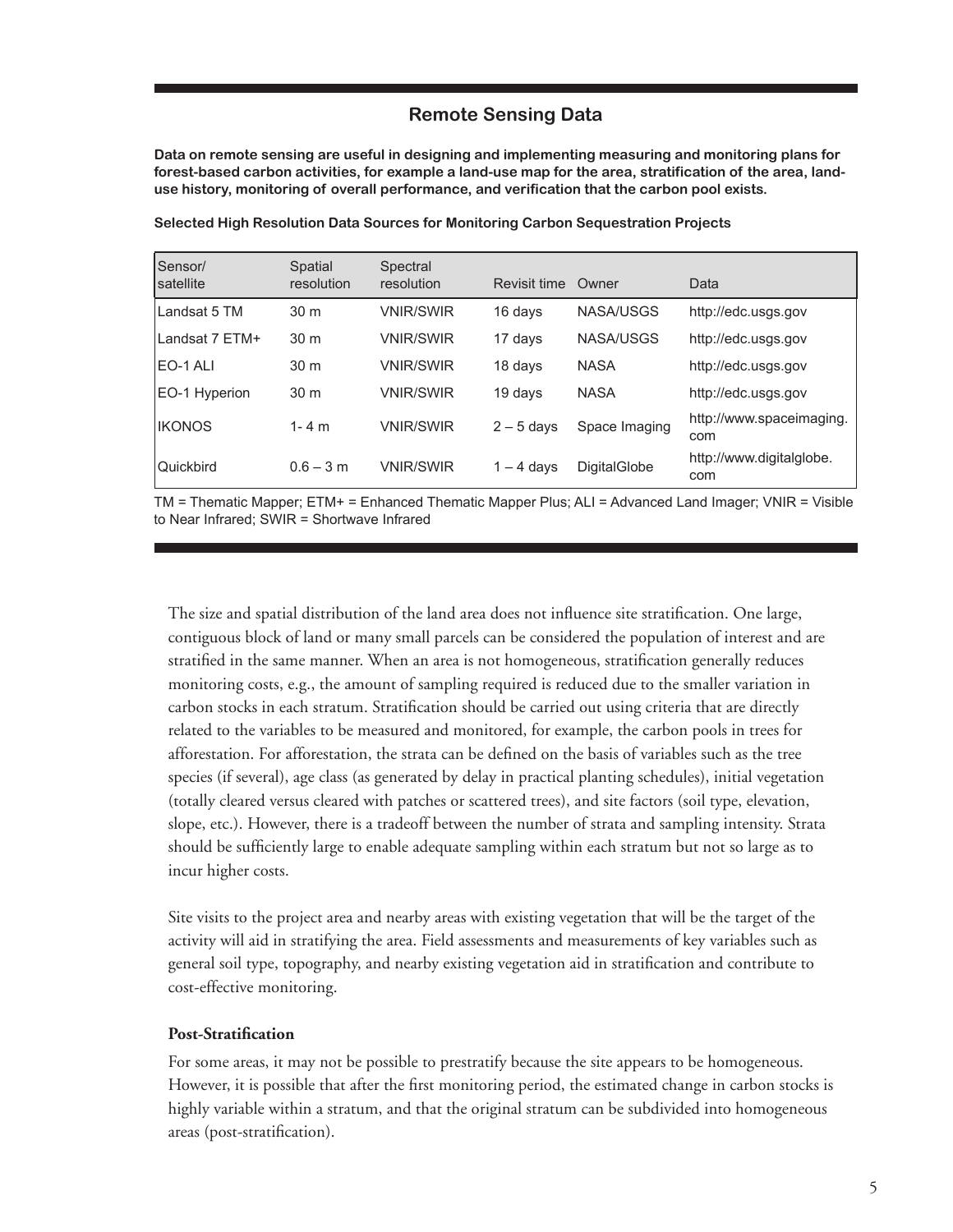## Remote Sensing Data

**Data on remote sensing are useful in designing and implementing measuring and monitoring plans for forest-based carbon activities, for example a land-use map for the area, stratification of the area, land-use history, monitoring of overall performance, and verification that the carbon pool exists.**

**Selected High Resolution Data Sources for Monitoring Carbon Sequestration Projects**

| Sensor/ satellite | Spatial resolution | Spectral resolution | Revisit time | Owner | Data |
|---|---|---|---|---|---|
| Landsat 5 TM | 30 m | VNIR/SWIR | 16 days | NASA/USGS | http://edc.usgs.gov |
| Landsat 7 ETM+ | 30 m | VNIR/SWIR | 17 days | NASA/USGS | http://edc.usgs.gov |
| EO-1 ALI | 30 m | VNIR/SWIR | 18 days | NASA | http://edc.usgs.gov |
| EO-1 Hyperion | 30 m | VNIR/SWIR | 19 days | NASA | http://edc.usgs.gov |
| IKONOS | 1- 4 m | VNIR/SWIR | 2 – 5 days | Space Imaging | http://www.spaceimaging.com |
| Quickbird | 0.6 – 3 m | VNIR/SWIR | 1 – 4 days | DigitalGlobe | http://www.digitalglobe.com |

TM = Thematic Mapper; ETM+ = Enhanced Thematic Mapper Plus; ALI = Advanced Land Imager; VNIR = Visible to Near Infrared; SWIR = Shortwave Infrared

The size and spatial distribution of the land area does not influence site stratification. One large, contiguous block of land or many small parcels can be considered the population of interest and are stratified in the same manner. When an area is not homogeneous, stratification generally reduces monitoring costs, e.g., the amount of sampling required is reduced due to the smaller variation in carbon stocks in each stratum. Stratification should be carried out using criteria that are directly related to the variables to be measured and monitored, for example, the carbon pools in trees for afforestation. For afforestation, the strata can be defined on the basis of variables such as the tree species (if several), age class (as generated by delay in practical planting schedules), initial vegetation (totally cleared versus cleared with patches or scattered trees), and site factors (soil type, elevation, slope, etc.). However, there is a tradeoff between the number of strata and sampling intensity. Strata should be sufficiently large to enable adequate sampling within each stratum but not so large as to incur higher costs.

Site visits to the project area and nearby areas with existing vegetation that will be the target of the activity will aid in stratifying the area. Field assessments and measurements of key variables such as general soil type, topography, and nearby existing vegetation aid in stratification and contribute to cost-effective monitoring.

### Post-Stratification

For some areas, it may not be possible to prestratify because the site appears to be homogeneous. However, it is possible that after the first monitoring period, the estimated change in carbon stocks is highly variable within a stratum, and that the original stratum can be subdivided into homogeneous areas (post-stratification).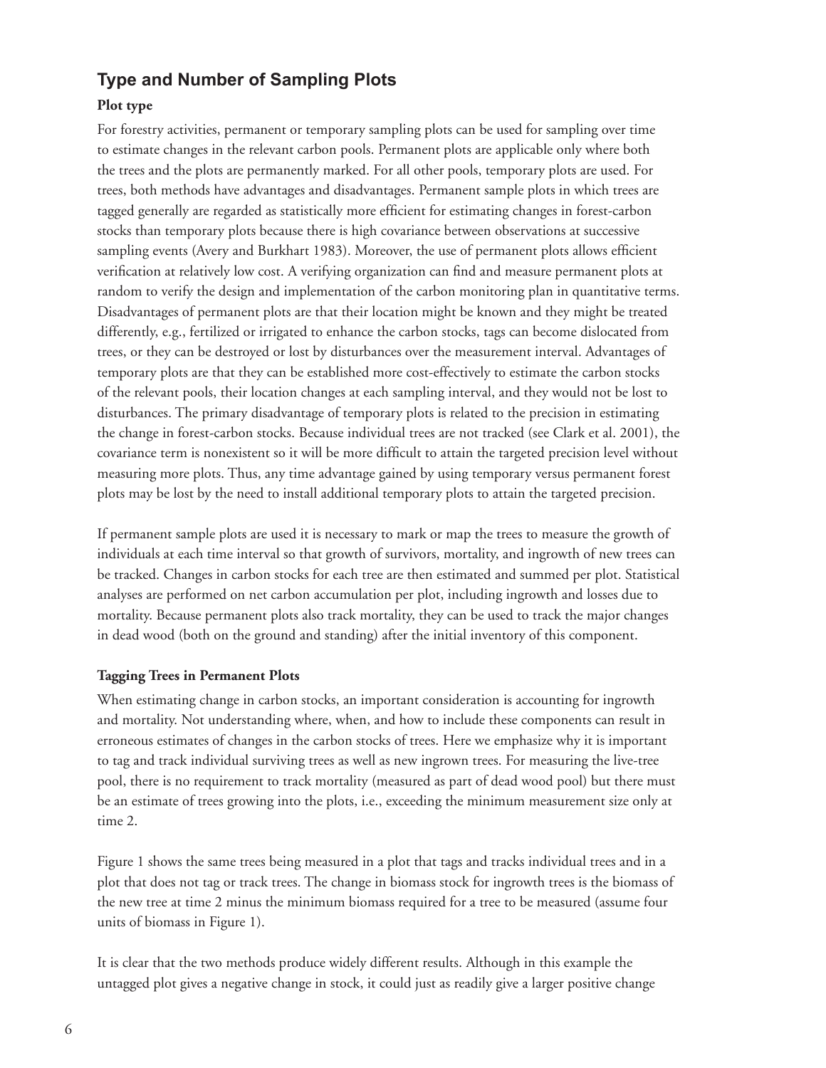## Type and Number of Sampling Plots

### Plot type

For forestry activities, permanent or temporary sampling plots can be used for sampling over time to estimate changes in the relevant carbon pools. Permanent plots are applicable only where both the trees and the plots are permanently marked. For all other pools, temporary plots are used. For trees, both methods have advantages and disadvantages. Permanent sample plots in which trees are tagged generally are regarded as statistically more efficient for estimating changes in forest-carbon stocks than temporary plots because there is high covariance between observations at successive sampling events (Avery and Burkhart 1983). Moreover, the use of permanent plots allows efficient verification at relatively low cost. A verifying organization can find and measure permanent plots at random to verify the design and implementation of the carbon monitoring plan in quantitative terms. Disadvantages of permanent plots are that their location might be known and they might be treated differently, e.g., fertilized or irrigated to enhance the carbon stocks, tags can become dislocated from trees, or they can be destroyed or lost by disturbances over the measurement interval. Advantages of temporary plots are that they can be established more cost-effectively to estimate the carbon stocks of the relevant pools, their location changes at each sampling interval, and they would not be lost to disturbances. The primary disadvantage of temporary plots is related to the precision in estimating the change in forest-carbon stocks. Because individual trees are not tracked (see Clark et al. 2001), the covariance term is nonexistent so it will be more difficult to attain the targeted precision level without measuring more plots. Thus, any time advantage gained by using temporary versus permanent forest plots may be lost by the need to install additional temporary plots to attain the targeted precision.

If permanent sample plots are used it is necessary to mark or map the trees to measure the growth of individuals at each time interval so that growth of survivors, mortality, and ingrowth of new trees can be tracked. Changes in carbon stocks for each tree are then estimated and summed per plot. Statistical analyses are performed on net carbon accumulation per plot, including ingrowth and losses due to mortality. Because permanent plots also track mortality, they can be used to track the major changes in dead wood (both on the ground and standing) after the initial inventory of this component.

### Tagging Trees in Permanent Plots

When estimating change in carbon stocks, an important consideration is accounting for ingrowth and mortality. Not understanding where, when, and how to include these components can result in erroneous estimates of changes in the carbon stocks of trees. Here we emphasize why it is important to tag and track individual surviving trees as well as new ingrown trees. For measuring the live-tree pool, there is no requirement to track mortality (measured as part of dead wood pool) but there must be an estimate of trees growing into the plots, i.e., exceeding the minimum measurement size only at time 2.

Figure 1 shows the same trees being measured in a plot that tags and tracks individual trees and in a plot that does not tag or track trees. The change in biomass stock for ingrowth trees is the biomass of the new tree at time 2 minus the minimum biomass required for a tree to be measured (assume four units of biomass in Figure 1).

It is clear that the two methods produce widely different results. Although in this example the untagged plot gives a negative change in stock, it could just as readily give a larger positive change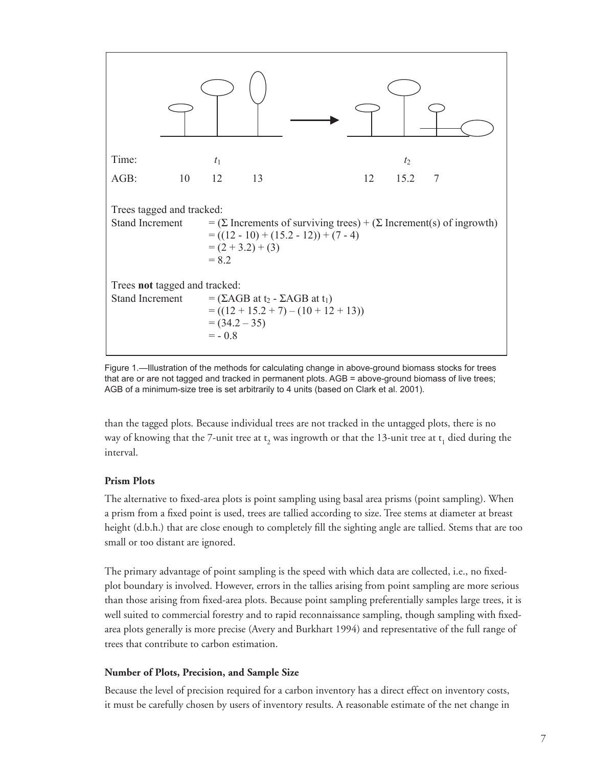Time: $t_1$ → $t_2$

AGB: 10 12 13 → 12 15.2 7

Trees tagged and tracked:

Stand Increment = ($\Sigma$ Increments of surviving trees) + ($\Sigma$ Increment(s) of ingrowth)
= ((12 - 10) + (15.2 - 12)) + (7 - 4)
= (2 + 3.2) + (3)
= 8.2

Trees **not** tagged and tracked:

Stand Increment = ($\Sigma$AGB at $t_2$ - $\Sigma$AGB at $t_1$)
= ((12 + 15.2 + 7) – (10 + 12 + 13))
= (34.2 – 35)
= - 0.8

Figure 1.—Illustration of the methods for calculating change in above-ground biomass stocks for trees that are or are not tagged and tracked in permanent plots. AGB = above-ground biomass of live trees; AGB of a minimum-size tree is set arbitrarily to 4 units (based on Clark et al. 2001).

than the tagged plots. Because individual trees are not tracked in the untagged plots, there is no way of knowing that the 7-unit tree at $t_2$ was ingrowth or that the 13-unit tree at $t_1$ died during the interval.

### Prism Plots

The alternative to fixed-area plots is point sampling using basal area prisms (point sampling). When a prism from a fixed point is used, trees are tallied according to size. Tree stems at diameter at breast height (d.b.h.) that are close enough to completely fill the sighting angle are tallied. Stems that are too small or too distant are ignored.

The primary advantage of point sampling is the speed with which data are collected, i.e., no fixed-plot boundary is involved. However, errors in the tallies arising from point sampling are more serious than those arising from fixed-area plots. Because point sampling preferentially samples large trees, it is well suited to commercial forestry and to rapid reconnaissance sampling, though sampling with fixed-area plots generally is more precise (Avery and Burkhart 1994) and representative of the full range of trees that contribute to carbon estimation.

### Number of Plots, Precision, and Sample Size

Because the level of precision required for a carbon inventory has a direct effect on inventory costs, it must be carefully chosen by users of inventory results. A reasonable estimate of the net change in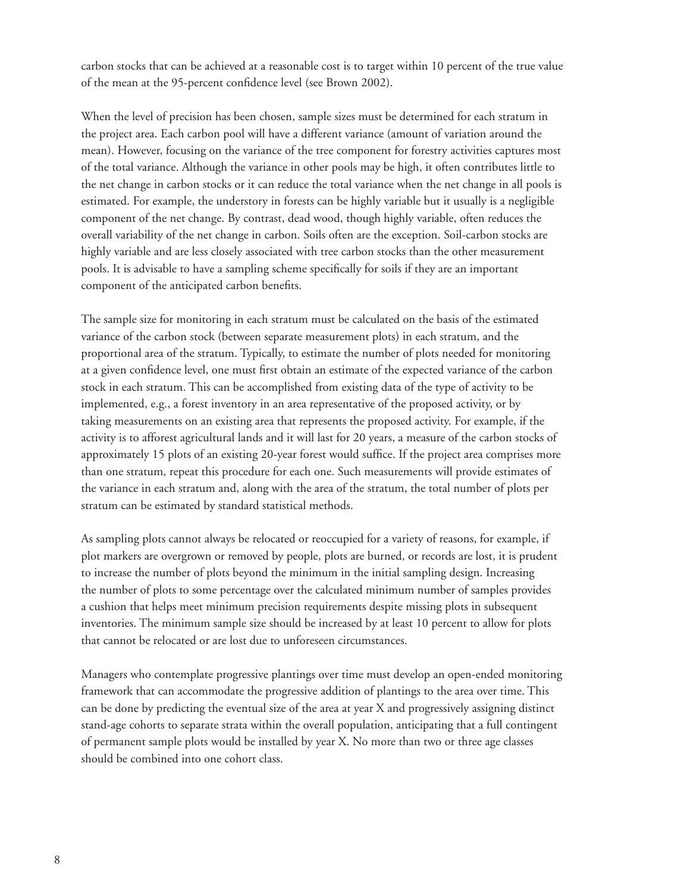carbon stocks that can be achieved at a reasonable cost is to target within 10 percent of the true value of the mean at the 95-percent confidence level (see Brown 2002).

When the level of precision has been chosen, sample sizes must be determined for each stratum in the project area. Each carbon pool will have a different variance (amount of variation around the mean). However, focusing on the variance of the tree component for forestry activities captures most of the total variance. Although the variance in other pools may be high, it often contributes little to the net change in carbon stocks or it can reduce the total variance when the net change in all pools is estimated. For example, the understory in forests can be highly variable but it usually is a negligible component of the net change. By contrast, dead wood, though highly variable, often reduces the overall variability of the net change in carbon. Soils often are the exception. Soil-carbon stocks are highly variable and are less closely associated with tree carbon stocks than the other measurement pools. It is advisable to have a sampling scheme specifically for soils if they are an important component of the anticipated carbon benefits.

The sample size for monitoring in each stratum must be calculated on the basis of the estimated variance of the carbon stock (between separate measurement plots) in each stratum, and the proportional area of the stratum. Typically, to estimate the number of plots needed for monitoring at a given confidence level, one must first obtain an estimate of the expected variance of the carbon stock in each stratum. This can be accomplished from existing data of the type of activity to be implemented, e.g., a forest inventory in an area representative of the proposed activity, or by taking measurements on an existing area that represents the proposed activity. For example, if the activity is to afforest agricultural lands and it will last for 20 years, a measure of the carbon stocks of approximately 15 plots of an existing 20-year forest would suffice. If the project area comprises more than one stratum, repeat this procedure for each one. Such measurements will provide estimates of the variance in each stratum and, along with the area of the stratum, the total number of plots per stratum can be estimated by standard statistical methods.

As sampling plots cannot always be relocated or reoccupied for a variety of reasons, for example, if plot markers are overgrown or removed by people, plots are burned, or records are lost, it is prudent to increase the number of plots beyond the minimum in the initial sampling design. Increasing the number of plots to some percentage over the calculated minimum number of samples provides a cushion that helps meet minimum precision requirements despite missing plots in subsequent inventories. The minimum sample size should be increased by at least 10 percent to allow for plots that cannot be relocated or are lost due to unforeseen circumstances.

Managers who contemplate progressive plantings over time must develop an open-ended monitoring framework that can accommodate the progressive addition of plantings to the area over time. This can be done by predicting the eventual size of the area at year X and progressively assigning distinct stand-age cohorts to separate strata within the overall population, anticipating that a full contingent of permanent sample plots would be installed by year X. No more than two or three age classes should be combined into one cohort class.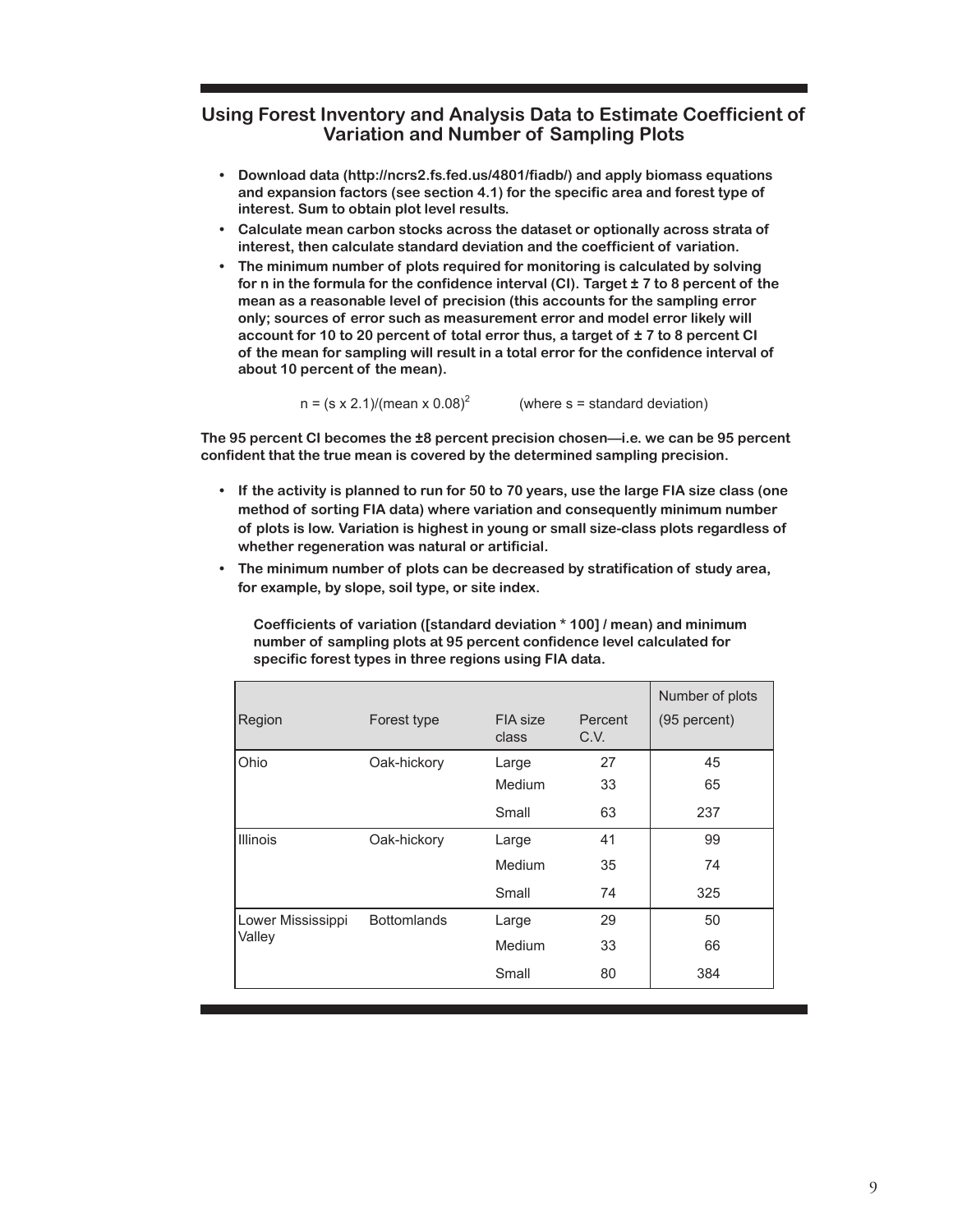## Using Forest Inventory and Analysis Data to Estimate Coefficient of Variation and Number of Sampling Plots

- **Download data (http://ncrs2.fs.fed.us/4801/fiadb/) and apply biomass equations and expansion factors (see section 4.1) for the specific area and forest type of interest. Sum to obtain plot level results.**
- **Calculate mean carbon stocks across the dataset or optionally across strata of interest, then calculate standard deviation and the coefficient of variation.**
- **The minimum number of plots required for monitoring is calculated by solving for n in the formula for the confidence interval (CI). Target ± 7 to 8 percent of the mean as a reasonable level of precision (this accounts for the sampling error only; sources of error such as measurement error and model error likely will account for 10 to 20 percent of total error thus, a target of ± 7 to 8 percent CI of the mean for sampling will result in a total error for the confidence interval of about 10 percent of the mean).**

$$n = (s \times 2.1)/(\text{mean} \times 0.08)^2 \qquad \text{(where s = standard deviation)}$$

**The 95 percent CI becomes the ±8 percent precision chosen—i.e. we can be 95 percent confident that the true mean is covered by the determined sampling precision.**

- **If the activity is planned to run for 50 to 70 years, use the large FIA size class (one method of sorting FIA data) where variation and consequently minimum number of plots is low. Variation is highest in young or small size-class plots regardless of whether regeneration was natural or artificial.**
- **The minimum number of plots can be decreased by stratification of study area, for example, by slope, soil type, or site index.**

**Coefficients of variation ([standard deviation * 100] / mean) and minimum number of sampling plots at 95 percent confidence level calculated for specific forest types in three regions using FIA data.**

| Region | Forest type | FIA size class | Percent C.V. | Number of plots (95 percent) |
|---|---|---|---|---|
| Ohio | Oak-hickory | Large | 27 | 45 |
| | | Medium | 33 | 65 |
| | | Small | 63 | 237 |
| Illinois | Oak-hickory | Large | 41 | 99 |
| | | Medium | 35 | 74 |
| | | Small | 74 | 325 |
| Lower Mississippi Valley | Bottomlands | Large | 29 | 50 |
| | | Medium | 33 | 66 |
| | | Small | 80 | 384 |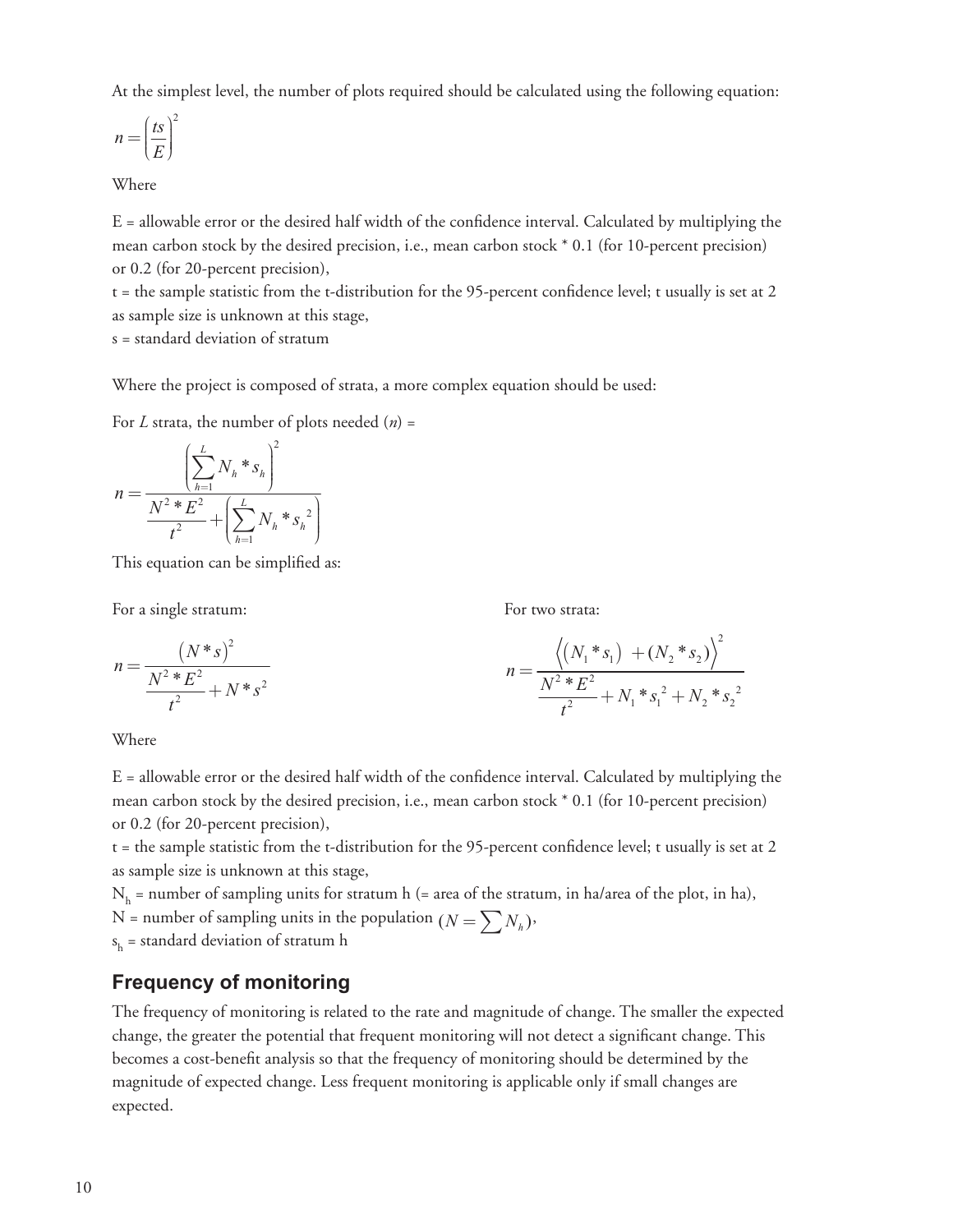At the simplest level, the number of plots required should be calculated using the following equation:

$$n = \left(\frac{ts}{E}\right)^2$$

Where

E = allowable error or the desired half width of the confidence interval. Calculated by multiplying the mean carbon stock by the desired precision, i.e., mean carbon stock * 0.1 (for 10-percent precision) or 0.2 (for 20-percent precision),

t = the sample statistic from the t-distribution for the 95-percent confidence level; t usually is set at 2 as sample size is unknown at this stage,

s = standard deviation of stratum

Where the project is composed of strata, a more complex equation should be used:

For *L* strata, the number of plots needed (*n*) =

$$n = \frac{\left(\sum_{h=1}^{L} N_h * s_h\right)^2}{\frac{N^2 * E^2}{t^2} + \left(\sum_{h=1}^{L} N_h * s_h^{\ 2}\right)}$$

This equation can be simplified as:

For a single stratum:

$$n = \frac{\left(N * s\right)^2}{\frac{N^2 * E^2}{t^2} + N * s^2}$$

For two strata:

$$n = \frac{\left\langle \left(N_1 * s_1\right) + \left(N_2 * s_2\right) \right\rangle^2}{\frac{N^2 * E^2}{t^2} + N_1 * s_1^{\ 2} + N_2 * s_2^{\ 2}}$$

Where

E = allowable error or the desired half width of the confidence interval. Calculated by multiplying the mean carbon stock by the desired precision, i.e., mean carbon stock * 0.1 (for 10-percent precision) or 0.2 (for 20-percent precision),

t = the sample statistic from the t-distribution for the 95-percent confidence level; t usually is set at 2 as sample size is unknown at this stage,

$N_h$ = number of sampling units for stratum h (= area of the stratum, in ha/area of the plot, in ha),

N = number of sampling units in the population $(N = \sum N_h)$,

$s_h$ = standard deviation of stratum h

## Frequency of monitoring

The frequency of monitoring is related to the rate and magnitude of change. The smaller the expected change, the greater the potential that frequent monitoring will not detect a significant change. This becomes a cost-benefit analysis so that the frequency of monitoring should be determined by the magnitude of expected change. Less frequent monitoring is applicable only if small changes are expected.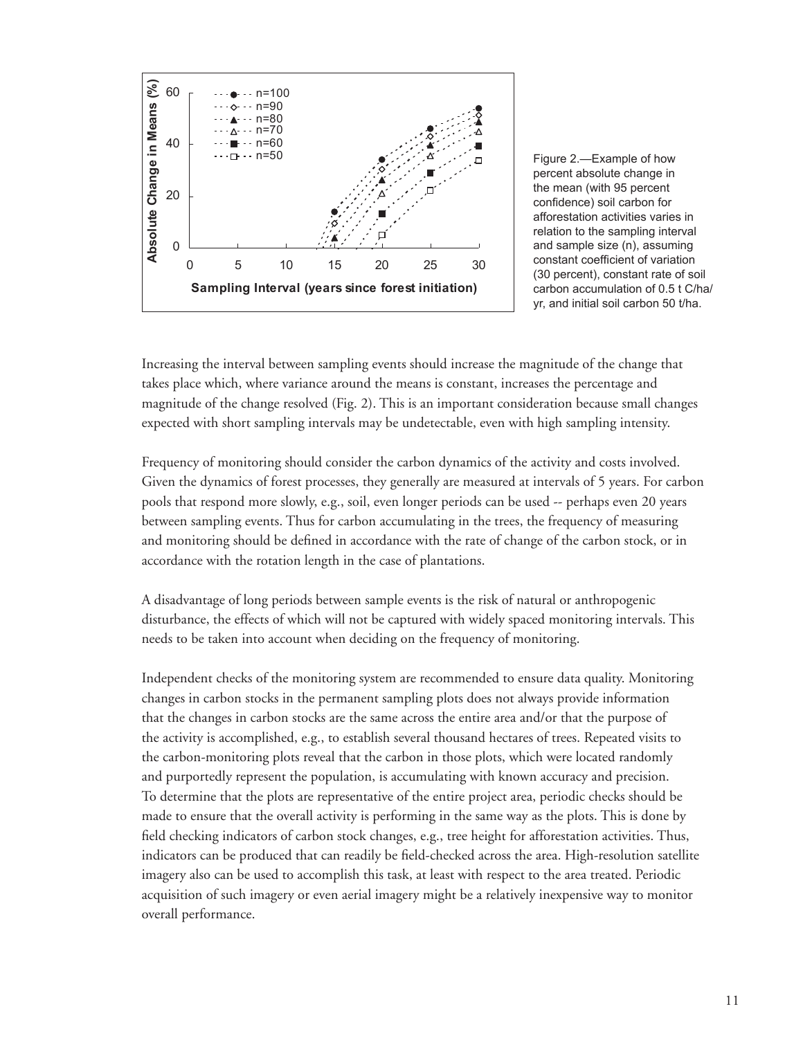Figure 2.—Example of how percent absolute change in the mean (with 95 percent confidence) soil carbon for afforestation activities varies in relation to the sampling interval and sample size (n), assuming constant coefficient of variation (30 percent), constant rate of soil carbon accumulation of 0.5 t C/ha/yr, and initial soil carbon 50 t/ha.

Increasing the interval between sampling events should increase the magnitude of the change that takes place which, where variance around the means is constant, increases the percentage and magnitude of the change resolved (Fig. 2). This is an important consideration because small changes expected with short sampling intervals may be undetectable, even with high sampling intensity.

Frequency of monitoring should consider the carbon dynamics of the activity and costs involved. Given the dynamics of forest processes, they generally are measured at intervals of 5 years. For carbon pools that respond more slowly, e.g., soil, even longer periods can be used -- perhaps even 20 years between sampling events. Thus for carbon accumulating in the trees, the frequency of measuring and monitoring should be defined in accordance with the rate of change of the carbon stock, or in accordance with the rotation length in the case of plantations.

A disadvantage of long periods between sample events is the risk of natural or anthropogenic disturbance, the effects of which will not be captured with widely spaced monitoring intervals. This needs to be taken into account when deciding on the frequency of monitoring.

Independent checks of the monitoring system are recommended to ensure data quality. Monitoring changes in carbon stocks in the permanent sampling plots does not always provide information that the changes in carbon stocks are the same across the entire area and/or that the purpose of the activity is accomplished, e.g., to establish several thousand hectares of trees. Repeated visits to the carbon-monitoring plots reveal that the carbon in those plots, which were located randomly and purportedly represent the population, is accumulating with known accuracy and precision. To determine that the plots are representative of the entire project area, periodic checks should be made to ensure that the overall activity is performing in the same way as the plots. This is done by field checking indicators of carbon stock changes, e.g., tree height for afforestation activities. Thus, indicators can be produced that can readily be field-checked across the area. High-resolution satellite imagery also can be used to accomplish this task, at least with respect to the area treated. Periodic acquisition of such imagery or even aerial imagery might be a relatively inexpensive way to monitor overall performance.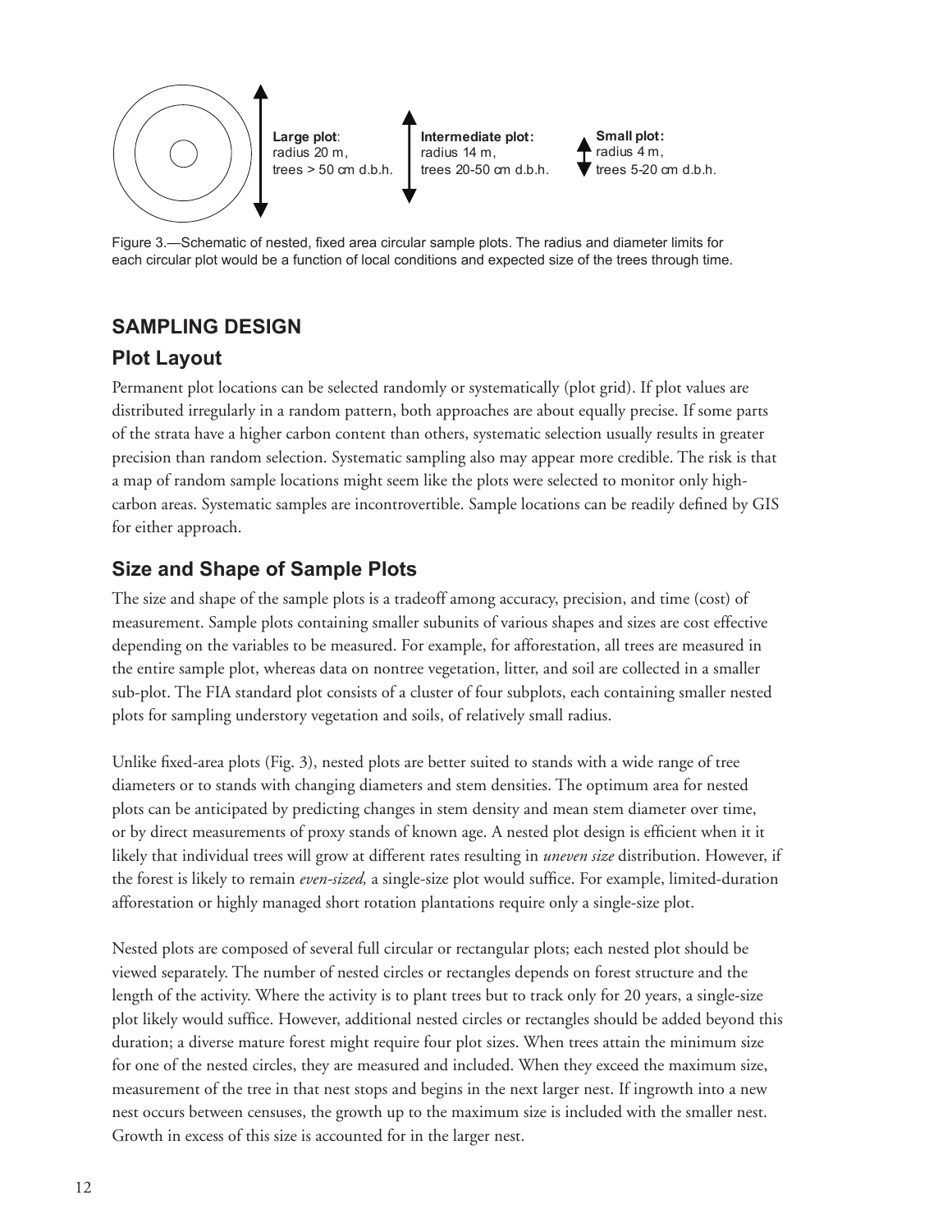Large plot: radius 20 m, trees > 50 cm d.b.h.

Intermediate plot: radius 14 m, trees 20-50 cm d.b.h.

Small plot: radius 4 m, trees 5-20 cm d.b.h.

Figure 3.—Schematic of nested, fixed area circular sample plots. The radius and diameter limits for each circular plot would be a function of local conditions and expected size of the trees through time.

## SAMPLING DESIGN

### Plot Layout

Permanent plot locations can be selected randomly or systematically (plot grid). If plot values are distributed irregularly in a random pattern, both approaches are about equally precise. If some parts of the strata have a higher carbon content than others, systematic selection usually results in greater precision than random selection. Systematic sampling also may appear more credible. The risk is that a map of random sample locations might seem like the plots were selected to monitor only high-carbon areas. Systematic samples are incontrovertible. Sample locations can be readily defined by GIS for either approach.

### Size and Shape of Sample Plots

The size and shape of the sample plots is a tradeoff among accuracy, precision, and time (cost) of measurement. Sample plots containing smaller subunits of various shapes and sizes are cost effective depending on the variables to be measured. For example, for afforestation, all trees are measured in the entire sample plot, whereas data on nontree vegetation, litter, and soil are collected in a smaller sub-plot. The FIA standard plot consists of a cluster of four subplots, each containing smaller nested plots for sampling understory vegetation and soils, of relatively small radius.

Unlike fixed-area plots (Fig. 3), nested plots are better suited to stands with a wide range of tree diameters or to stands with changing diameters and stem densities. The optimum area for nested plots can be anticipated by predicting changes in stem density and mean stem diameter over time, or by direct measurements of proxy stands of known age. A nested plot design is efficient when it it likely that individual trees will grow at different rates resulting in *uneven size* distribution. However, if the forest is likely to remain *even-sized,* a single-size plot would suffice. For example, limited-duration afforestation or highly managed short rotation plantations require only a single-size plot.

Nested plots are composed of several full circular or rectangular plots; each nested plot should be viewed separately. The number of nested circles or rectangles depends on forest structure and the length of the activity. Where the activity is to plant trees but to track only for 20 years, a single-size plot likely would suffice. However, additional nested circles or rectangles should be added beyond this duration; a diverse mature forest might require four plot sizes. When trees attain the minimum size for one of the nested circles, they are measured and included. When they exceed the maximum size, measurement of the tree in that nest stops and begins in the next larger nest. If ingrowth into a new nest occurs between censuses, the growth up to the maximum size is included with the smaller nest. Growth in excess of this size is accounted for in the larger nest.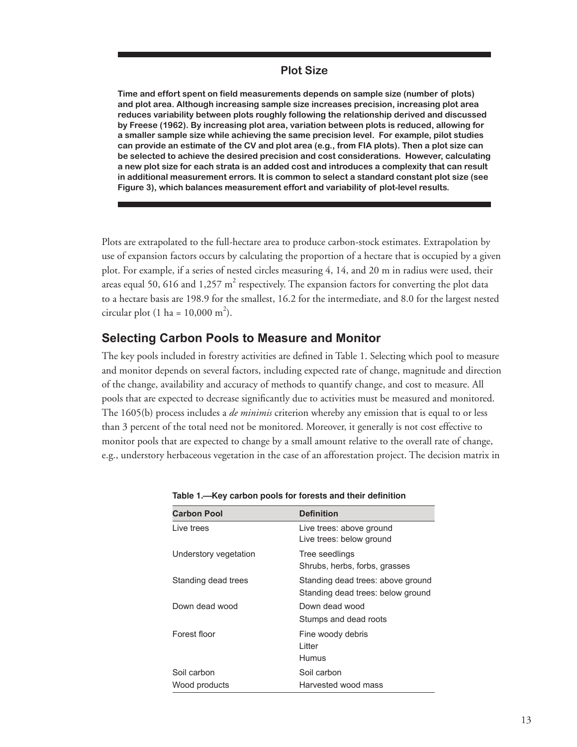## Plot Size

**Time and effort spent on field measurements depends on sample size (number of plots) and plot area. Although increasing sample size increases precision, increasing plot area reduces variability between plots roughly following the relationship derived and discussed by Freese (1962). By increasing plot area, variation between plots is reduced, allowing for a smaller sample size while achieving the same precision level. For example, pilot studies can provide an estimate of the CV and plot area (e.g., from FIA plots). Then a plot size can be selected to achieve the desired precision and cost considerations. However, calculating a new plot size for each strata is an added cost and introduces a complexity that can result in additional measurement errors. It is common to select a standard constant plot size (see Figure 3), which balances measurement effort and variability of plot-level results.**

Plots are extrapolated to the full-hectare area to produce carbon-stock estimates. Extrapolation by use of expansion factors occurs by calculating the proportion of a hectare that is occupied by a given plot. For example, if a series of nested circles measuring 4, 14, and 20 m in radius were used, their areas equal 50, 616 and 1,257 $m^2$ respectively. The expansion factors for converting the plot data to a hectare basis are 198.9 for the smallest, 16.2 for the intermediate, and 8.0 for the largest nested circular plot (1 ha = 10,000 $m^2$).

## Selecting Carbon Pools to Measure and Monitor

The key pools included in forestry activities are defined in Table 1. Selecting which pool to measure and monitor depends on several factors, including expected rate of change, magnitude and direction of the change, availability and accuracy of methods to quantify change, and cost to measure. All pools that are expected to decrease significantly due to activities must be measured and monitored. The 1605(b) process includes a *de minimis* criterion whereby any emission that is equal to or less than 3 percent of the total need not be monitored. Moreover, it generally is not cost effective to monitor pools that are expected to change by a small amount relative to the overall rate of change, e.g., understory herbaceous vegetation in the case of an afforestation project. The decision matrix in

**Table 1.—Key carbon pools for forests and their definition**

| Carbon Pool | Definition |
|---|---|
| Live trees | Live trees: above ground<br>Live trees: below ground |
| Understory vegetation | Tree seedlings<br>Shrubs, herbs, forbs, grasses |
| Standing dead trees | Standing dead trees: above ground<br>Standing dead trees: below ground |
| Down dead wood | Down dead wood<br>Stumps and dead roots |
| Forest floor | Fine woody debris<br>Litter<br>Humus |
| Soil carbon | Soil carbon |
| Wood products | Harvested wood mass |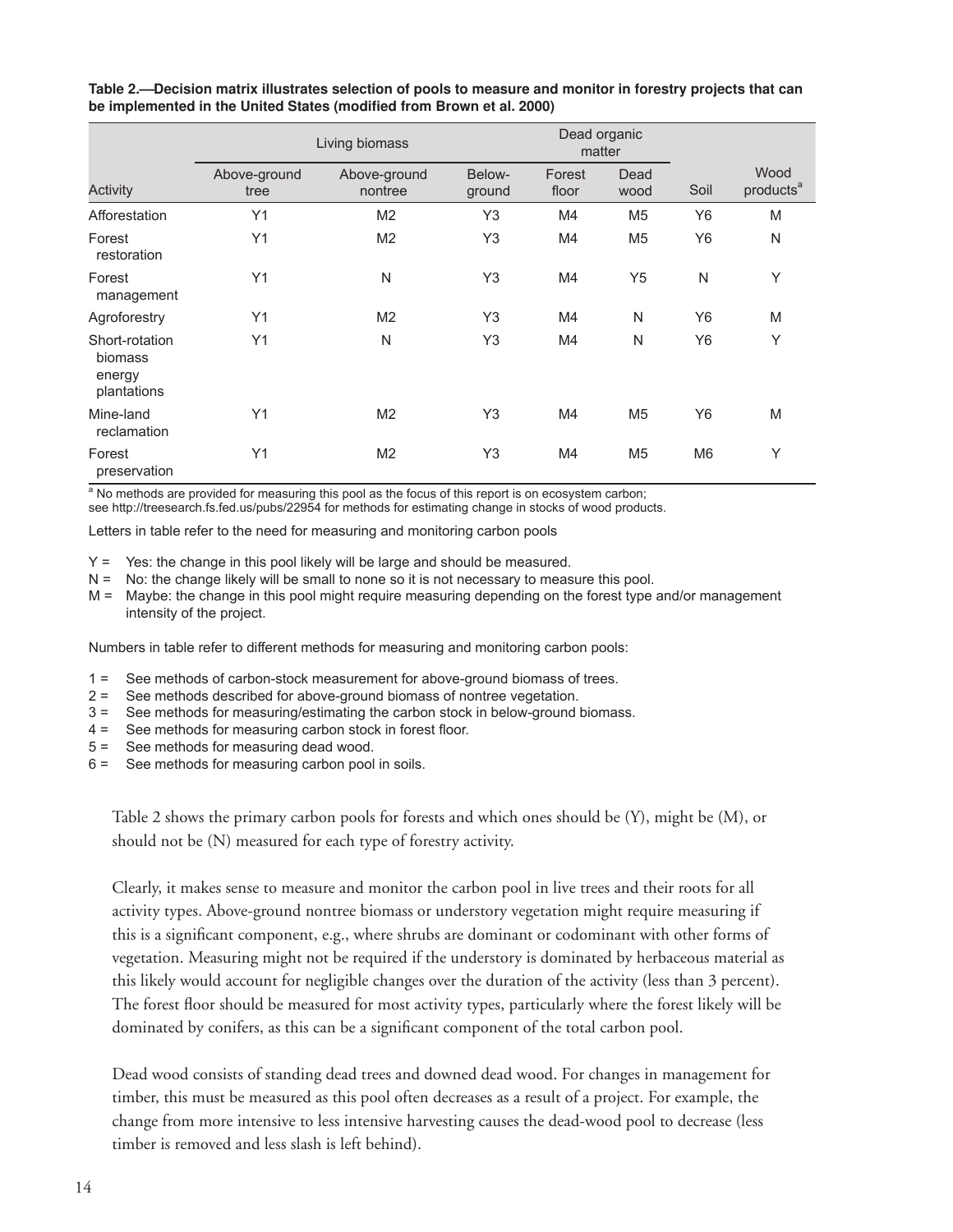**Table 2.—Decision matrix illustrates selection of pools to measure and monitor in forestry projects that can be implemented in the United States (modified from Brown et al. 2000)**

| | Living biomass | | | Dead organic matter | | | |
|---|---|---|---|---|---|---|---|
| Activity | Above-ground tree | Above-ground nontree | Below-ground | Forest floor | Dead wood | Soil | Wood products[a] |
| Afforestation | Y1 | M2 | Y3 | M4 | M5 | Y6 | M |
| Forest restoration | Y1 | M2 | Y3 | M4 | M5 | Y6 | N |
| Forest management | Y1 | N | Y3 | M4 | Y5 | N | Y |
| Agroforestry | Y1 | M2 | Y3 | M4 | N | Y6 | M |
| Short-rotation biomass energy plantations | Y1 | N | Y3 | M4 | N | Y6 | Y |
| Mine-land reclamation | Y1 | M2 | Y3 | M4 | M5 | Y6 | M |
| Forest preservation | Y1 | M2 | Y3 | M4 | M5 | M6 | Y |

[a] No methods are provided for measuring this pool as the focus of this report is on ecosystem carbon; see http://treesearch.fs.fed.us/pubs/22954 for methods for estimating change in stocks of wood products.

Letters in table refer to the need for measuring and monitoring carbon pools

Y = Yes: the change in this pool likely will be large and should be measured.
N = No: the change likely will be small to none so it is not necessary to measure this pool.
M = Maybe: the change in this pool might require measuring depending on the forest type and/or management intensity of the project.

Numbers in table refer to different methods for measuring and monitoring carbon pools:

1 = See methods of carbon-stock measurement for above-ground biomass of trees.
2 = See methods described for above-ground biomass of nontree vegetation.
3 = See methods for measuring/estimating the carbon stock in below-ground biomass.
4 = See methods for measuring carbon stock in forest floor.
5 = See methods for measuring dead wood.
6 = See methods for measuring carbon pool in soils.

Table 2 shows the primary carbon pools for forests and which ones should be (Y), might be (M), or should not be (N) measured for each type of forestry activity.

Clearly, it makes sense to measure and monitor the carbon pool in live trees and their roots for all activity types. Above-ground nontree biomass or understory vegetation might require measuring if this is a significant component, e.g., where shrubs are dominant or codominant with other forms of vegetation. Measuring might not be required if the understory is dominated by herbaceous material as this likely would account for negligible changes over the duration of the activity (less than 3 percent). The forest floor should be measured for most activity types, particularly where the forest likely will be dominated by conifers, as this can be a significant component of the total carbon pool.

Dead wood consists of standing dead trees and downed dead wood. For changes in management for timber, this must be measured as this pool often decreases as a result of a project. For example, the change from more intensive to less intensive harvesting causes the dead-wood pool to decrease (less timber is removed and less slash is left behind).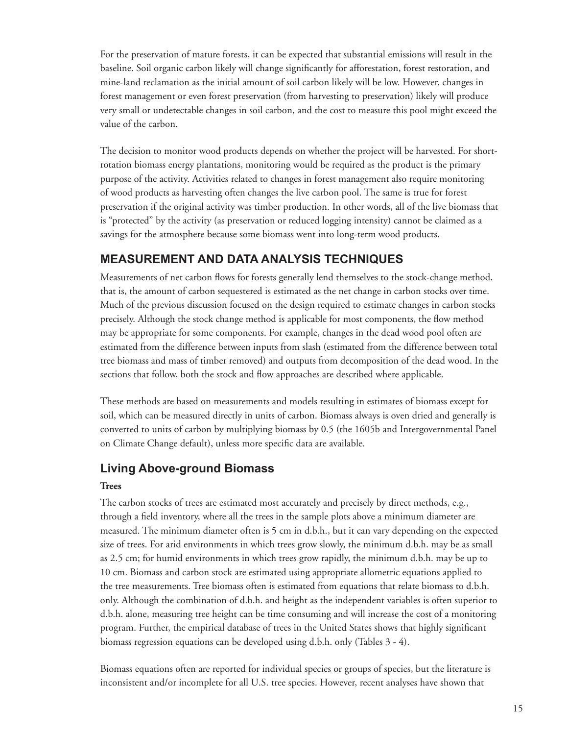For the preservation of mature forests, it can be expected that substantial emissions will result in the baseline. Soil organic carbon likely will change significantly for afforestation, forest restoration, and mine-land reclamation as the initial amount of soil carbon likely will be low. However, changes in forest management or even forest preservation (from harvesting to preservation) likely will produce very small or undetectable changes in soil carbon, and the cost to measure this pool might exceed the value of the carbon.

The decision to monitor wood products depends on whether the project will be harvested. For short-rotation biomass energy plantations, monitoring would be required as the product is the primary purpose of the activity. Activities related to changes in forest management also require monitoring of wood products as harvesting often changes the live carbon pool. The same is true for forest preservation if the original activity was timber production. In other words, all of the live biomass that is "protected" by the activity (as preservation or reduced logging intensity) cannot be claimed as a savings for the atmosphere because some biomass went into long-term wood products.

## MEASUREMENT AND DATA ANALYSIS TECHNIQUES

Measurements of net carbon flows for forests generally lend themselves to the stock-change method, that is, the amount of carbon sequestered is estimated as the net change in carbon stocks over time. Much of the previous discussion focused on the design required to estimate changes in carbon stocks precisely. Although the stock change method is applicable for most components, the flow method may be appropriate for some components. For example, changes in the dead wood pool often are estimated from the difference between inputs from slash (estimated from the difference between total tree biomass and mass of timber removed) and outputs from decomposition of the dead wood. In the sections that follow, both the stock and flow approaches are described where applicable.

These methods are based on measurements and models resulting in estimates of biomass except for soil, which can be measured directly in units of carbon. Biomass always is oven dried and generally is converted to units of carbon by multiplying biomass by 0.5 (the 1605b and Intergovernmental Panel on Climate Change default), unless more specific data are available.

### Living Above-ground Biomass

#### Trees

The carbon stocks of trees are estimated most accurately and precisely by direct methods, e.g., through a field inventory, where all the trees in the sample plots above a minimum diameter are measured. The minimum diameter often is 5 cm in d.b.h., but it can vary depending on the expected size of trees. For arid environments in which trees grow slowly, the minimum d.b.h. may be as small as 2.5 cm; for humid environments in which trees grow rapidly, the minimum d.b.h. may be up to 10 cm. Biomass and carbon stock are estimated using appropriate allometric equations applied to the tree measurements. Tree biomass often is estimated from equations that relate biomass to d.b.h. only. Although the combination of d.b.h. and height as the independent variables is often superior to d.b.h. alone, measuring tree height can be time consuming and will increase the cost of a monitoring program. Further, the empirical database of trees in the United States shows that highly significant biomass regression equations can be developed using d.b.h. only (Tables 3 - 4).

Biomass equations often are reported for individual species or groups of species, but the literature is inconsistent and/or incomplete for all U.S. tree species. However, recent analyses have shown that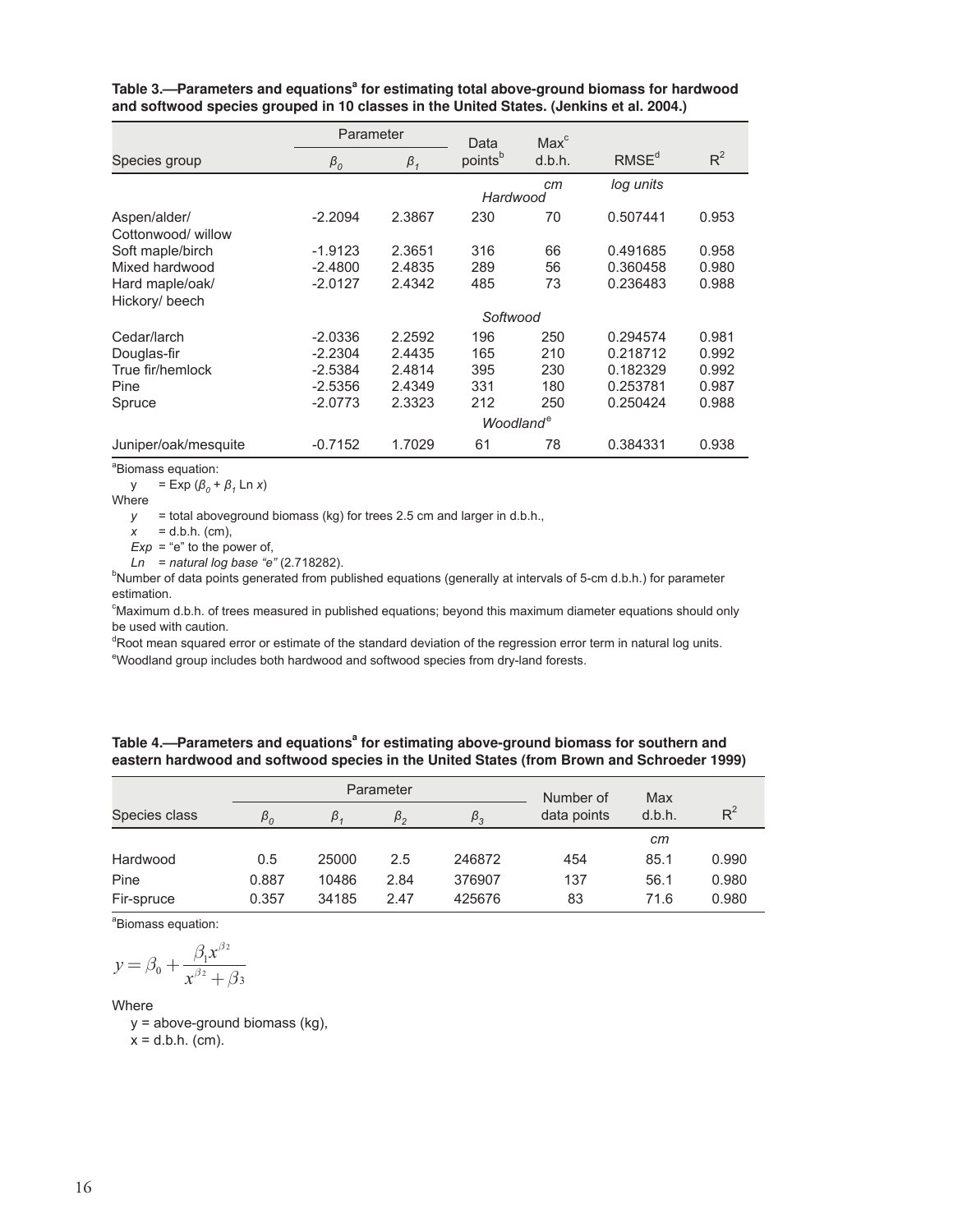**Table 3.—Parameters and equations[a] for estimating total above-ground biomass for hardwood and softwood species grouped in 10 classes in the United States. (Jenkins et al. 2004.)**

| Species group | Parameter $\beta_0$ | Parameter $\beta_1$ | Data points[b] | Max[c] d.b.h. | RMSE[d] | $R^2$ |
|---|---|---|---|---|---|---|
| | | | | *cm* | *log units* | |
| | | | *Hardwood* | | | |
| Aspen/alder/ Cottonwood/ willow | -2.2094 | 2.3867 | 230 | 70 | 0.507441 | 0.953 |
| Soft maple/birch | -1.9123 | 2.3651 | 316 | 66 | 0.491685 | 0.958 |
| Mixed hardwood | -2.4800 | 2.4835 | 289 | 56 | 0.360458 | 0.980 |
| Hard maple/oak/ Hickory/ beech | -2.0127 | 2.4342 | 485 | 73 | 0.236483 | 0.988 |
| | | | *Softwood* | | | |
| Cedar/larch | -2.0336 | 2.2592 | 196 | 250 | 0.294574 | 0.981 |
| Douglas-fir | -2.2304 | 2.4435 | 165 | 210 | 0.218712 | 0.992 |
| True fir/hemlock | -2.5384 | 2.4814 | 395 | 230 | 0.182329 | 0.992 |
| Pine | -2.5356 | 2.4349 | 331 | 180 | 0.253781 | 0.987 |
| Spruce | -2.0773 | 2.3323 | 212 | 250 | 0.250424 | 0.988 |
| | | | *Woodland*[e] | | | |
| Juniper/oak/mesquite | -0.7152 | 1.7029 | 61 | 78 | 0.384331 | 0.938 |

[a]Biomass equation:

$y = \text{Exp}(\beta_0 + \beta_1 \text{Ln } x)$

Where

$y$ = total aboveground biomass (kg) for trees 2.5 cm and larger in d.b.h.,

$x$ = d.b.h. (cm),

*Exp* = "e" to the power of,

*Ln = natural log base "e"* (2.718282).

[b]Number of data points generated from published equations (generally at intervals of 5-cm d.b.h.) for parameter estimation.

[c]Maximum d.b.h. of trees measured in published equations; beyond this maximum diameter equations should only be used with caution.

[d]Root mean squared error or estimate of the standard deviation of the regression error term in natural log units.

[e]Woodland group includes both hardwood and softwood species from dry-land forests.

**Table 4.—Parameters and equations[a] for estimating above-ground biomass for southern and eastern hardwood and softwood species in the United States (from Brown and Schroeder 1999)**

| Species class | Parameter $\beta_0$ | Parameter $\beta_1$ | Parameter $\beta_2$ | Parameter $\beta_3$ | Number of data points | Max d.b.h. | $R^2$ |
|---|---|---|---|---|---|---|---|
| | | | | | | *cm* | |
| Hardwood | 0.5 | 25000 | 2.5 | 246872 | 454 | 85.1 | 0.990 |
| Pine | 0.887 | 10486 | 2.84 | 376907 | 137 | 56.1 | 0.980 |
| Fir-spruce | 0.357 | 34185 | 2.47 | 425676 | 83 | 71.6 | 0.980 |

[a]Biomass equation:

$$y = \beta_0 + \frac{\beta_1 x^{\beta_2}}{x^{\beta_2} + \beta_3}$$

Where

y = above-ground biomass (kg),

x = d.b.h. (cm).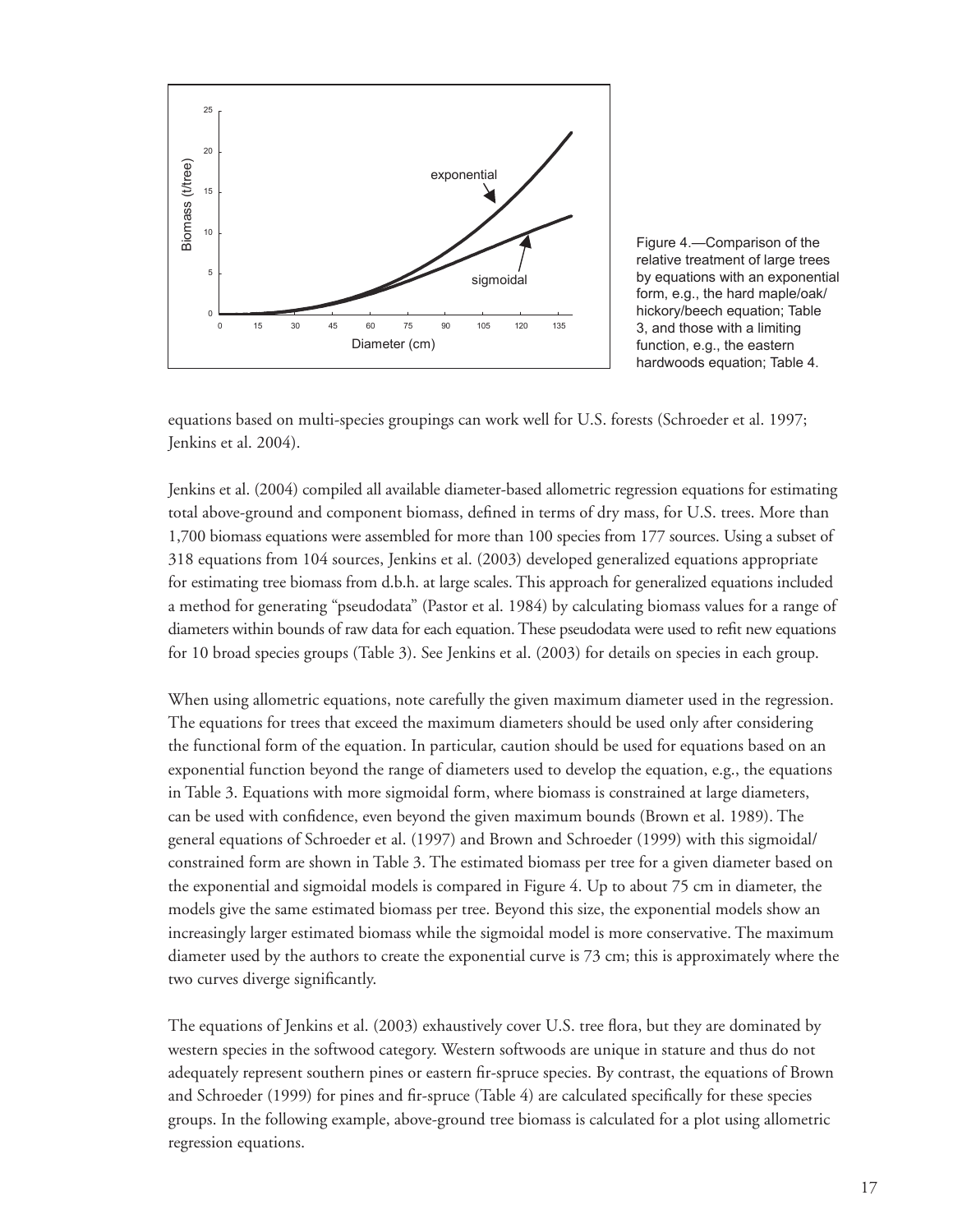Figure 4.—Comparison of the relative treatment of large trees by equations with an exponential form, e.g., the hard maple/oak/hickory/beech equation; Table 3, and those with a limiting function, e.g., the eastern hardwoods equation; Table 4.

equations based on multi-species groupings can work well for U.S. forests (Schroeder et al. 1997; Jenkins et al. 2004).

Jenkins et al. (2004) compiled all available diameter-based allometric regression equations for estimating total above-ground and component biomass, defined in terms of dry mass, for U.S. trees. More than 1,700 biomass equations were assembled for more than 100 species from 177 sources. Using a subset of 318 equations from 104 sources, Jenkins et al. (2003) developed generalized equations appropriate for estimating tree biomass from d.b.h. at large scales. This approach for generalized equations included a method for generating "pseudodata" (Pastor et al. 1984) by calculating biomass values for a range of diameters within bounds of raw data for each equation. These pseudodata were used to refit new equations for 10 broad species groups (Table 3). See Jenkins et al. (2003) for details on species in each group.

When using allometric equations, note carefully the given maximum diameter used in the regression. The equations for trees that exceed the maximum diameters should be used only after considering the functional form of the equation. In particular, caution should be used for equations based on an exponential function beyond the range of diameters used to develop the equation, e.g., the equations in Table 3. Equations with more sigmoidal form, where biomass is constrained at large diameters, can be used with confidence, even beyond the given maximum bounds (Brown et al. 1989). The general equations of Schroeder et al. (1997) and Brown and Schroeder (1999) with this sigmoidal/constrained form are shown in Table 3. The estimated biomass per tree for a given diameter based on the exponential and sigmoidal models is compared in Figure 4. Up to about 75 cm in diameter, the models give the same estimated biomass per tree. Beyond this size, the exponential models show an increasingly larger estimated biomass while the sigmoidal model is more conservative. The maximum diameter used by the authors to create the exponential curve is 73 cm; this is approximately where the two curves diverge significantly.

The equations of Jenkins et al. (2003) exhaustively cover U.S. tree flora, but they are dominated by western species in the softwood category. Western softwoods are unique in stature and thus do not adequately represent southern pines or eastern fir-spruce species. By contrast, the equations of Brown and Schroeder (1999) for pines and fir-spruce (Table 4) are calculated specifically for these species groups. In the following example, above-ground tree biomass is calculated for a plot using allometric regression equations.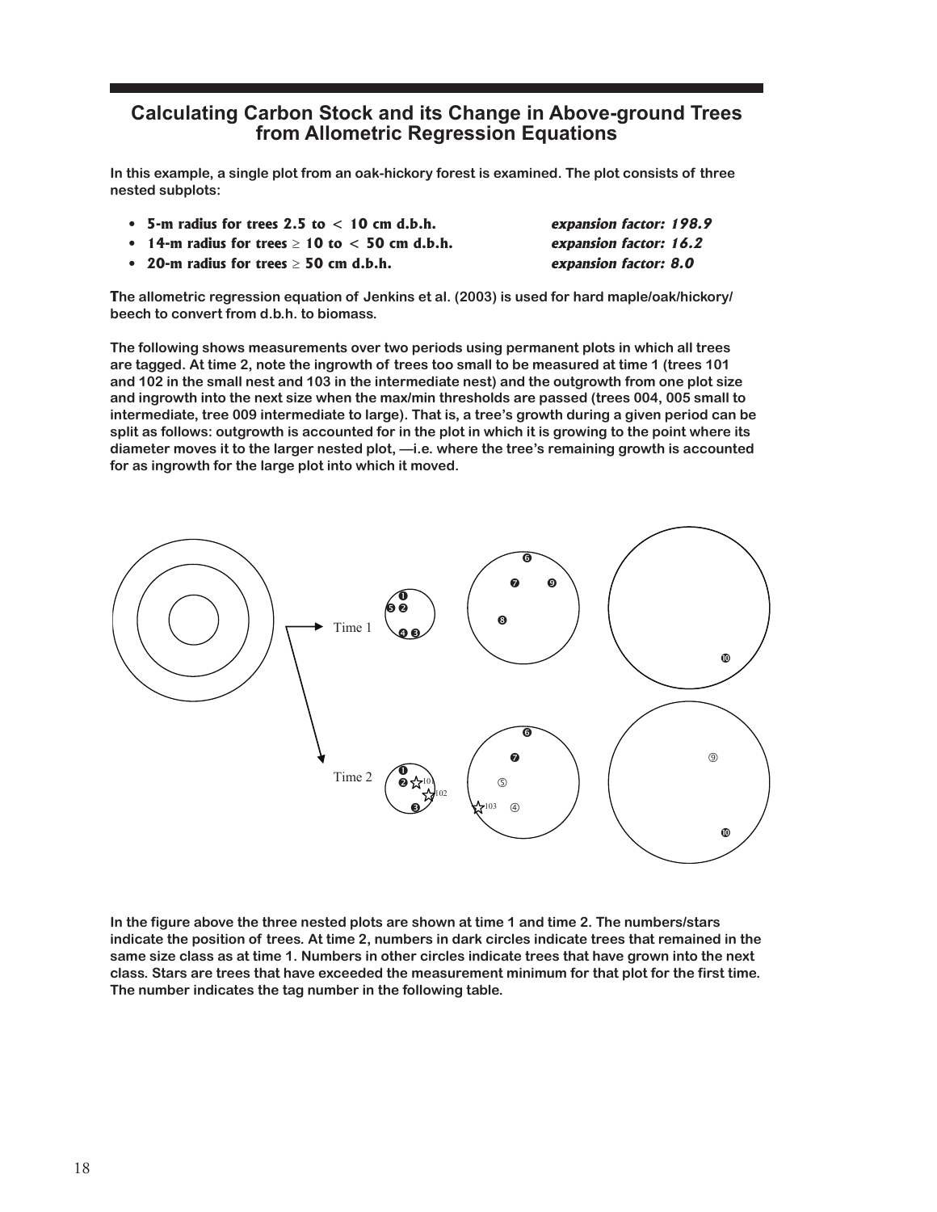# Calculating Carbon Stock and its Change in Above-ground Trees from Allometric Regression Equations

**In this example, a single plot from an oak-hickory forest is examined. The plot consists of three nested subplots:**

- **5-m radius for trees 2.5 to < 10 cm d.b.h.** — ***expansion factor: 198.9***
- **14-m radius for trees ≥ 10 to < 50 cm d.b.h.** — ***expansion factor: 16.2***
- **20-m radius for trees ≥ 50 cm d.b.h.** — ***expansion factor: 8.0***

**The allometric regression equation of Jenkins et al. (2003) is used for hard maple/oak/hickory/ beech to convert from d.b.h. to biomass.**

**The following shows measurements over two periods using permanent plots in which all trees are tagged. At time 2, note the ingrowth of trees too small to be measured at time 1 (trees 101 and 102 in the small nest and 103 in the intermediate nest) and the outgrowth from one plot size and ingrowth into the next size when the max/min thresholds are passed (trees 004, 005 small to intermediate, tree 009 intermediate to large). That is, a tree's growth during a given period can be split as follows: outgrowth is accounted for in the plot in which it is growing to the point where its diameter moves it to the larger nested plot, —i.e. where the tree's remaining growth is accounted for as ingrowth for the large plot into which it moved.**

Time 1

Time 2

**In the figure above the three nested plots are shown at time 1 and time 2. The numbers/stars indicate the position of trees. At time 2, numbers in dark circles indicate trees that remained in the same size class as at time 1. Numbers in other circles indicate trees that have grown into the next class. Stars are trees that have exceeded the measurement minimum for that plot for the first time. The number indicates the tag number in the following table.**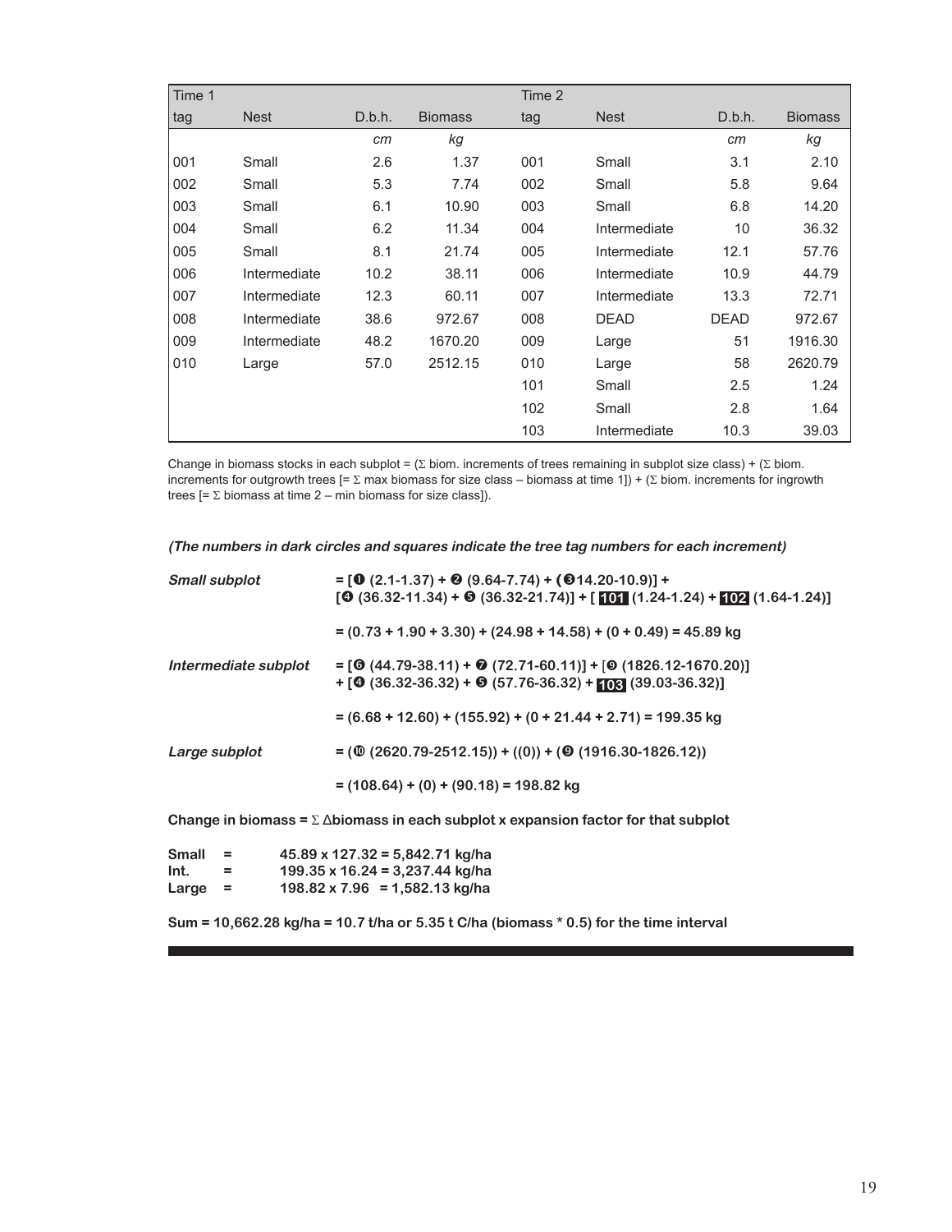| Time 1 | | | | Time 2 | | | |
|---|---|---|---|---|---|---|---|
| tag | Nest | D.b.h. | Biomass | tag | Nest | D.b.h. | Biomass |
| | | *cm* | *kg* | | | *cm* | *kg* |
| 001 | Small | 2.6 | 1.37 | 001 | Small | 3.1 | 2.10 |
| 002 | Small | 5.3 | 7.74 | 002 | Small | 5.8 | 9.64 |
| 003 | Small | 6.1 | 10.90 | 003 | Small | 6.8 | 14.20 |
| 004 | Small | 6.2 | 11.34 | 004 | Intermediate | 10 | 36.32 |
| 005 | Small | 8.1 | 21.74 | 005 | Intermediate | 12.1 | 57.76 |
| 006 | Intermediate | 10.2 | 38.11 | 006 | Intermediate | 10.9 | 44.79 |
| 007 | Intermediate | 12.3 | 60.11 | 007 | Intermediate | 13.3 | 72.71 |
| 008 | Intermediate | 38.6 | 972.67 | 008 | DEAD | DEAD | 972.67 |
| 009 | Intermediate | 48.2 | 1670.20 | 009 | Large | 51 | 1916.30 |
| 010 | Large | 57.0 | 2512.15 | 010 | Large | 58 | 2620.79 |
| | | | | 101 | Small | 2.5 | 1.24 |
| | | | | 102 | Small | 2.8 | 1.64 |
| | | | | 103 | Intermediate | 10.3 | 39.03 |

Change in biomass stocks in each subplot = (Σ biom. increments of trees remaining in subplot size class) + (Σ biom. increments for outgrowth trees [= Σ max biomass for size class – biomass at time 1]) + (Σ biom. increments for ingrowth trees [= Σ biomass at time 2 – min biomass for size class]).

***(The numbers in dark circles and squares indicate the tree tag numbers for each increment)***

***Small subplot*** **= [❶ (2.1-1.37) + ❷ (9.64-7.74) + (❸14.20-10.9)] + [❹ (36.32-11.34) + ❺ (36.32-21.74)] + [ 101 (1.24-1.24) + 102 (1.64-1.24)]**

**= (0.73 + 1.90 + 3.30) + (24.98 + 14.58) + (0 + 0.49) = 45.89 kg**

***Intermediate subplot*** **= [❻ (44.79-38.11) + ❼ (72.71-60.11)] + [❾ (1826.12-1670.20)] + [❹ (36.32-36.32) + ❺ (57.76-36.32) + 103 (39.03-36.32)]**

**= (6.68 + 12.60) + (155.92) + (0 + 21.44 + 2.71) = 199.35 kg**

***Large subplot*** **= (❿ (2620.79-2512.15)) + ((0)) + (❾ (1916.30-1826.12))**

**= (108.64) + (0) + (90.18) = 198.82 kg**

**Change in biomass = Σ Δbiomass in each subplot x expansion factor for that subplot**

**Small = 45.89 x 127.32 = 5,842.71 kg/ha**
**Int. = 199.35 x 16.24 = 3,237.44 kg/ha**
**Large = 198.82 x 7.96 = 1,582.13 kg/ha**

**Sum = 10,662.28 kg/ha = 10.7 t/ha or 5.35 t C/ha (biomass * 0.5) for the time interval**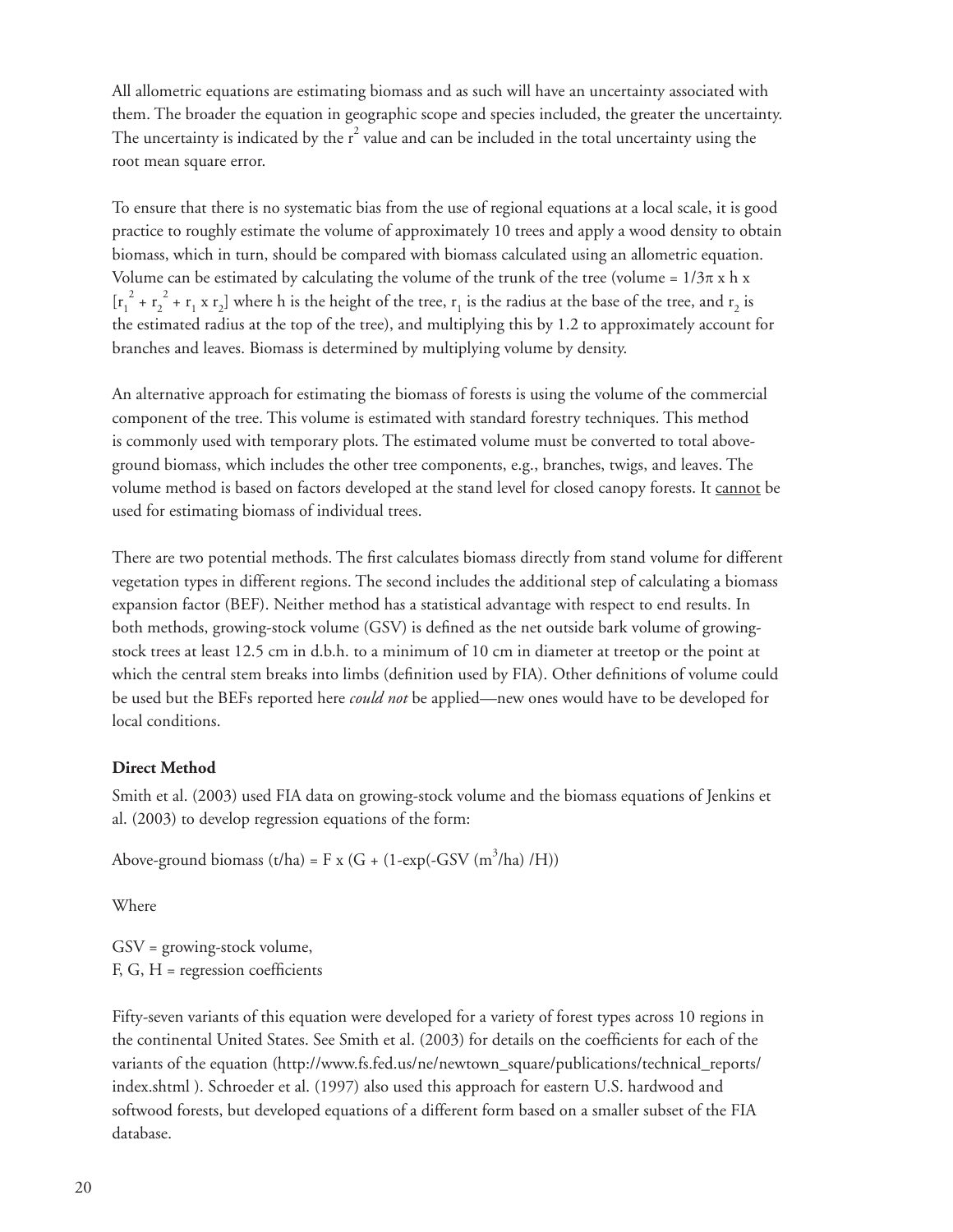All allometric equations are estimating biomass and as such will have an uncertainty associated with them. The broader the equation in geographic scope and species included, the greater the uncertainty. The uncertainty is indicated by the $r^2$ value and can be included in the total uncertainty using the root mean square error.

To ensure that there is no systematic bias from the use of regional equations at a local scale, it is good practice to roughly estimate the volume of approximately 10 trees and apply a wood density to obtain biomass, which in turn, should be compared with biomass calculated using an allometric equation. Volume can be estimated by calculating the volume of the trunk of the tree (volume = $1/3\pi \times h \times [r_1^2 + r_2^2 + r_1 \times r_2]$ where h is the height of the tree, $r_1$ is the radius at the base of the tree, and $r_2$ is the estimated radius at the top of the tree), and multiplying this by 1.2 to approximately account for branches and leaves. Biomass is determined by multiplying volume by density.

An alternative approach for estimating the biomass of forests is using the volume of the commercial component of the tree. This volume is estimated with standard forestry techniques. This method is commonly used with temporary plots. The estimated volume must be converted to total above-ground biomass, which includes the other tree components, e.g., branches, twigs, and leaves. The volume method is based on factors developed at the stand level for closed canopy forests. It <u>cannot</u> be used for estimating biomass of individual trees.

There are two potential methods. The first calculates biomass directly from stand volume for different vegetation types in different regions. The second includes the additional step of calculating a biomass expansion factor (BEF). Neither method has a statistical advantage with respect to end results. In both methods, growing-stock volume (GSV) is defined as the net outside bark volume of growing-stock trees at least 12.5 cm in d.b.h. to a minimum of 10 cm in diameter at treetop or the point at which the central stem breaks into limbs (definition used by FIA). Other definitions of volume could be used but the BEFs reported here *could not* be applied—new ones would have to be developed for local conditions.

**Direct Method**

Smith et al. (2003) used FIA data on growing-stock volume and the biomass equations of Jenkins et al. (2003) to develop regression equations of the form:

$$\text{Above-ground biomass (t/ha)} = F \times (G + (1 - \exp(-GSV\ (m^3/ha)\ /H))$$

Where

GSV = growing-stock volume,
F, G, H = regression coefficients

Fifty-seven variants of this equation were developed for a variety of forest types across 10 regions in the continental United States. See Smith et al. (2003) for details on the coefficients for each of the variants of the equation (http://www.fs.fed.us/ne/newtown_square/publications/technical_reports/index.shtml ). Schroeder et al. (1997) also used this approach for eastern U.S. hardwood and softwood forests, but developed equations of a different form based on a smaller subset of the FIA database.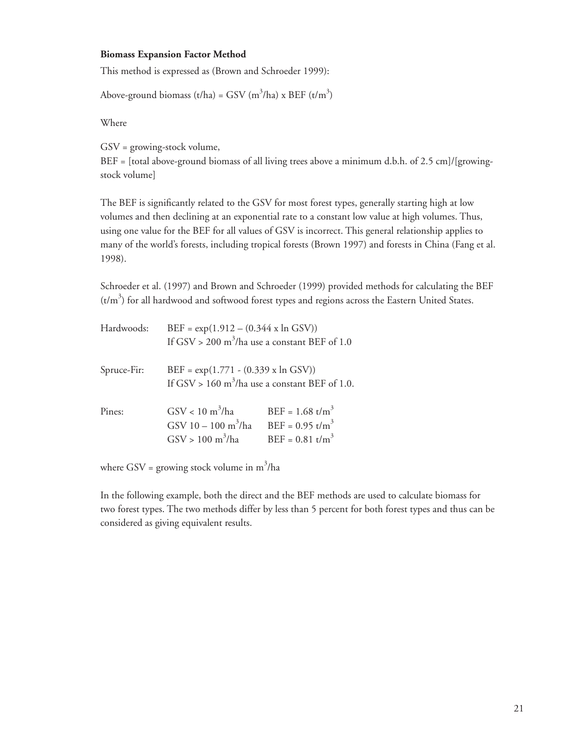**Biomass Expansion Factor Method**

This method is expressed as (Brown and Schroeder 1999):

Above-ground biomass (t/ha) = GSV ($m^3$/ha) x BEF (t/$m^3$)

Where

GSV = growing-stock volume,
BEF = [total above-ground biomass of all living trees above a minimum d.b.h. of 2.5 cm]/[growing-stock volume]

The BEF is significantly related to the GSV for most forest types, generally starting high at low volumes and then declining at an exponential rate to a constant low value at high volumes. Thus, using one value for the BEF for all values of GSV is incorrect. This general relationship applies to many of the world's forests, including tropical forests (Brown 1997) and forests in China (Fang et al. 1998).

Schroeder et al. (1997) and Brown and Schroeder (1999) provided methods for calculating the BEF (t/$m^3$) for all hardwood and softwood forest types and regions across the Eastern United States.

Hardwoods: BEF = exp(1.912 – (0.344 x ln GSV))
If GSV > 200 $m^3$/ha use a constant BEF of 1.0

Spruce-Fir: BEF = exp(1.771 - (0.339 x ln GSV))
If GSV > 160 $m^3$/ha use a constant BEF of 1.0.

| Pines: | | |
|---|---|---|
| | GSV < 10 $m^3$/ha | BEF = 1.68 t/$m^3$ |
| | GSV 10 – 100 $m^3$/ha | BEF = 0.95 t/$m^3$ |
| | GSV > 100 $m^3$/ha | BEF = 0.81 t/$m^3$ |

where GSV = growing stock volume in $m^3$/ha

In the following example, both the direct and the BEF methods are used to calculate biomass for two forest types. The two methods differ by less than 5 percent for both forest types and thus can be considered as giving equivalent results.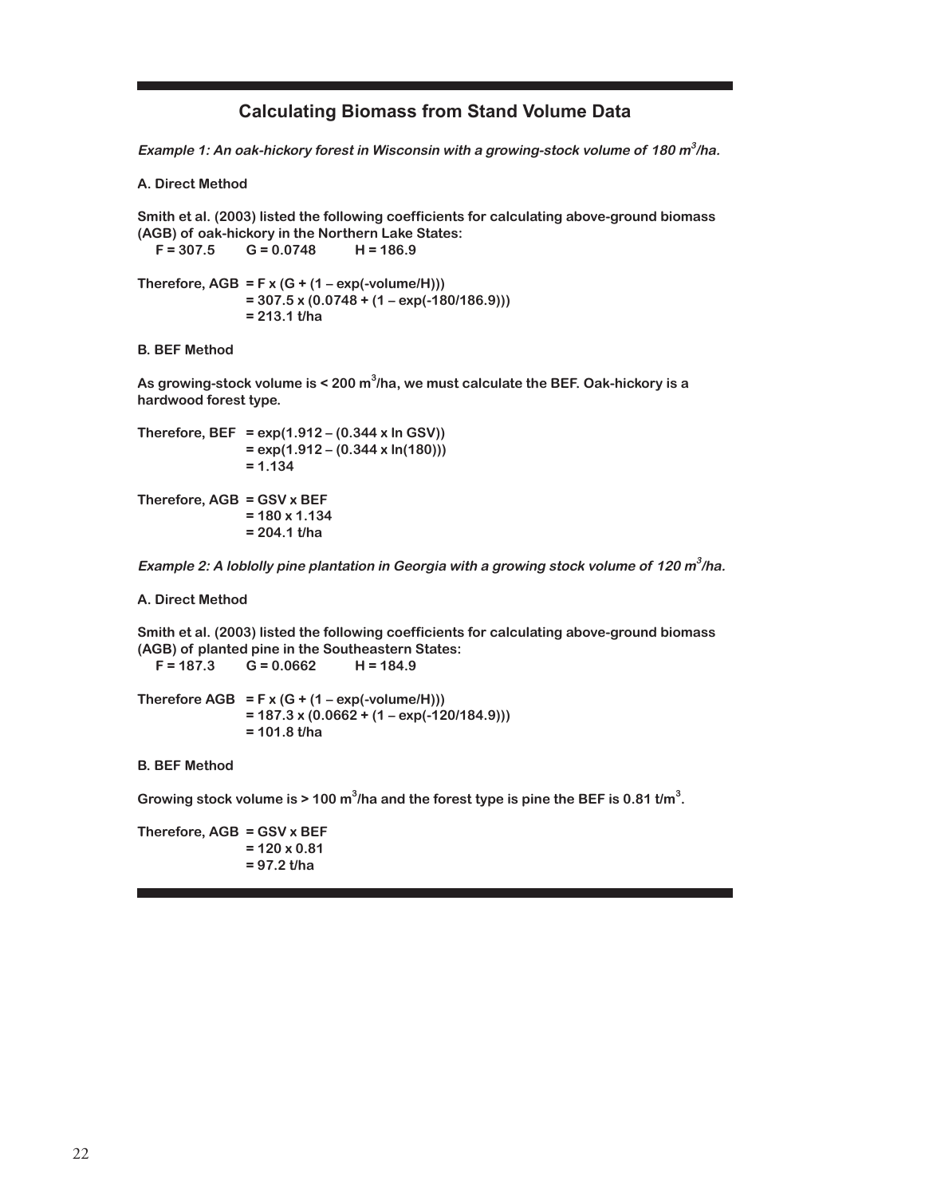## Calculating Biomass from Stand Volume Data

***Example 1: An oak-hickory forest in Wisconsin with a growing-stock volume of 180 $m^3$/ha.***

**A. Direct Method**

**Smith et al. (2003) listed the following coefficients for calculating above-ground biomass (AGB) of oak-hickory in the Northern Lake States:**

**F = 307.5 G = 0.0748 H = 186.9**

**Therefore, AGB** $= F \times (G + (1 - \exp(-volume/H)))$
$= 307.5 \times (0.0748 + (1 - \exp(-180/186.9)))$
$= 213.1$ **t/ha**

**B. BEF Method**

**As growing-stock volume is < 200 $m^3$/ha, we must calculate the BEF. Oak-hickory is a hardwood forest type.**

**Therefore, BEF** $= \exp(1.912 - (0.344 \times \ln GSV))$
$= \exp(1.912 - (0.344 \times \ln(180)))$
$= 1.134$

**Therefore, AGB** $= GSV \times BEF$
$= 180 \times 1.134$
$= 204.1$ **t/ha**

***Example 2: A loblolly pine plantation in Georgia with a growing stock volume of 120 $m^3$/ha.***

**A. Direct Method**

**Smith et al. (2003) listed the following coefficients for calculating above-ground biomass (AGB) of planted pine in the Southeastern States:**

**F = 187.3 G = 0.0662 H = 184.9**

**Therefore AGB** $= F \times (G + (1 - \exp(-volume/H)))$
$= 187.3 \times (0.0662 + (1 - \exp(-120/184.9)))$
$= 101.8$ **t/ha**

**B. BEF Method**

**Growing stock volume is > 100 $m^3$/ha and the forest type is pine the BEF is 0.81 t/$m^3$.**

**Therefore, AGB** $= GSV \times BEF$
$= 120 \times 0.81$
$= 97.2$ **t/ha**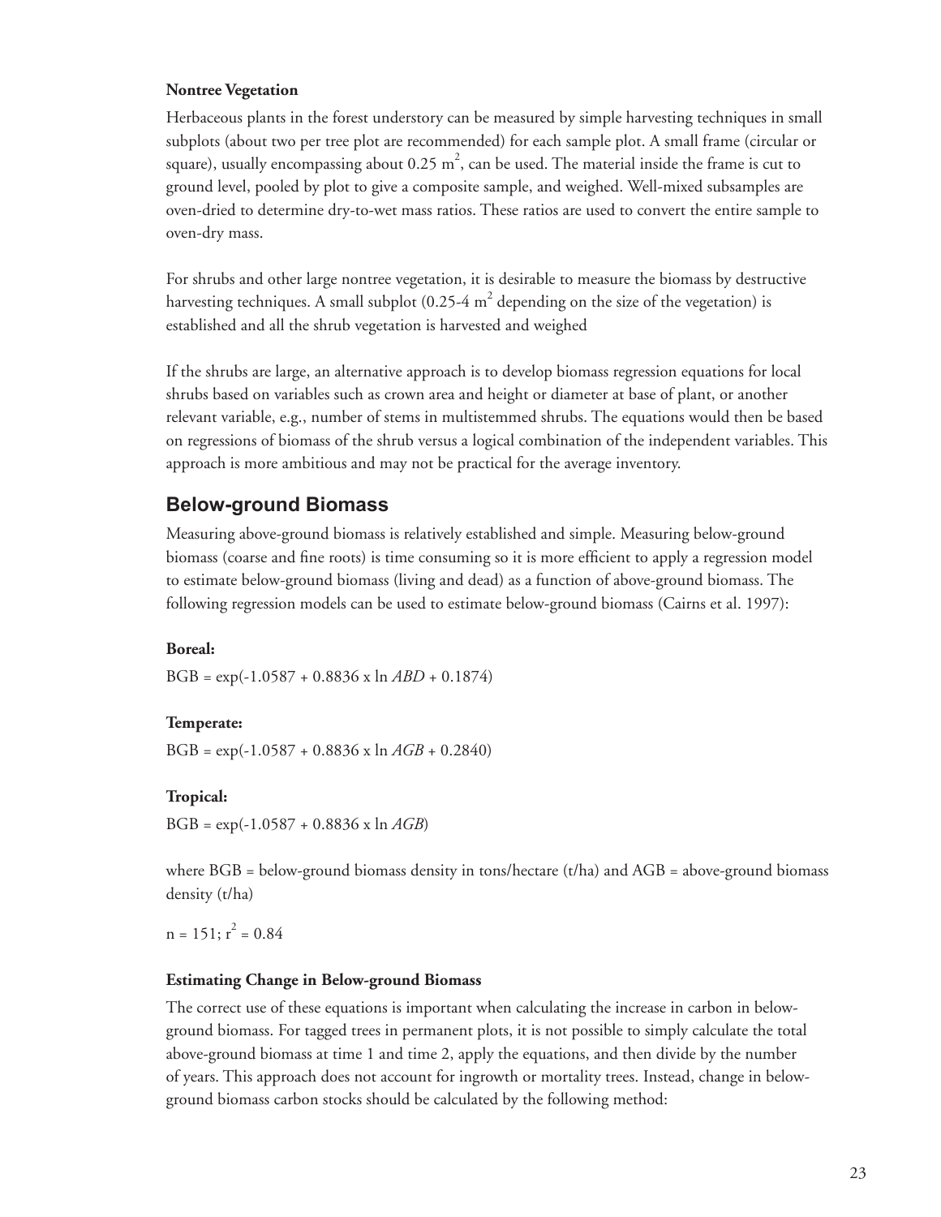**Nontree Vegetation**

Herbaceous plants in the forest understory can be measured by simple harvesting techniques in small subplots (about two per tree plot are recommended) for each sample plot. A small frame (circular or square), usually encompassing about 0.25 $m^2$, can be used. The material inside the frame is cut to ground level, pooled by plot to give a composite sample, and weighed. Well-mixed subsamples are oven-dried to determine dry-to-wet mass ratios. These ratios are used to convert the entire sample to oven-dry mass.

For shrubs and other large nontree vegetation, it is desirable to measure the biomass by destructive harvesting techniques. A small subplot (0.25-4 $m^2$ depending on the size of the vegetation) is established and all the shrub vegetation is harvested and weighed

If the shrubs are large, an alternative approach is to develop biomass regression equations for local shrubs based on variables such as crown area and height or diameter at base of plant, or another relevant variable, e.g., number of stems in multistemmed shrubs. The equations would then be based on regressions of biomass of the shrub versus a logical combination of the independent variables. This approach is more ambitious and may not be practical for the average inventory.

## Below-ground Biomass

Measuring above-ground biomass is relatively established and simple. Measuring below-ground biomass (coarse and fine roots) is time consuming so it is more efficient to apply a regression model to estimate below-ground biomass (living and dead) as a function of above-ground biomass. The following regression models can be used to estimate below-ground biomass (Cairns et al. 1997):

**Boreal:**

$$BGB = \exp(-1.0587 + 0.8836 \times \ln ABD + 0.1874)$$

**Temperate:**

$$BGB = \exp(-1.0587 + 0.8836 \times \ln AGB + 0.2840)$$

**Tropical:**

$$BGB = \exp(-1.0587 + 0.8836 \times \ln AGB)$$

where BGB = below-ground biomass density in tons/hectare (t/ha) and AGB = above-ground biomass density (t/ha)

$n = 151$; $r^2 = 0.84$

**Estimating Change in Below-ground Biomass**

The correct use of these equations is important when calculating the increase in carbon in below-ground biomass. For tagged trees in permanent plots, it is not possible to simply calculate the total above-ground biomass at time 1 and time 2, apply the equations, and then divide by the number of years. This approach does not account for ingrowth or mortality trees. Instead, change in below-ground biomass carbon stocks should be calculated by the following method: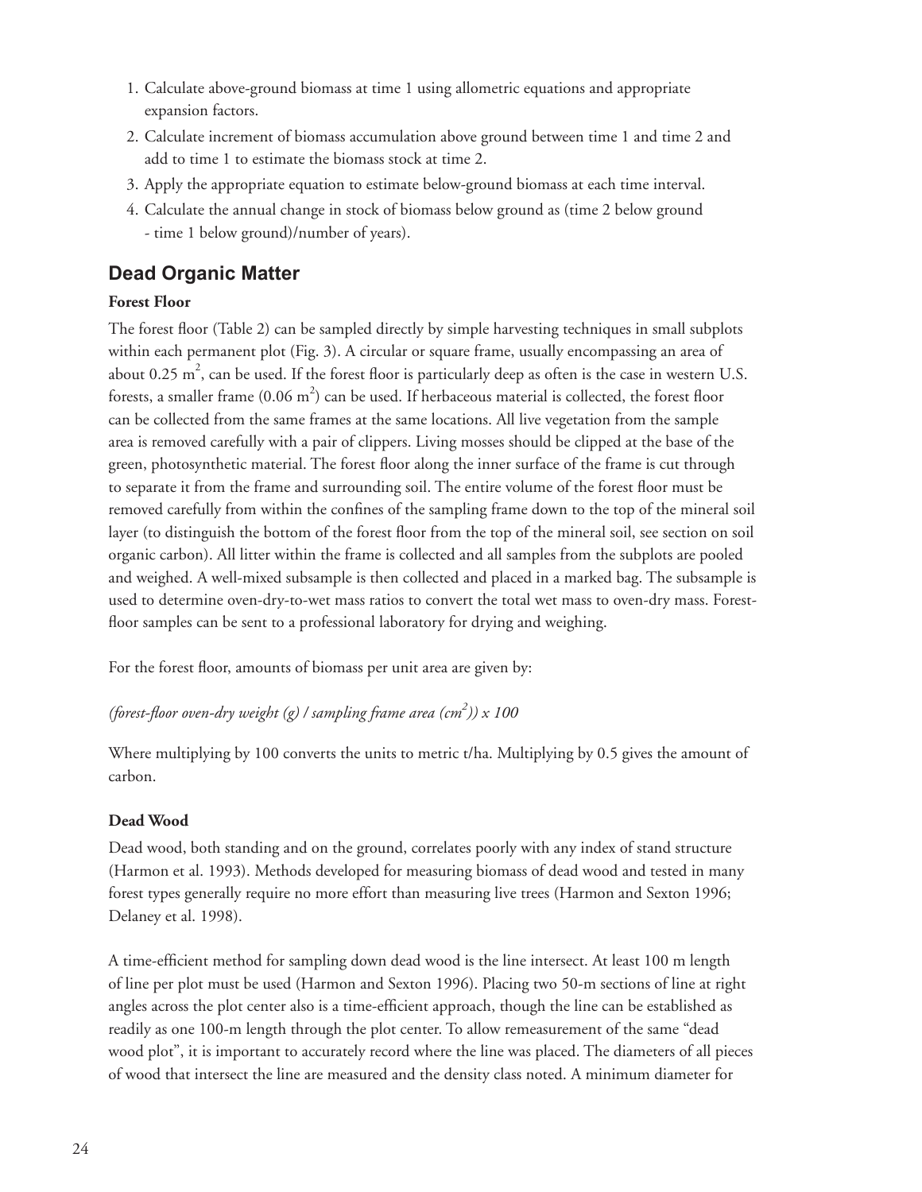1. Calculate above-ground biomass at time 1 using allometric equations and appropriate expansion factors.
2. Calculate increment of biomass accumulation above ground between time 1 and time 2 and add to time 1 to estimate the biomass stock at time 2.
3. Apply the appropriate equation to estimate below-ground biomass at each time interval.
4. Calculate the annual change in stock of biomass below ground as (time 2 below ground - time 1 below ground)/number of years).

## Dead Organic Matter

**Forest Floor**

The forest floor (Table 2) can be sampled directly by simple harvesting techniques in small subplots within each permanent plot (Fig. 3). A circular or square frame, usually encompassing an area of about 0.25 $m^2$, can be used. If the forest floor is particularly deep as often is the case in western U.S. forests, a smaller frame (0.06 $m^2$) can be used. If herbaceous material is collected, the forest floor can be collected from the same frames at the same locations. All live vegetation from the sample area is removed carefully with a pair of clippers. Living mosses should be clipped at the base of the green, photosynthetic material. The forest floor along the inner surface of the frame is cut through to separate it from the frame and surrounding soil. The entire volume of the forest floor must be removed carefully from within the confines of the sampling frame down to the top of the mineral soil layer (to distinguish the bottom of the forest floor from the top of the mineral soil, see section on soil organic carbon). All litter within the frame is collected and all samples from the subplots are pooled and weighed. A well-mixed subsample is then collected and placed in a marked bag. The subsample is used to determine oven-dry-to-wet mass ratios to convert the total wet mass to oven-dry mass. Forest-floor samples can be sent to a professional laboratory for drying and weighing.

For the forest floor, amounts of biomass per unit area are given by:

*(forest-floor oven-dry weight (g) / sampling frame area ($cm^2$)) x 100*

Where multiplying by 100 converts the units to metric t/ha. Multiplying by 0.5 gives the amount of carbon.

**Dead Wood**

Dead wood, both standing and on the ground, correlates poorly with any index of stand structure (Harmon et al. 1993). Methods developed for measuring biomass of dead wood and tested in many forest types generally require no more effort than measuring live trees (Harmon and Sexton 1996; Delaney et al. 1998).

A time-efficient method for sampling down dead wood is the line intersect. At least 100 m length of line per plot must be used (Harmon and Sexton 1996). Placing two 50-m sections of line at right angles across the plot center also is a time-efficient approach, though the line can be established as readily as one 100-m length through the plot center. To allow remeasurement of the same "dead wood plot", it is important to accurately record where the line was placed. The diameters of all pieces of wood that intersect the line are measured and the density class noted. A minimum diameter for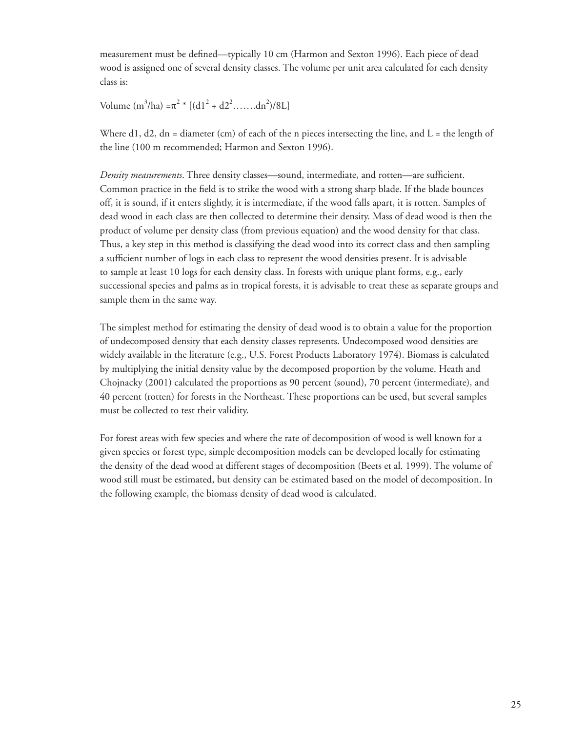measurement must be defined—typically 10 cm (Harmon and Sexton 1996). Each piece of dead wood is assigned one of several density classes. The volume per unit area calculated for each density class is:

$$\text{Volume } (m^3/ha) = \pi^2 * [(d1^2 + d2^2 \ldots\ldots dn^2)/8L]$$

Where d1, d2, dn = diameter (cm) of each of the n pieces intersecting the line, and L = the length of the line (100 m recommended; Harmon and Sexton 1996).

*Density measurements*. Three density classes—sound, intermediate, and rotten—are sufficient. Common practice in the field is to strike the wood with a strong sharp blade. If the blade bounces off, it is sound, if it enters slightly, it is intermediate, if the wood falls apart, it is rotten. Samples of dead wood in each class are then collected to determine their density. Mass of dead wood is then the product of volume per density class (from previous equation) and the wood density for that class. Thus, a key step in this method is classifying the dead wood into its correct class and then sampling a sufficient number of logs in each class to represent the wood densities present. It is advisable to sample at least 10 logs for each density class. In forests with unique plant forms, e.g., early successional species and palms as in tropical forests, it is advisable to treat these as separate groups and sample them in the same way.

The simplest method for estimating the density of dead wood is to obtain a value for the proportion of undecomposed density that each density classes represents. Undecomposed wood densities are widely available in the literature (e.g., U.S. Forest Products Laboratory 1974). Biomass is calculated by multiplying the initial density value by the decomposed proportion by the volume. Heath and Chojnacky (2001) calculated the proportions as 90 percent (sound), 70 percent (intermediate), and 40 percent (rotten) for forests in the Northeast. These proportions can be used, but several samples must be collected to test their validity.

For forest areas with few species and where the rate of decomposition of wood is well known for a given species or forest type, simple decomposition models can be developed locally for estimating the density of the dead wood at different stages of decomposition (Beets et al. 1999). The volume of wood still must be estimated, but density can be estimated based on the model of decomposition. In the following example, the biomass density of dead wood is calculated.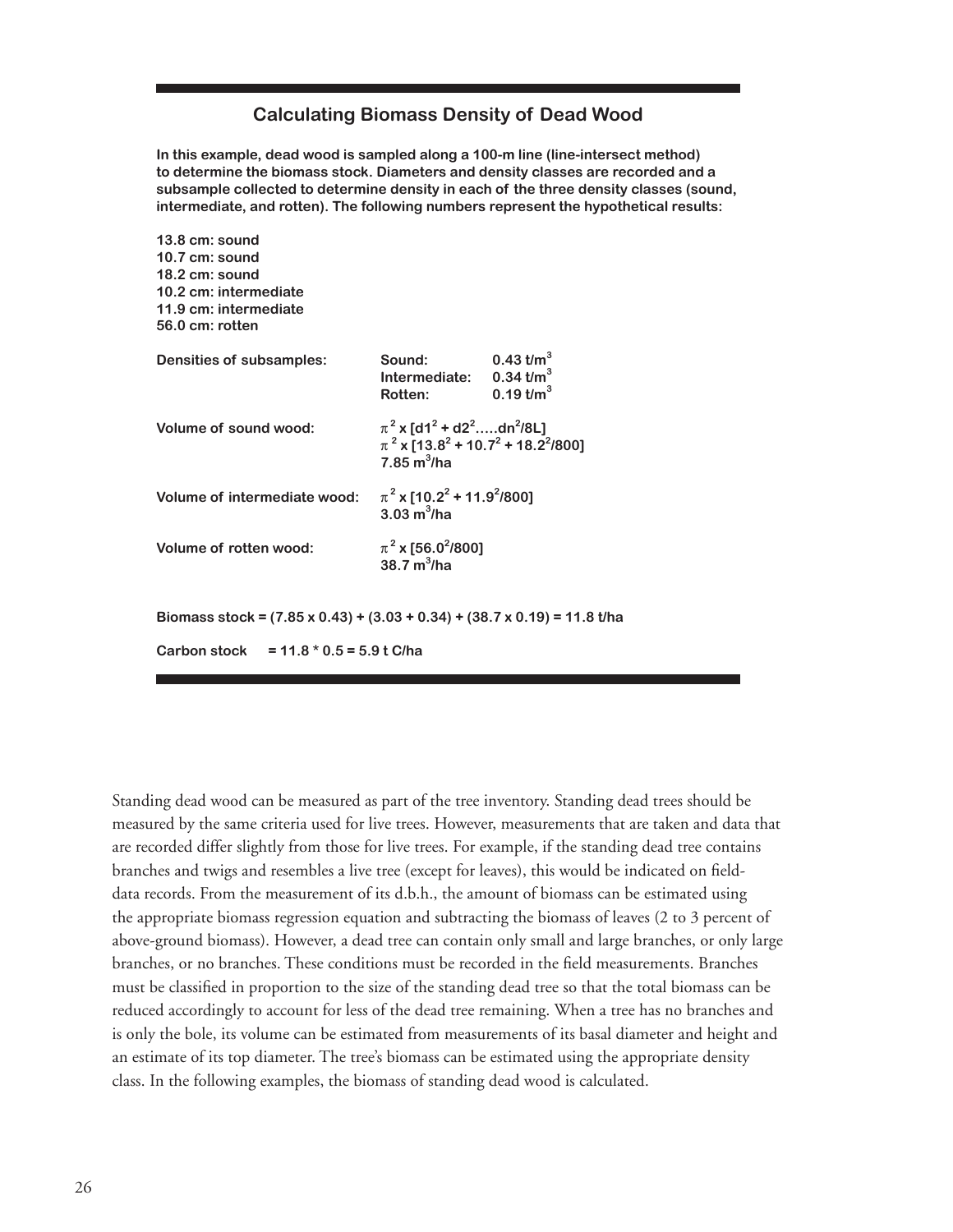## Calculating Biomass Density of Dead Wood

**In this example, dead wood is sampled along a 100-m line (line-intersect method) to determine the biomass stock. Diameters and density classes are recorded and a subsample collected to determine density in each of the three density classes (sound, intermediate, and rotten). The following numbers represent the hypothetical results:**

**13.8 cm: sound**
**10.7 cm: sound**
**18.2 cm: sound**
**10.2 cm: intermediate**
**11.9 cm: intermediate**
**56.0 cm: rotten**

| | | |
|---|---|---|
| **Densities of subsamples:** | **Sound:** | **0.43 t/m$^3$** |
| | **Intermediate:** | **0.34 t/m$^3$** |
| | **Rotten:** | **0.19 t/m$^3$** |

**Volume of sound wood:** $\pi^2 \times [d1^2 + d2^2 \ldots\ldots dn^2/8L]$

$\pi^2 \times [13.8^2 + 10.7^2 + 18.2^2/800]$

**7.85 m$^3$/ha**

**Volume of intermediate wood:** $\pi^2 \times [10.2^2 + 11.9^2/800]$

**3.03 m$^3$/ha**

**Volume of rotten wood:** $\pi^2 \times [56.0^2/800]$

**38.7 m$^3$/ha**

**Biomass stock = (7.85 x 0.43) + (3.03 + 0.34) + (38.7 x 0.19) = 11.8 t/ha**

**Carbon stock = 11.8 * 0.5 = 5.9 t C/ha**

Standing dead wood can be measured as part of the tree inventory. Standing dead trees should be measured by the same criteria used for live trees. However, measurements that are taken and data that are recorded differ slightly from those for live trees. For example, if the standing dead tree contains branches and twigs and resembles a live tree (except for leaves), this would be indicated on field-data records. From the measurement of its d.b.h., the amount of biomass can be estimated using the appropriate biomass regression equation and subtracting the biomass of leaves (2 to 3 percent of above-ground biomass). However, a dead tree can contain only small and large branches, or only large branches, or no branches. These conditions must be recorded in the field measurements. Branches must be classified in proportion to the size of the standing dead tree so that the total biomass can be reduced accordingly to account for less of the dead tree remaining. When a tree has no branches and is only the bole, its volume can be estimated from measurements of its basal diameter and height and an estimate of its top diameter. The tree's biomass can be estimated using the appropriate density class. In the following examples, the biomass of standing dead wood is calculated.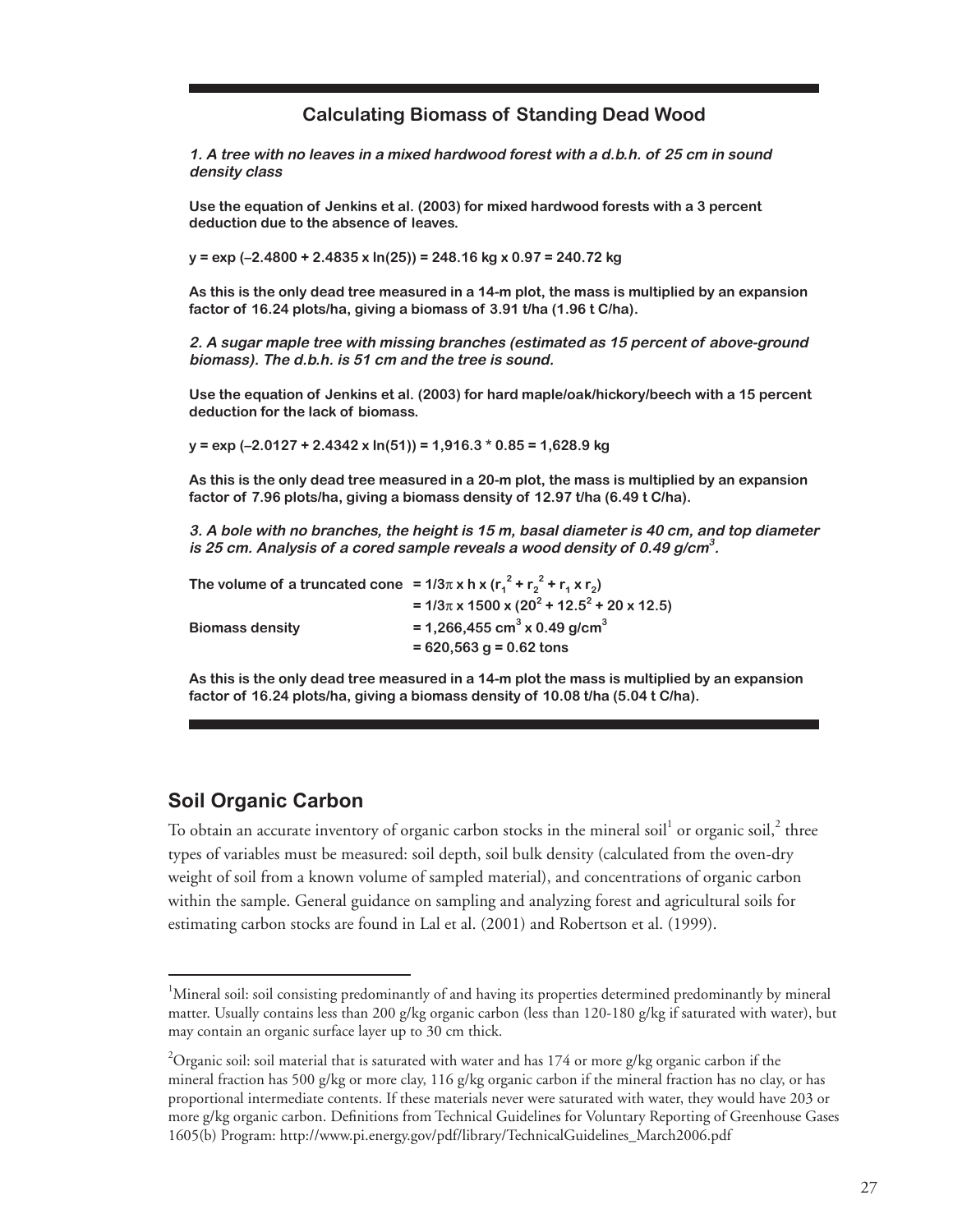### Calculating Biomass of Standing Dead Wood

***1. A tree with no leaves in a mixed hardwood forest with a d.b.h. of 25 cm in sound density class***

**Use the equation of Jenkins et al. (2003) for mixed hardwood forests with a 3 percent deduction due to the absence of leaves.**

**$y = \exp(-2.4800 + 2.4835 \times \ln(25)) = 248.16 \text{ kg} \times 0.97 = 240.72 \text{ kg}$**

**As this is the only dead tree measured in a 14-m plot, the mass is multiplied by an expansion factor of 16.24 plots/ha, giving a biomass of 3.91 t/ha (1.96 t C/ha).**

***2. A sugar maple tree with missing branches (estimated as 15 percent of above-ground biomass). The d.b.h. is 51 cm and the tree is sound.***

**Use the equation of Jenkins et al. (2003) for hard maple/oak/hickory/beech with a 15 percent deduction for the lack of biomass.**

**$y = \exp(-2.0127 + 2.4342 \times \ln(51)) = 1{,}916.3 * 0.85 = 1{,}628.9 \text{ kg}$**

**As this is the only dead tree measured in a 20-m plot, the mass is multiplied by an expansion factor of 7.96 plots/ha, giving a biomass density of 12.97 t/ha (6.49 t C/ha).**

***3. A bole with no branches, the height is 15 m, basal diameter is 40 cm, and top diameter is 25 cm. Analysis of a cored sample reveals a wood density of 0.49 g/cm$^3$.***

**The volume of a truncated cone** $= 1/3\pi \times h \times (r_1^2 + r_2^2 + r_1 \times r_2)$

$= 1/3\pi \times 1500 \times (20^2 + 12.5^2 + 20 \times 12.5)$

**Biomass density** $= 1{,}266{,}455 \text{ cm}^3 \times 0.49 \text{ g/cm}^3$

$= 620{,}563 \text{ g} = 0.62 \text{ tons}$

**As this is the only dead tree measured in a 14-m plot the mass is multiplied by an expansion factor of 16.24 plots/ha, giving a biomass density of 10.08 t/ha (5.04 t C/ha).**

## Soil Organic Carbon

To obtain an accurate inventory of organic carbon stocks in the mineral soil[1] or organic soil,[2] three types of variables must be measured: soil depth, soil bulk density (calculated from the oven-dry weight of soil from a known volume of sampled material), and concentrations of organic carbon within the sample. General guidance on sampling and analyzing forest and agricultural soils for estimating carbon stocks are found in Lal et al. (2001) and Robertson et al. (1999).

---

[1]Mineral soil: soil consisting predominantly of and having its properties determined predominantly by mineral matter. Usually contains less than 200 g/kg organic carbon (less than 120-180 g/kg if saturated with water), but may contain an organic surface layer up to 30 cm thick.

[2]Organic soil: soil material that is saturated with water and has 174 or more g/kg organic carbon if the mineral fraction has 500 g/kg or more clay, 116 g/kg organic carbon if the mineral fraction has no clay, or has proportional intermediate contents. If these materials never were saturated with water, they would have 203 or more g/kg organic carbon. Definitions from Technical Guidelines for Voluntary Reporting of Greenhouse Gases 1605(b) Program: http://www.pi.energy.gov/pdf/library/TechnicalGuidelines_March2006.pdf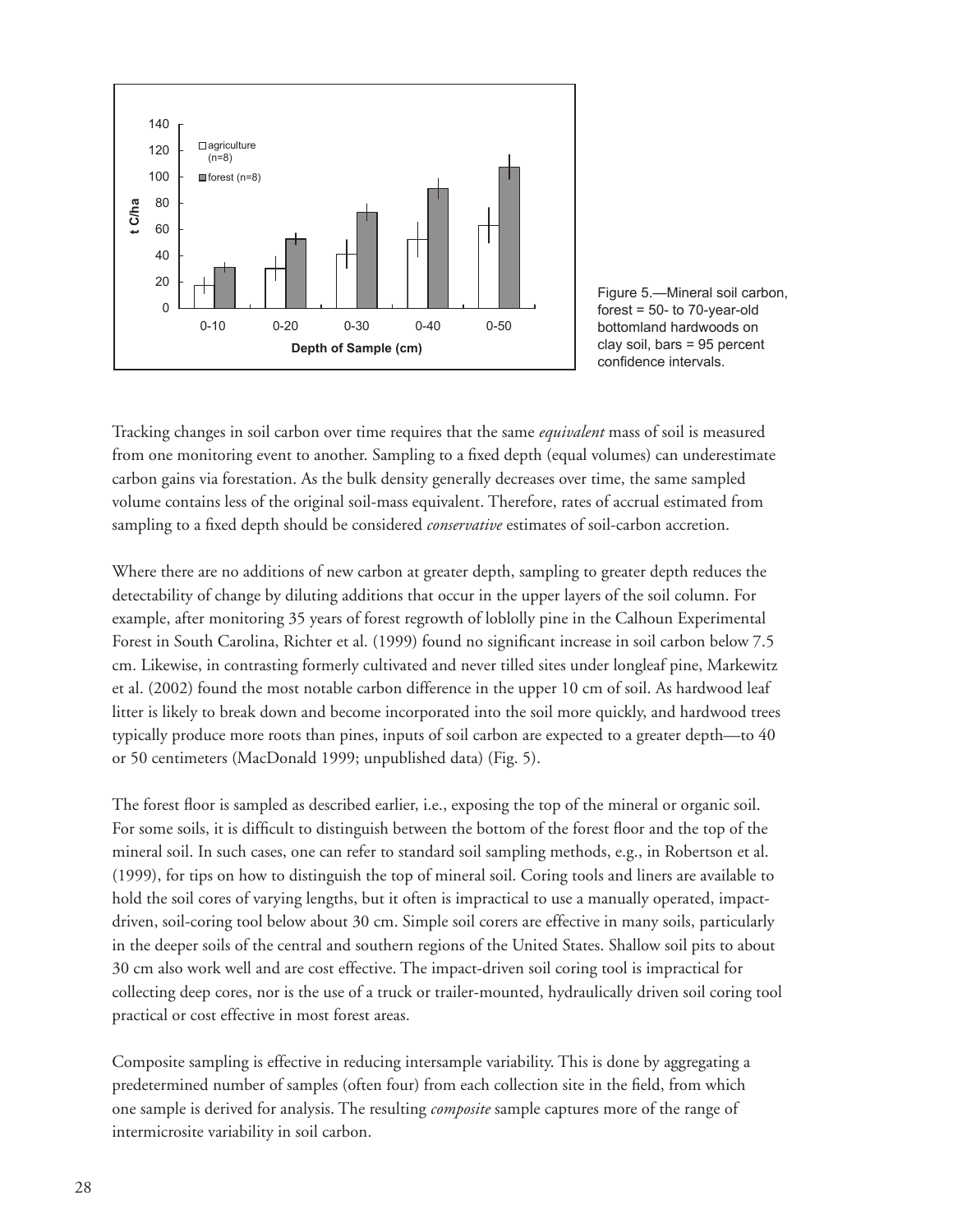Figure 5.—Mineral soil carbon, forest = 50- to 70-year-old bottomland hardwoods on clay soil, bars = 95 percent confidence intervals.

Tracking changes in soil carbon over time requires that the same *equivalent* mass of soil is measured from one monitoring event to another. Sampling to a fixed depth (equal volumes) can underestimate carbon gains via forestation. As the bulk density generally decreases over time, the same sampled volume contains less of the original soil-mass equivalent. Therefore, rates of accrual estimated from sampling to a fixed depth should be considered *conservative* estimates of soil-carbon accretion.

Where there are no additions of new carbon at greater depth, sampling to greater depth reduces the detectability of change by diluting additions that occur in the upper layers of the soil column. For example, after monitoring 35 years of forest regrowth of loblolly pine in the Calhoun Experimental Forest in South Carolina, Richter et al. (1999) found no significant increase in soil carbon below 7.5 cm. Likewise, in contrasting formerly cultivated and never tilled sites under longleaf pine, Markewitz et al. (2002) found the most notable carbon difference in the upper 10 cm of soil. As hardwood leaf litter is likely to break down and become incorporated into the soil more quickly, and hardwood trees typically produce more roots than pines, inputs of soil carbon are expected to a greater depth—to 40 or 50 centimeters (MacDonald 1999; unpublished data) (Fig. 5).

The forest floor is sampled as described earlier, i.e., exposing the top of the mineral or organic soil. For some soils, it is difficult to distinguish between the bottom of the forest floor and the top of the mineral soil. In such cases, one can refer to standard soil sampling methods, e.g., in Robertson et al. (1999), for tips on how to distinguish the top of mineral soil. Coring tools and liners are available to hold the soil cores of varying lengths, but it often is impractical to use a manually operated, impact-driven, soil-coring tool below about 30 cm. Simple soil corers are effective in many soils, particularly in the deeper soils of the central and southern regions of the United States. Shallow soil pits to about 30 cm also work well and are cost effective. The impact-driven soil coring tool is impractical for collecting deep cores, nor is the use of a truck or trailer-mounted, hydraulically driven soil coring tool practical or cost effective in most forest areas.

Composite sampling is effective in reducing intersample variability. This is done by aggregating a predetermined number of samples (often four) from each collection site in the field, from which one sample is derived for analysis. The resulting *composite* sample captures more of the range of intermicrosite variability in soil carbon.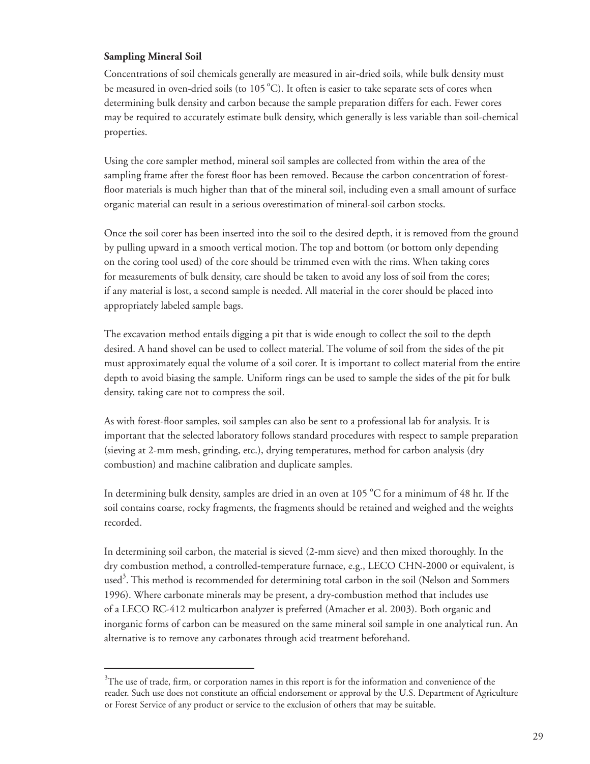### Sampling Mineral Soil

Concentrations of soil chemicals generally are measured in air-dried soils, while bulk density must be measured in oven-dried soils (to 105 °C). It often is easier to take separate sets of cores when determining bulk density and carbon because the sample preparation differs for each. Fewer cores may be required to accurately estimate bulk density, which generally is less variable than soil-chemical properties.

Using the core sampler method, mineral soil samples are collected from within the area of the sampling frame after the forest floor has been removed. Because the carbon concentration of forest-floor materials is much higher than that of the mineral soil, including even a small amount of surface organic material can result in a serious overestimation of mineral-soil carbon stocks.

Once the soil corer has been inserted into the soil to the desired depth, it is removed from the ground by pulling upward in a smooth vertical motion. The top and bottom (or bottom only depending on the coring tool used) of the core should be trimmed even with the rims. When taking cores for measurements of bulk density, care should be taken to avoid any loss of soil from the cores; if any material is lost, a second sample is needed. All material in the corer should be placed into appropriately labeled sample bags.

The excavation method entails digging a pit that is wide enough to collect the soil to the depth desired. A hand shovel can be used to collect material. The volume of soil from the sides of the pit must approximately equal the volume of a soil corer. It is important to collect material from the entire depth to avoid biasing the sample. Uniform rings can be used to sample the sides of the pit for bulk density, taking care not to compress the soil.

As with forest-floor samples, soil samples can also be sent to a professional lab for analysis. It is important that the selected laboratory follows standard procedures with respect to sample preparation (sieving at 2-mm mesh, grinding, etc.), drying temperatures, method for carbon analysis (dry combustion) and machine calibration and duplicate samples.

In determining bulk density, samples are dried in an oven at 105 °C for a minimum of 48 hr. If the soil contains coarse, rocky fragments, the fragments should be retained and weighed and the weights recorded.

In determining soil carbon, the material is sieved (2-mm sieve) and then mixed thoroughly. In the dry combustion method, a controlled-temperature furnace, e.g., LECO CHN-2000 or equivalent, is used[3]. This method is recommended for determining total carbon in the soil (Nelson and Sommers 1996). Where carbonate minerals may be present, a dry-combustion method that includes use of a LECO RC-412 multicarbon analyzer is preferred (Amacher et al. 2003). Both organic and inorganic forms of carbon can be measured on the same mineral soil sample in one analytical run. An alternative is to remove any carbonates through acid treatment beforehand.

---

[3] The use of trade, firm, or corporation names in this report is for the information and convenience of the reader. Such use does not constitute an official endorsement or approval by the U.S. Department of Agriculture or Forest Service of any product or service to the exclusion of others that may be suitable.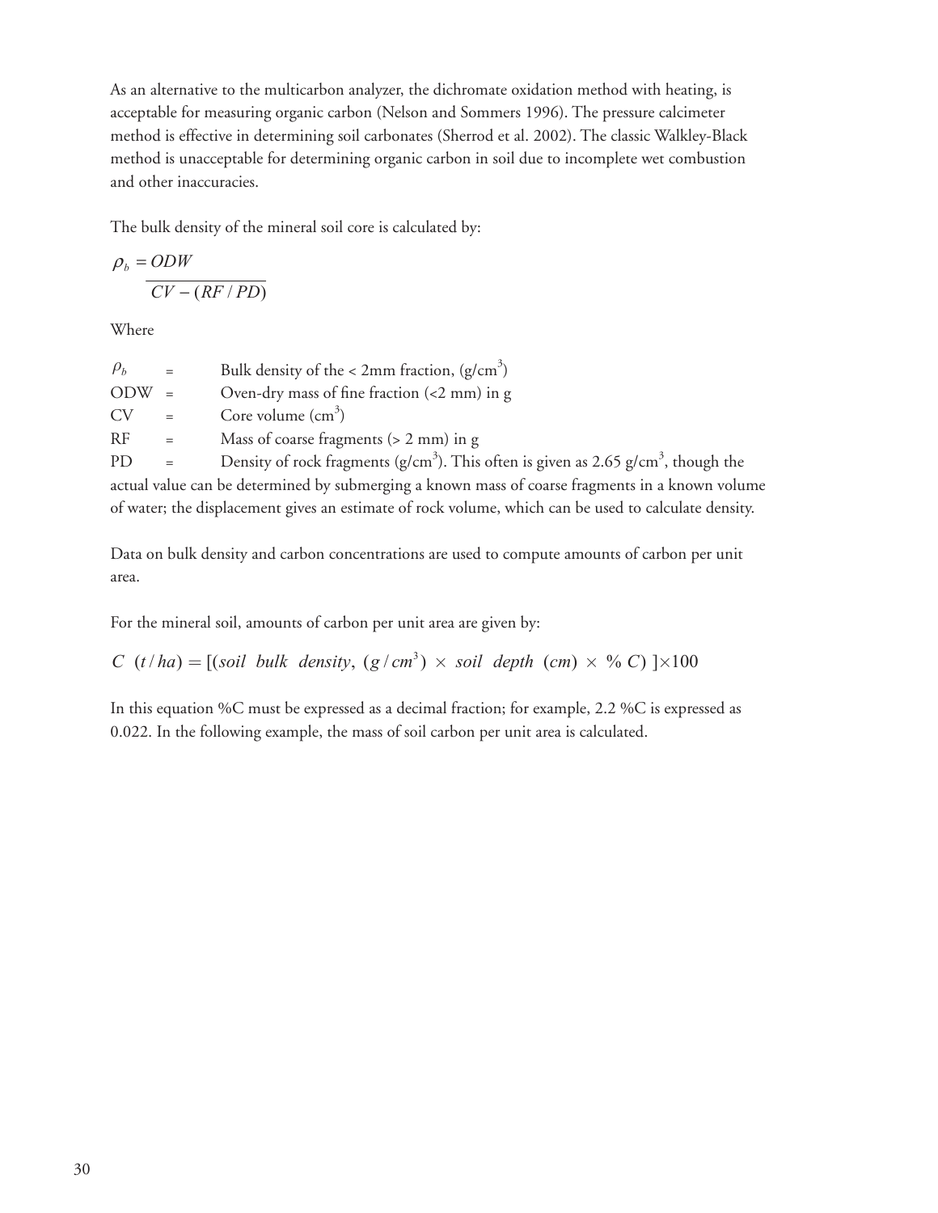As an alternative to the multicarbon analyzer, the dichromate oxidation method with heating, is acceptable for measuring organic carbon (Nelson and Sommers 1996). The pressure calcimeter method is effective in determining soil carbonates (Sherrod et al. 2002). The classic Walkley-Black method is unacceptable for determining organic carbon in soil due to incomplete wet combustion and other inaccuracies.

The bulk density of the mineral soil core is calculated by:

$$\rho_b = \frac{ODW}{CV - (RF / PD)}$$

Where

$\rho_b$ = Bulk density of the < 2mm fraction, (g/cm$^3$)

ODW = Oven-dry mass of fine fraction (<2 mm) in g

CV = Core volume (cm$^3$)

RF = Mass of coarse fragments (> 2 mm) in g

PD = Density of rock fragments (g/cm$^3$). This often is given as 2.65 g/cm$^3$, though the actual value can be determined by submerging a known mass of coarse fragments in a known volume of water; the displacement gives an estimate of rock volume, which can be used to calculate density.

Data on bulk density and carbon concentrations are used to compute amounts of carbon per unit area.

For the mineral soil, amounts of carbon per unit area are given by:

$$C \ (t/ha) = [(soil \ \ bulk \ \ density, \ (g/cm^3) \times soil \ \ depth \ \ (cm) \times \% \ C)] \times 100$$

In this equation %C must be expressed as a decimal fraction; for example, 2.2 %C is expressed as 0.022. In the following example, the mass of soil carbon per unit area is calculated.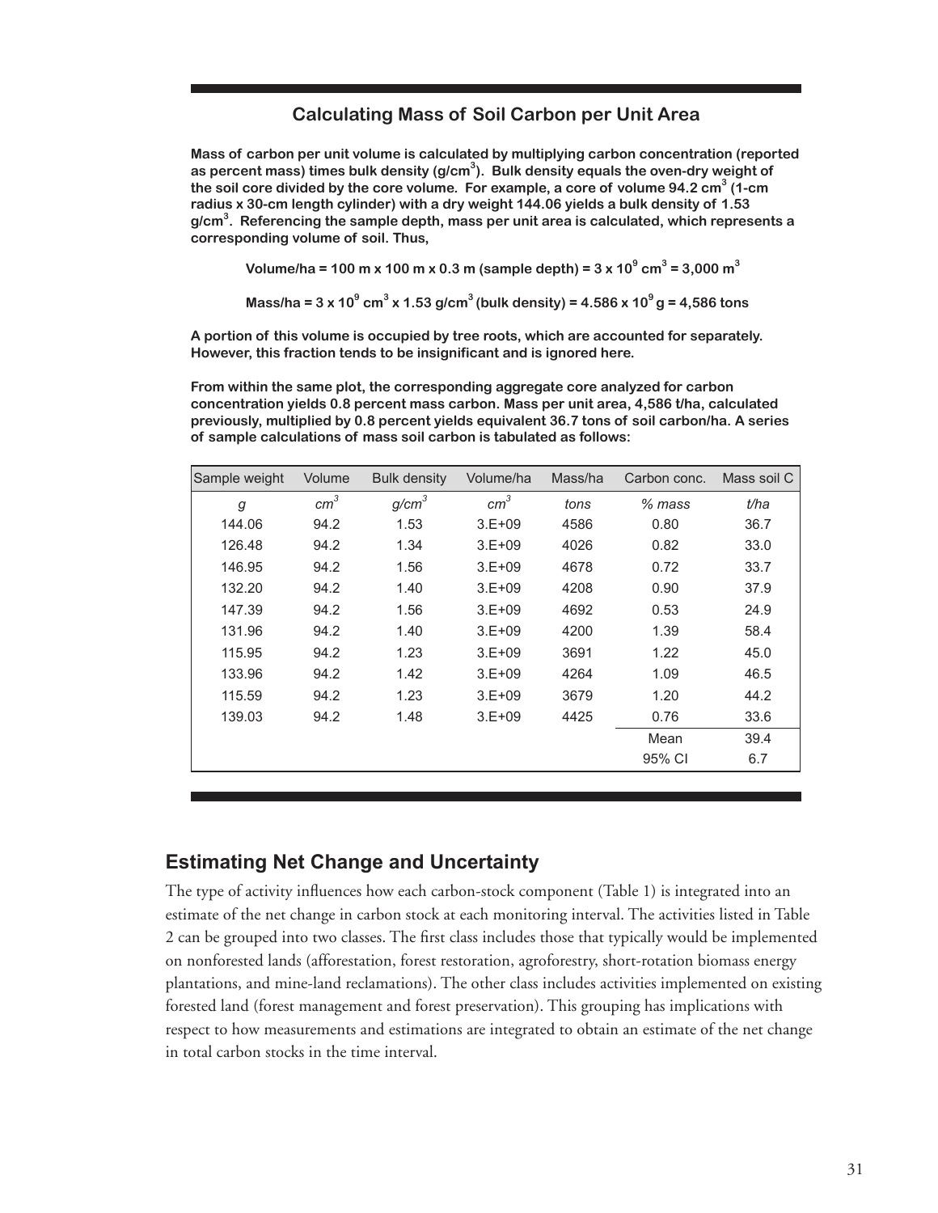### Calculating Mass of Soil Carbon per Unit Area

**Mass of carbon per unit volume is calculated by multiplying carbon concentration (reported as percent mass) times bulk density ($g/cm^3$). Bulk density equals the oven-dry weight of the soil core divided by the core volume. For example, a core of volume 94.2 $cm^3$ (1-cm radius x 30-cm length cylinder) with a dry weight 144.06 yields a bulk density of 1.53 $g/cm^3$. Referencing the sample depth, mass per unit area is calculated, which represents a corresponding volume of soil. Thus,**

**Volume/ha = 100 m x 100 m x 0.3 m (sample depth) = $3 \times 10^9$ $cm^3$ = 3,000 $m^3$**

**Mass/ha = $3 \times 10^9$ $cm^3$ x 1.53 $g/cm^3$ (bulk density) = $4.586 \times 10^9$ g = 4,586 tons**

**A portion of this volume is occupied by tree roots, which are accounted for separately. However, this fraction tends to be insignificant and is ignored here.**

**From within the same plot, the corresponding aggregate core analyzed for carbon concentration yields 0.8 percent mass carbon. Mass per unit area, 4,586 t/ha, calculated previously, multiplied by 0.8 percent yields equivalent 36.7 tons of soil carbon/ha. A series of sample calculations of mass soil carbon is tabulated as follows:**

| Sample weight | Volume | Bulk density | Volume/ha | Mass/ha | Carbon conc. | Mass soil C |
|---|---|---|---|---|---|---|
| *g* | *$cm^3$* | *$g/cm^3$* | *$cm^3$* | *tons* | *% mass* | *t/ha* |
| 144.06 | 94.2 | 1.53 | 3.E+09 | 4586 | 0.80 | 36.7 |
| 126.48 | 94.2 | 1.34 | 3.E+09 | 4026 | 0.82 | 33.0 |
| 146.95 | 94.2 | 1.56 | 3.E+09 | 4678 | 0.72 | 33.7 |
| 132.20 | 94.2 | 1.40 | 3.E+09 | 4208 | 0.90 | 37.9 |
| 147.39 | 94.2 | 1.56 | 3.E+09 | 4692 | 0.53 | 24.9 |
| 131.96 | 94.2 | 1.40 | 3.E+09 | 4200 | 1.39 | 58.4 |
| 115.95 | 94.2 | 1.23 | 3.E+09 | 3691 | 1.22 | 45.0 |
| 133.96 | 94.2 | 1.42 | 3.E+09 | 4264 | 1.09 | 46.5 |
| 115.59 | 94.2 | 1.23 | 3.E+09 | 3679 | 1.20 | 44.2 |
| 139.03 | 94.2 | 1.48 | 3.E+09 | 4425 | 0.76 | 33.6 |
| | | | | | Mean | 39.4 |
| | | | | | 95% CI | 6.7 |

## Estimating Net Change and Uncertainty

The type of activity influences how each carbon-stock component (Table 1) is integrated into an estimate of the net change in carbon stock at each monitoring interval. The activities listed in Table 2 can be grouped into two classes. The first class includes those that typically would be implemented on nonforested lands (afforestation, forest restoration, agroforestry, short-rotation biomass energy plantations, and mine-land reclamations). The other class includes activities implemented on existing forested land (forest management and forest preservation). This grouping has implications with respect to how measurements and estimations are integrated to obtain an estimate of the net change in total carbon stocks in the time interval.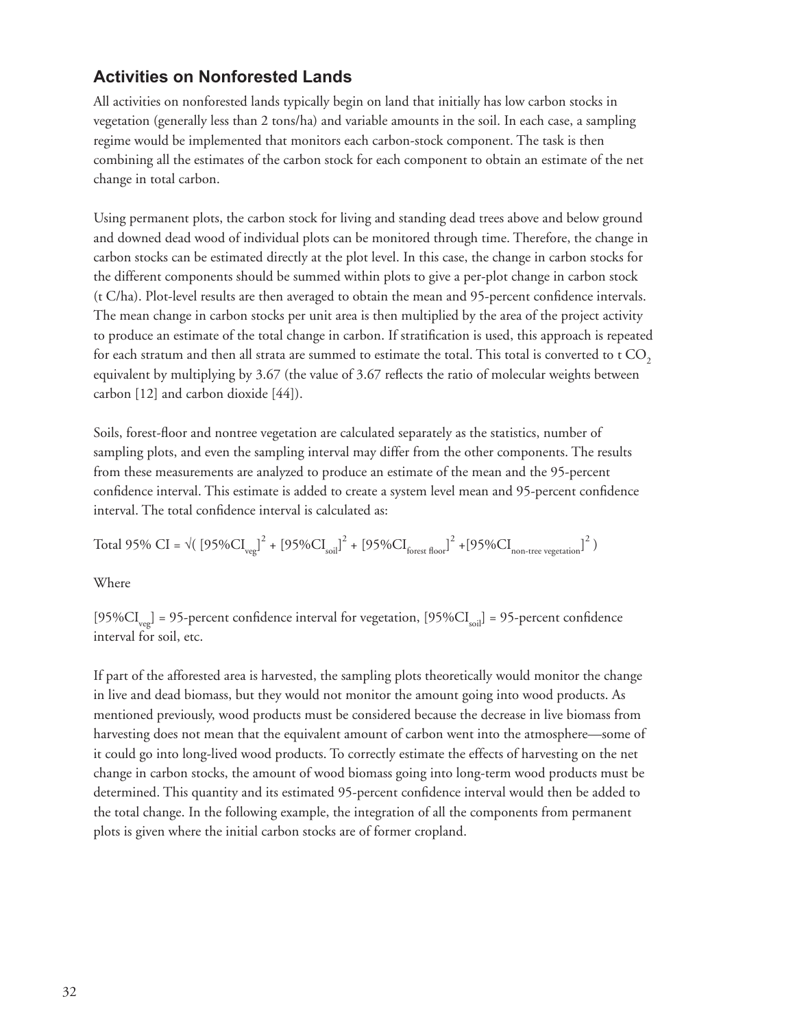## Activities on Nonforested Lands

All activities on nonforested lands typically begin on land that initially has low carbon stocks in vegetation (generally less than 2 tons/ha) and variable amounts in the soil. In each case, a sampling regime would be implemented that monitors each carbon-stock component. The task is then combining all the estimates of the carbon stock for each component to obtain an estimate of the net change in total carbon.

Using permanent plots, the carbon stock for living and standing dead trees above and below ground and downed dead wood of individual plots can be monitored through time. Therefore, the change in carbon stocks can be estimated directly at the plot level. In this case, the change in carbon stocks for the different components should be summed within plots to give a per-plot change in carbon stock (t C/ha). Plot-level results are then averaged to obtain the mean and 95-percent confidence intervals. The mean change in carbon stocks per unit area is then multiplied by the area of the project activity to produce an estimate of the total change in carbon. If stratification is used, this approach is repeated for each stratum and then all strata are summed to estimate the total. This total is converted to t $CO_2$ equivalent by multiplying by 3.67 (the value of 3.67 reflects the ratio of molecular weights between carbon [12] and carbon dioxide [44]).

Soils, forest-floor and nontree vegetation are calculated separately as the statistics, number of sampling plots, and even the sampling interval may differ from the other components. The results from these measurements are analyzed to produce an estimate of the mean and the 95-percent confidence interval. This estimate is added to create a system level mean and 95-percent confidence interval. The total confidence interval is calculated as:

$$\text{Total 95\% CI} = \sqrt{[95\%CI_{veg}]^2 + [95\%CI_{soil}]^2 + [95\%CI_{forest\ floor}]^2 + [95\%CI_{non\text{-}tree\ vegetation}]^2}$$

Where

$[95\%CI_{veg}]$ = 95-percent confidence interval for vegetation, $[95\%CI_{soil}]$ = 95-percent confidence interval for soil, etc.

If part of the afforested area is harvested, the sampling plots theoretically would monitor the change in live and dead biomass, but they would not monitor the amount going into wood products. As mentioned previously, wood products must be considered because the decrease in live biomass from harvesting does not mean that the equivalent amount of carbon went into the atmosphere—some of it could go into long-lived wood products. To correctly estimate the effects of harvesting on the net change in carbon stocks, the amount of wood biomass going into long-term wood products must be determined. This quantity and its estimated 95-percent confidence interval would then be added to the total change. In the following example, the integration of all the components from permanent plots is given where the initial carbon stocks are of former cropland.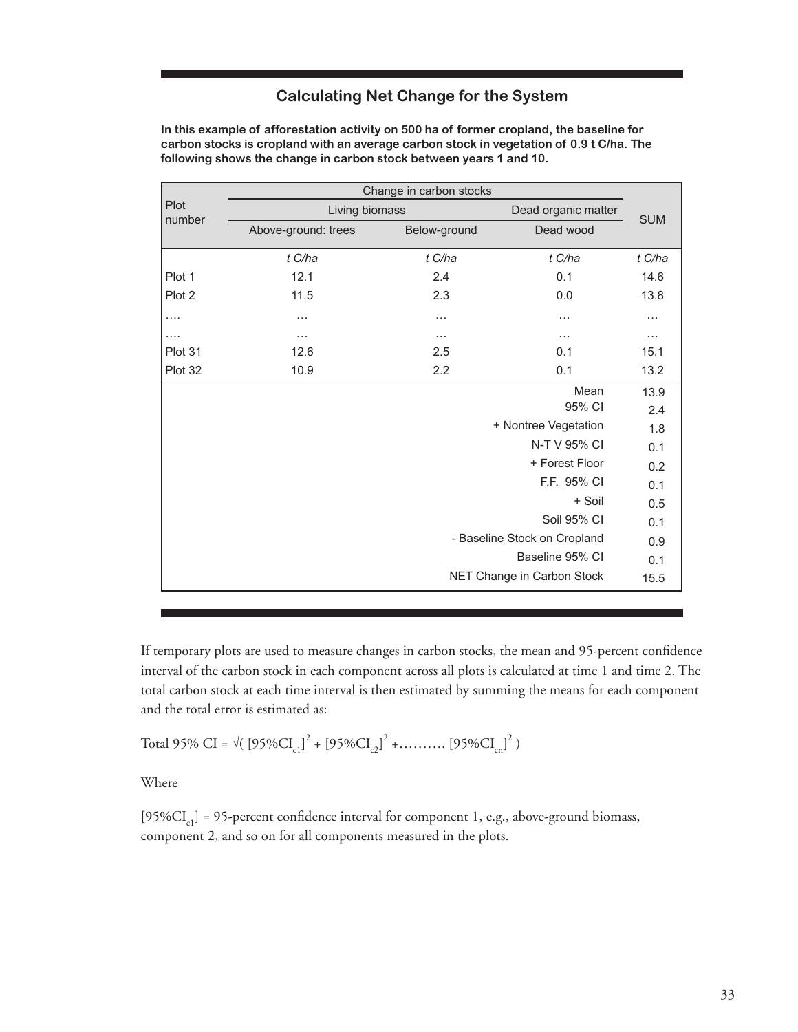## Calculating Net Change for the System

**In this example of afforestation activity on 500 ha of former cropland, the baseline for carbon stocks is cropland with an average carbon stock in vegetation of 0.9 t C/ha. The following shows the change in carbon stock between years 1 and 10.**

| Plot number | Change in carbon stocks | | | SUM |
|---|---|---|---|---|
| | Living biomass | | Dead organic matter | |
| | Above-ground: trees | Below-ground | Dead wood | |
| | *t C/ha* | *t C/ha* | *t C/ha* | *t C/ha* |
| Plot 1 | 12.1 | 2.4 | 0.1 | 14.6 |
| Plot 2 | 11.5 | 2.3 | 0.0 | 13.8 |
| …. | … | … | … | … |
| …. | … | … | … | … |
| Plot 31 | 12.6 | 2.5 | 0.1 | 15.1 |
| Plot 32 | 10.9 | 2.2 | 0.1 | 13.2 |
| | | | Mean | 13.9 |
| | | | 95% CI | 2.4 |
| | | | + Nontree Vegetation | 1.8 |
| | | | N-T V 95% CI | 0.1 |
| | | | + Forest Floor | 0.2 |
| | | | F.F. 95% CI | 0.1 |
| | | | + Soil | 0.5 |
| | | | Soil 95% CI | 0.1 |
| | | | - Baseline Stock on Cropland | 0.9 |
| | | | Baseline 95% CI | 0.1 |
| | | | NET Change in Carbon Stock | 15.5 |

If temporary plots are used to measure changes in carbon stocks, the mean and 95-percent confidence interval of the carbon stock in each component across all plots is calculated at time 1 and time 2. The total carbon stock at each time interval is then estimated by summing the means for each component and the total error is estimated as:

$$\text{Total 95\% CI} = \sqrt{([95\%CI_{c1}]^2 + [95\%CI_{c2}]^2 + \ldots\ldots\ldots\ [95\%CI_{cn}]^2)}$$

Where

$[95\%CI_{c1}]$ = 95-percent confidence interval for component 1, e.g., above-ground biomass, component 2, and so on for all components measured in the plots.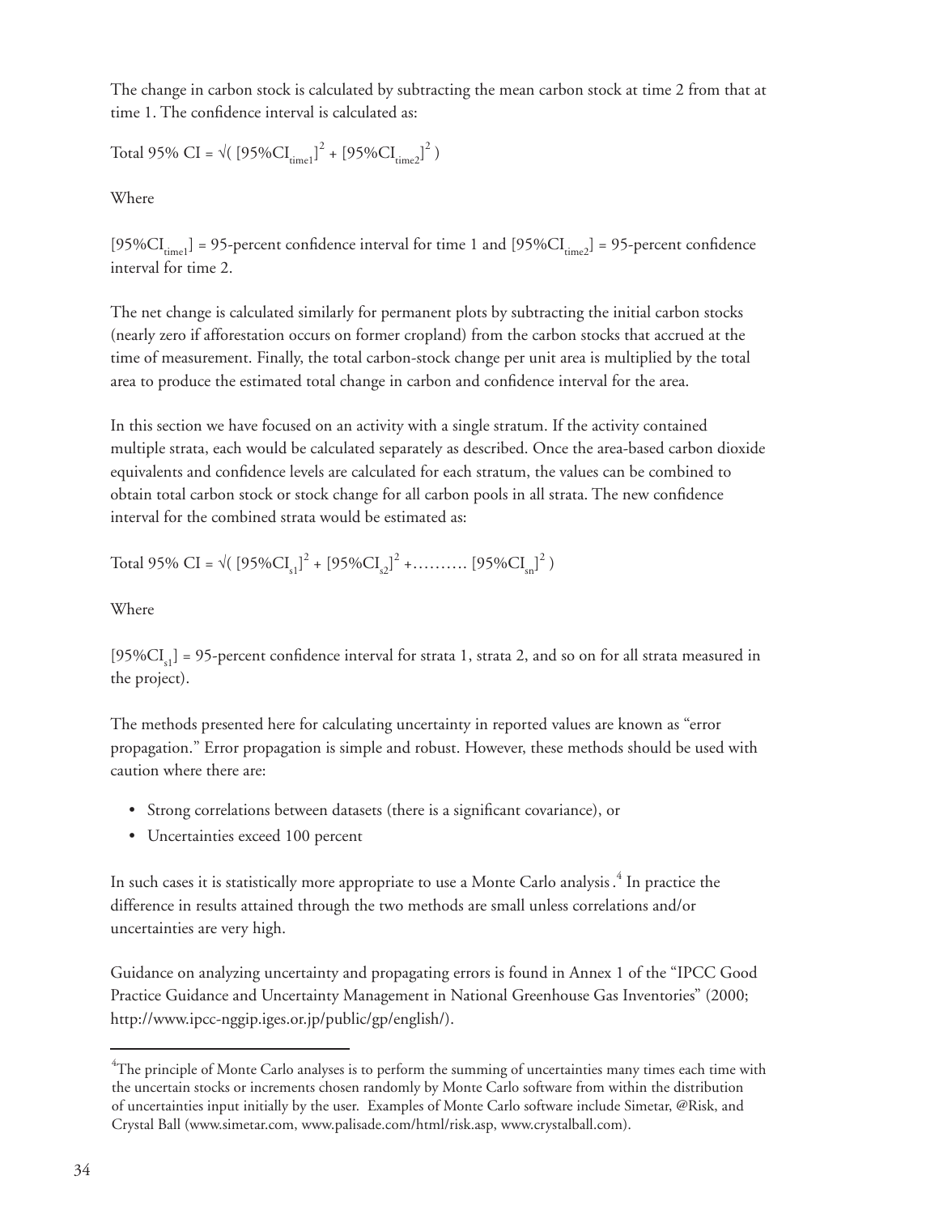The change in carbon stock is calculated by subtracting the mean carbon stock at time 2 from that at time 1. The confidence interval is calculated as:

$$\text{Total 95\% CI} = \sqrt{( [95\%CI_{time1}]^2 + [95\%CI_{time2}]^2 )}$$

Where

$[95\%CI_{time1}]$ = 95-percent confidence interval for time 1 and $[95\%CI_{time2}]$ = 95-percent confidence interval for time 2.

The net change is calculated similarly for permanent plots by subtracting the initial carbon stocks (nearly zero if afforestation occurs on former cropland) from the carbon stocks that accrued at the time of measurement. Finally, the total carbon-stock change per unit area is multiplied by the total area to produce the estimated total change in carbon and confidence interval for the area.

In this section we have focused on an activity with a single stratum. If the activity contained multiple strata, each would be calculated separately as described. Once the area-based carbon dioxide equivalents and confidence levels are calculated for each stratum, the values can be combined to obtain total carbon stock or stock change for all carbon pools in all strata. The new confidence interval for the combined strata would be estimated as:

$$\text{Total 95\% CI} = \sqrt{( [95\%CI_{s1}]^2 + [95\%CI_{s2}]^2 + \ldots\ldots\ldots\ldots [95\%CI_{sn}]^2 )}$$

Where

$[95\%CI_{s1}]$ = 95-percent confidence interval for strata 1, strata 2, and so on for all strata measured in the project).

The methods presented here for calculating uncertainty in reported values are known as "error propagation." Error propagation is simple and robust. However, these methods should be used with caution where there are:

- Strong correlations between datasets (there is a significant covariance), or
- Uncertainties exceed 100 percent

In such cases it is statistically more appropriate to use a Monte Carlo analysis .[4] In practice the difference in results attained through the two methods are small unless correlations and/or uncertainties are very high.

Guidance on analyzing uncertainty and propagating errors is found in Annex 1 of the "IPCC Good Practice Guidance and Uncertainty Management in National Greenhouse Gas Inventories" (2000; http://www.ipcc-nggip.iges.or.jp/public/gp/english/).

---

[4] The principle of Monte Carlo analyses is to perform the summing of uncertainties many times each time with the uncertain stocks or increments chosen randomly by Monte Carlo software from within the distribution of uncertainties input initially by the user. Examples of Monte Carlo software include Simetar, @Risk, and Crystal Ball (www.simetar.com, www.palisade.com/html/risk.asp, www.crystalball.com).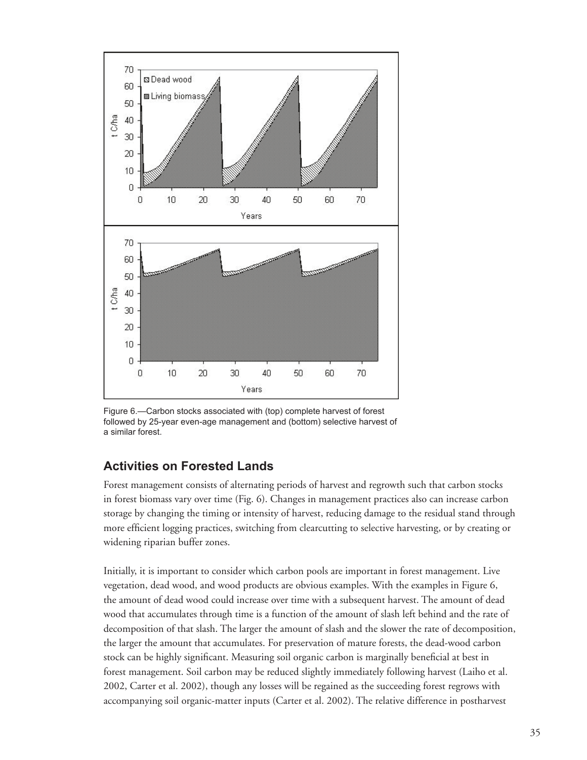Figure 6.—Carbon stocks associated with (top) complete harvest of forest followed by 25-year even-age management and (bottom) selective harvest of a similar forest.

## Activities on Forested Lands

Forest management consists of alternating periods of harvest and regrowth such that carbon stocks in forest biomass vary over time (Fig. 6). Changes in management practices also can increase carbon storage by changing the timing or intensity of harvest, reducing damage to the residual stand through more efficient logging practices, switching from clearcutting to selective harvesting, or by creating or widening riparian buffer zones.

Initially, it is important to consider which carbon pools are important in forest management. Live vegetation, dead wood, and wood products are obvious examples. With the examples in Figure 6, the amount of dead wood could increase over time with a subsequent harvest. The amount of dead wood that accumulates through time is a function of the amount of slash left behind and the rate of decomposition of that slash. The larger the amount of slash and the slower the rate of decomposition, the larger the amount that accumulates. For preservation of mature forests, the dead-wood carbon stock can be highly significant. Measuring soil organic carbon is marginally beneficial at best in forest management. Soil carbon may be reduced slightly immediately following harvest (Laiho et al. 2002, Carter et al. 2002), though any losses will be regained as the succeeding forest regrows with accompanying soil organic-matter inputs (Carter et al. 2002). The relative difference in postharvest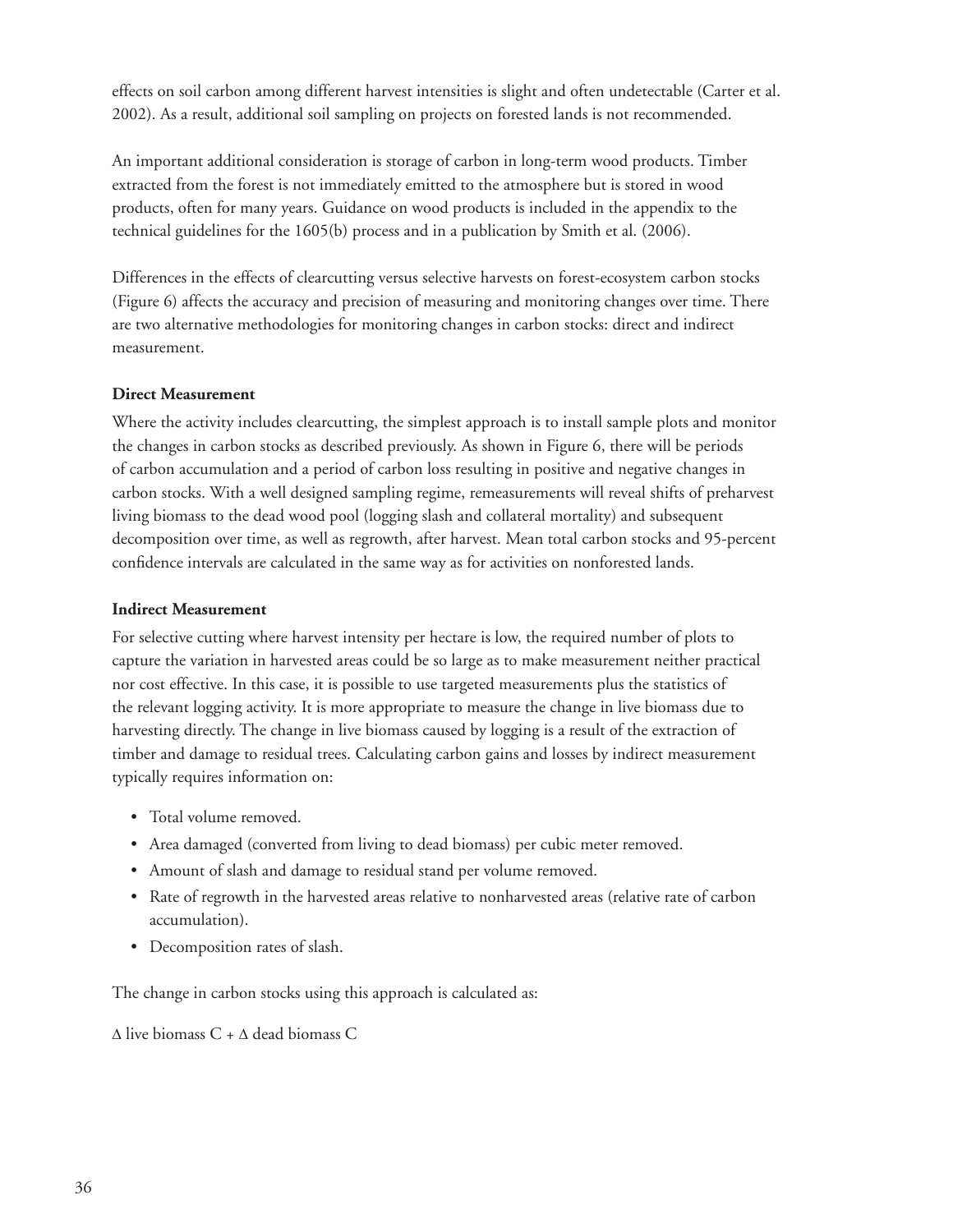effects on soil carbon among different harvest intensities is slight and often undetectable (Carter et al. 2002). As a result, additional soil sampling on projects on forested lands is not recommended.

An important additional consideration is storage of carbon in long-term wood products. Timber extracted from the forest is not immediately emitted to the atmosphere but is stored in wood products, often for many years. Guidance on wood products is included in the appendix to the technical guidelines for the 1605(b) process and in a publication by Smith et al. (2006).

Differences in the effects of clearcutting versus selective harvests on forest-ecosystem carbon stocks (Figure 6) affects the accuracy and precision of measuring and monitoring changes over time. There are two alternative methodologies for monitoring changes in carbon stocks: direct and indirect measurement.

**Direct Measurement**

Where the activity includes clearcutting, the simplest approach is to install sample plots and monitor the changes in carbon stocks as described previously. As shown in Figure 6, there will be periods of carbon accumulation and a period of carbon loss resulting in positive and negative changes in carbon stocks. With a well designed sampling regime, remeasurements will reveal shifts of preharvest living biomass to the dead wood pool (logging slash and collateral mortality) and subsequent decomposition over time, as well as regrowth, after harvest. Mean total carbon stocks and 95-percent confidence intervals are calculated in the same way as for activities on nonforested lands.

**Indirect Measurement**

For selective cutting where harvest intensity per hectare is low, the required number of plots to capture the variation in harvested areas could be so large as to make measurement neither practical nor cost effective. In this case, it is possible to use targeted measurements plus the statistics of the relevant logging activity. It is more appropriate to measure the change in live biomass due to harvesting directly. The change in live biomass caused by logging is a result of the extraction of timber and damage to residual trees. Calculating carbon gains and losses by indirect measurement typically requires information on:

- Total volume removed.
- Area damaged (converted from living to dead biomass) per cubic meter removed.
- Amount of slash and damage to residual stand per volume removed.
- Rate of regrowth in the harvested areas relative to nonharvested areas (relative rate of carbon accumulation).
- Decomposition rates of slash.

The change in carbon stocks using this approach is calculated as:

$\Delta$ live biomass C + $\Delta$ dead biomass C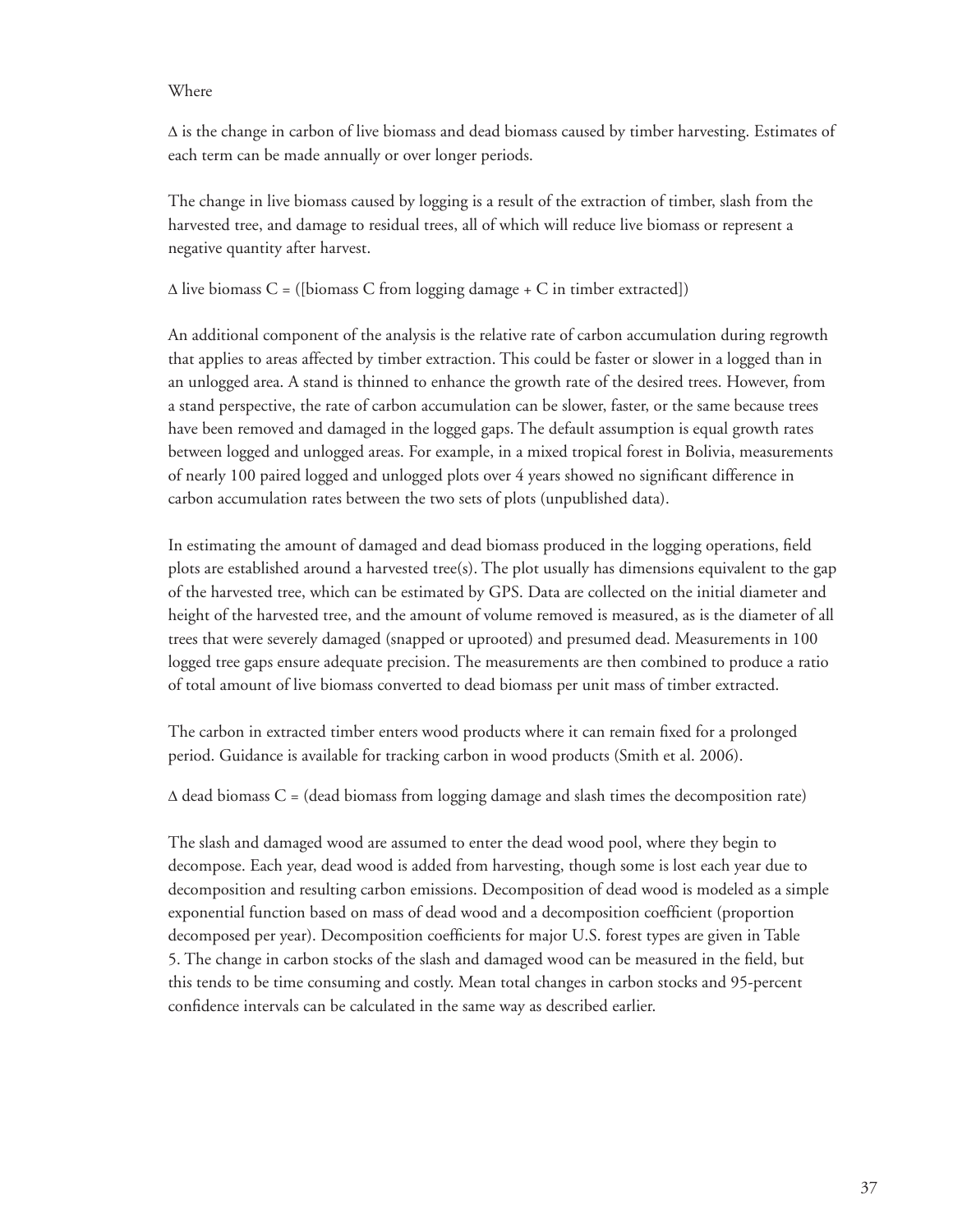Where

Δ is the change in carbon of live biomass and dead biomass caused by timber harvesting. Estimates of each term can be made annually or over longer periods.

The change in live biomass caused by logging is a result of the extraction of timber, slash from the harvested tree, and damage to residual trees, all of which will reduce live biomass or represent a negative quantity after harvest.

Δ live biomass C = ([biomass C from logging damage + C in timber extracted])

An additional component of the analysis is the relative rate of carbon accumulation during regrowth that applies to areas affected by timber extraction. This could be faster or slower in a logged than in an unlogged area. A stand is thinned to enhance the growth rate of the desired trees. However, from a stand perspective, the rate of carbon accumulation can be slower, faster, or the same because trees have been removed and damaged in the logged gaps. The default assumption is equal growth rates between logged and unlogged areas. For example, in a mixed tropical forest in Bolivia, measurements of nearly 100 paired logged and unlogged plots over 4 years showed no significant difference in carbon accumulation rates between the two sets of plots (unpublished data).

In estimating the amount of damaged and dead biomass produced in the logging operations, field plots are established around a harvested tree(s). The plot usually has dimensions equivalent to the gap of the harvested tree, which can be estimated by GPS. Data are collected on the initial diameter and height of the harvested tree, and the amount of volume removed is measured, as is the diameter of all trees that were severely damaged (snapped or uprooted) and presumed dead. Measurements in 100 logged tree gaps ensure adequate precision. The measurements are then combined to produce a ratio of total amount of live biomass converted to dead biomass per unit mass of timber extracted.

The carbon in extracted timber enters wood products where it can remain fixed for a prolonged period. Guidance is available for tracking carbon in wood products (Smith et al. 2006).

Δ dead biomass C = (dead biomass from logging damage and slash times the decomposition rate)

The slash and damaged wood are assumed to enter the dead wood pool, where they begin to decompose. Each year, dead wood is added from harvesting, though some is lost each year due to decomposition and resulting carbon emissions. Decomposition of dead wood is modeled as a simple exponential function based on mass of dead wood and a decomposition coefficient (proportion decomposed per year). Decomposition coefficients for major U.S. forest types are given in Table 5. The change in carbon stocks of the slash and damaged wood can be measured in the field, but this tends to be time consuming and costly. Mean total changes in carbon stocks and 95-percent confidence intervals can be calculated in the same way as described earlier.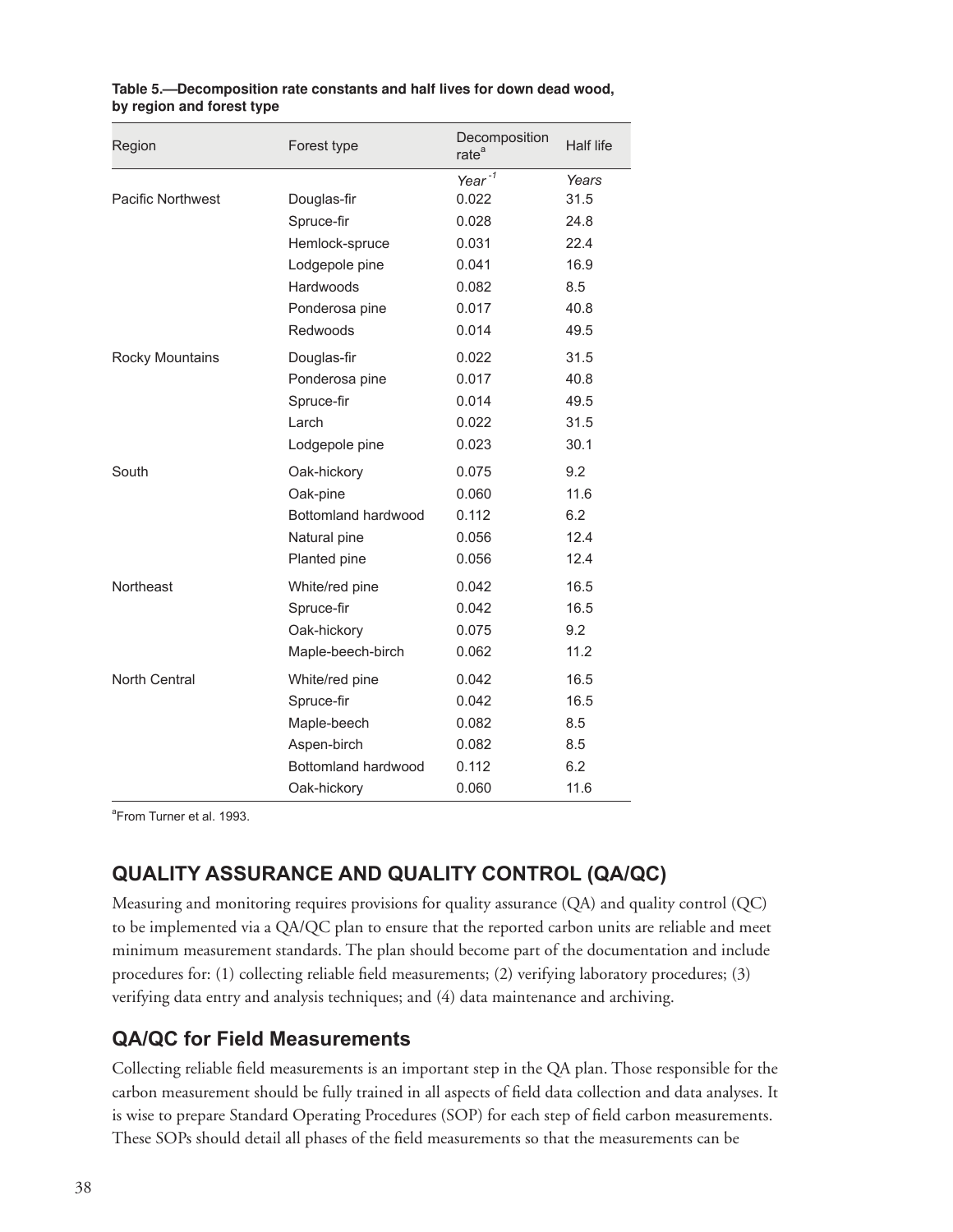**Table 5.—Decomposition rate constants and half lives for down dead wood, by region and forest type**

| Region | Forest type | Decomposition rate[a] | Half life |
|---|---|---|---|
| | | *Year$^{-1}$* | *Years* |
| Pacific Northwest | Douglas-fir | 0.022 | 31.5 |
| | Spruce-fir | 0.028 | 24.8 |
| | Hemlock-spruce | 0.031 | 22.4 |
| | Lodgepole pine | 0.041 | 16.9 |
| | Hardwoods | 0.082 | 8.5 |
| | Ponderosa pine | 0.017 | 40.8 |
| | Redwoods | 0.014 | 49.5 |
| Rocky Mountains | Douglas-fir | 0.022 | 31.5 |
| | Ponderosa pine | 0.017 | 40.8 |
| | Spruce-fir | 0.014 | 49.5 |
| | Larch | 0.022 | 31.5 |
| | Lodgepole pine | 0.023 | 30.1 |
| South | Oak-hickory | 0.075 | 9.2 |
| | Oak-pine | 0.060 | 11.6 |
| | Bottomland hardwood | 0.112 | 6.2 |
| | Natural pine | 0.056 | 12.4 |
| | Planted pine | 0.056 | 12.4 |
| Northeast | White/red pine | 0.042 | 16.5 |
| | Spruce-fir | 0.042 | 16.5 |
| | Oak-hickory | 0.075 | 9.2 |
| | Maple-beech-birch | 0.062 | 11.2 |
| North Central | White/red pine | 0.042 | 16.5 |
| | Spruce-fir | 0.042 | 16.5 |
| | Maple-beech | 0.082 | 8.5 |
| | Aspen-birch | 0.082 | 8.5 |
| | Bottomland hardwood | 0.112 | 6.2 |
| | Oak-hickory | 0.060 | 11.6 |

[a]From Turner et al. 1993.

## QUALITY ASSURANCE AND QUALITY CONTROL (QA/QC)

Measuring and monitoring requires provisions for quality assurance (QA) and quality control (QC) to be implemented via a QA/QC plan to ensure that the reported carbon units are reliable and meet minimum measurement standards. The plan should become part of the documentation and include procedures for: (1) collecting reliable field measurements; (2) verifying laboratory procedures; (3) verifying data entry and analysis techniques; and (4) data maintenance and archiving.

### QA/QC for Field Measurements

Collecting reliable field measurements is an important step in the QA plan. Those responsible for the carbon measurement should be fully trained in all aspects of field data collection and data analyses. It is wise to prepare Standard Operating Procedures (SOP) for each step of field carbon measurements. These SOPs should detail all phases of the field measurements so that the measurements can be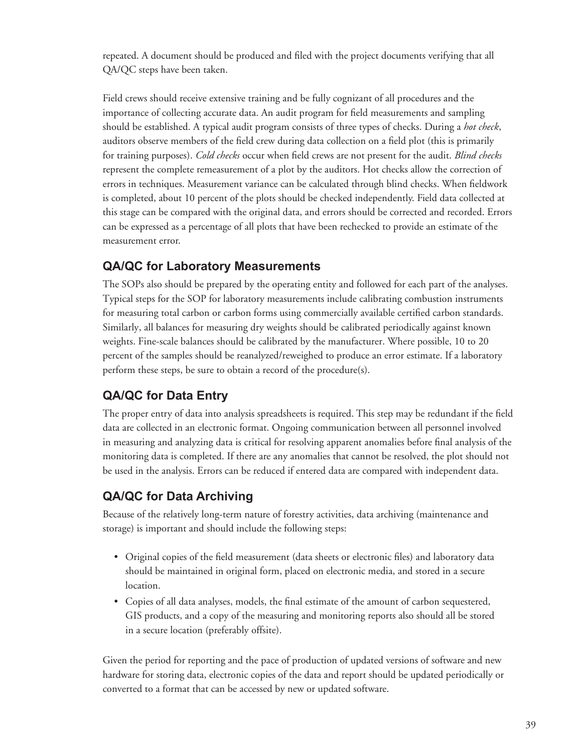repeated. A document should be produced and filed with the project documents verifying that all QA/QC steps have been taken.

Field crews should receive extensive training and be fully cognizant of all procedures and the importance of collecting accurate data. An audit program for field measurements and sampling should be established. A typical audit program consists of three types of checks. During a *hot check*, auditors observe members of the field crew during data collection on a field plot (this is primarily for training purposes). *Cold checks* occur when field crews are not present for the audit. *Blind checks* represent the complete remeasurement of a plot by the auditors. Hot checks allow the correction of errors in techniques. Measurement variance can be calculated through blind checks. When fieldwork is completed, about 10 percent of the plots should be checked independently. Field data collected at this stage can be compared with the original data, and errors should be corrected and recorded. Errors can be expressed as a percentage of all plots that have been rechecked to provide an estimate of the measurement error.

## QA/QC for Laboratory Measurements

The SOPs also should be prepared by the operating entity and followed for each part of the analyses. Typical steps for the SOP for laboratory measurements include calibrating combustion instruments for measuring total carbon or carbon forms using commercially available certified carbon standards. Similarly, all balances for measuring dry weights should be calibrated periodically against known weights. Fine-scale balances should be calibrated by the manufacturer. Where possible, 10 to 20 percent of the samples should be reanalyzed/reweighed to produce an error estimate. If a laboratory perform these steps, be sure to obtain a record of the procedure(s).

## QA/QC for Data Entry

The proper entry of data into analysis spreadsheets is required. This step may be redundant if the field data are collected in an electronic format. Ongoing communication between all personnel involved in measuring and analyzing data is critical for resolving apparent anomalies before final analysis of the monitoring data is completed. If there are any anomalies that cannot be resolved, the plot should not be used in the analysis. Errors can be reduced if entered data are compared with independent data.

## QA/QC for Data Archiving

Because of the relatively long-term nature of forestry activities, data archiving (maintenance and storage) is important and should include the following steps:

- Original copies of the field measurement (data sheets or electronic files) and laboratory data should be maintained in original form, placed on electronic media, and stored in a secure location.
- Copies of all data analyses, models, the final estimate of the amount of carbon sequestered, GIS products, and a copy of the measuring and monitoring reports also should all be stored in a secure location (preferably offsite).

Given the period for reporting and the pace of production of updated versions of software and new hardware for storing data, electronic copies of the data and report should be updated periodically or converted to a format that can be accessed by new or updated software.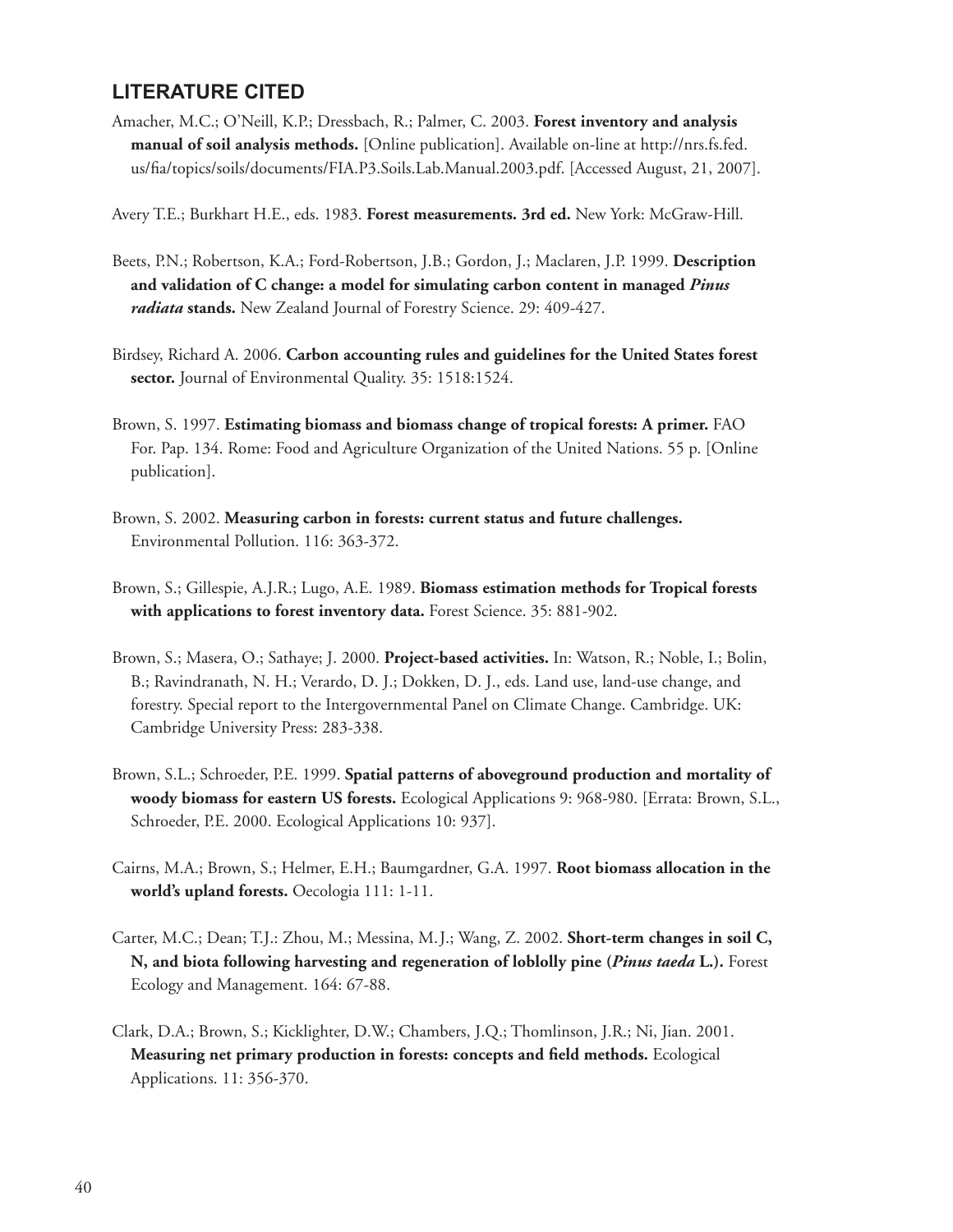## LITERATURE CITED

Amacher, M.C.; O'Neill, K.P.; Dressbach, R.; Palmer, C. 2003. **Forest inventory and analysis manual of soil analysis methods.** [Online publication]. Available on-line at http://nrs.fs.fed.us/fia/topics/soils/documents/FIA.P3.Soils.Lab.Manual.2003.pdf. [Accessed August, 21, 2007].

Avery T.E.; Burkhart H.E., eds. 1983. **Forest measurements. 3rd ed.** New York: McGraw-Hill.

Beets, P.N.; Robertson, K.A.; Ford-Robertson, J.B.; Gordon, J.; Maclaren, J.P. 1999. **Description and validation of C change: a model for simulating carbon content in managed *Pinus radiata* stands.** New Zealand Journal of Forestry Science. 29: 409-427.

Birdsey, Richard A. 2006. **Carbon accounting rules and guidelines for the United States forest sector.** Journal of Environmental Quality. 35: 1518:1524.

Brown, S. 1997. **Estimating biomass and biomass change of tropical forests: A primer.** FAO For. Pap. 134. Rome: Food and Agriculture Organization of the United Nations. 55 p. [Online publication].

Brown, S. 2002. **Measuring carbon in forests: current status and future challenges.** Environmental Pollution. 116: 363-372.

Brown, S.; Gillespie, A.J.R.; Lugo, A.E. 1989. **Biomass estimation methods for Tropical forests with applications to forest inventory data.** Forest Science. 35: 881-902.

Brown, S.; Masera, O.; Sathaye; J. 2000. **Project-based activities.** In: Watson, R.; Noble, I.; Bolin, B.; Ravindranath, N. H.; Verardo, D. J.; Dokken, D. J., eds. Land use, land-use change, and forestry. Special report to the Intergovernmental Panel on Climate Change. Cambridge. UK: Cambridge University Press: 283-338.

Brown, S.L.; Schroeder, P.E. 1999. **Spatial patterns of aboveground production and mortality of woody biomass for eastern US forests.** Ecological Applications 9: 968-980. [Errata: Brown, S.L., Schroeder, P.E. 2000. Ecological Applications 10: 937].

Cairns, M.A.; Brown, S.; Helmer, E.H.; Baumgardner, G.A. 1997. **Root biomass allocation in the world's upland forests.** Oecologia 111: 1-11.

Carter, M.C.; Dean; T.J.: Zhou, M.; Messina, M.J.; Wang, Z. 2002. **Short-term changes in soil C, N, and biota following harvesting and regeneration of loblolly pine (*Pinus taeda* L.).** Forest Ecology and Management. 164: 67-88.

Clark, D.A.; Brown, S.; Kicklighter, D.W.; Chambers, J.Q.; Thomlinson, J.R.; Ni, Jian. 2001. **Measuring net primary production in forests: concepts and field methods.** Ecological Applications. 11: 356-370.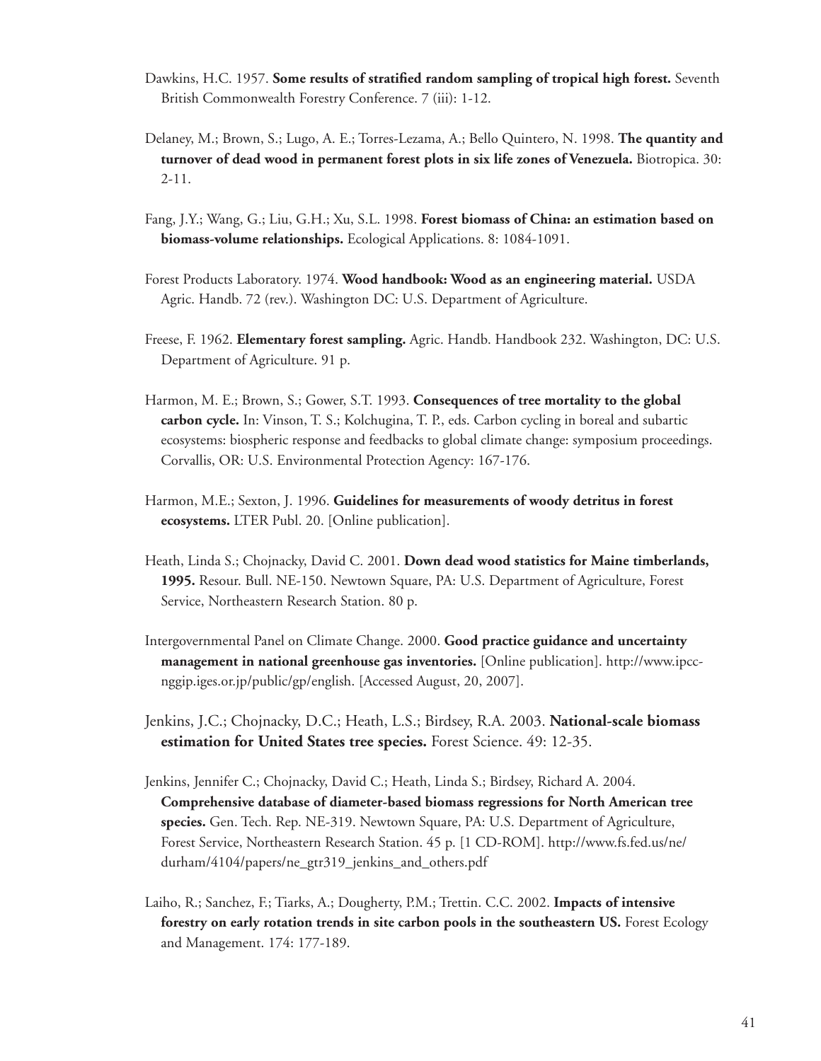Dawkins, H.C. 1957. **Some results of stratified random sampling of tropical high forest.** Seventh British Commonwealth Forestry Conference. 7 (iii): 1-12.

Delaney, M.; Brown, S.; Lugo, A. E.; Torres-Lezama, A.; Bello Quintero, N. 1998. **The quantity and turnover of dead wood in permanent forest plots in six life zones of Venezuela.** Biotropica. 30: 2-11.

Fang, J.Y.; Wang, G.; Liu, G.H.; Xu, S.L. 1998. **Forest biomass of China: an estimation based on biomass-volume relationships.** Ecological Applications. 8: 1084-1091.

Forest Products Laboratory. 1974. **Wood handbook: Wood as an engineering material.** USDA Agric. Handb. 72 (rev.). Washington DC: U.S. Department of Agriculture.

Freese, F. 1962. **Elementary forest sampling.** Agric. Handb. Handbook 232. Washington, DC: U.S. Department of Agriculture. 91 p.

Harmon, M. E.; Brown, S.; Gower, S.T. 1993. **Consequences of tree mortality to the global carbon cycle.** In: Vinson, T. S.; Kolchugina, T. P., eds. Carbon cycling in boreal and subartic ecosystems: biospheric response and feedbacks to global climate change: symposium proceedings. Corvallis, OR: U.S. Environmental Protection Agency: 167-176.

Harmon, M.E.; Sexton, J. 1996. **Guidelines for measurements of woody detritus in forest ecosystems.** LTER Publ. 20. [Online publication].

Heath, Linda S.; Chojnacky, David C. 2001. **Down dead wood statistics for Maine timberlands, 1995.** Resour. Bull. NE-150. Newtown Square, PA: U.S. Department of Agriculture, Forest Service, Northeastern Research Station. 80 p.

Intergovernmental Panel on Climate Change. 2000. **Good practice guidance and uncertainty management in national greenhouse gas inventories.** [Online publication]. http://www.ipcc-nggip.iges.or.jp/public/gp/english. [Accessed August, 20, 2007].

Jenkins, J.C.; Chojnacky, D.C.; Heath, L.S.; Birdsey, R.A. 2003. **National-scale biomass estimation for United States tree species.** Forest Science. 49: 12-35.

Jenkins, Jennifer C.; Chojnacky, David C.; Heath, Linda S.; Birdsey, Richard A. 2004. **Comprehensive database of diameter-based biomass regressions for North American tree species.** Gen. Tech. Rep. NE-319. Newtown Square, PA: U.S. Department of Agriculture, Forest Service, Northeastern Research Station. 45 p. [1 CD-ROM]. http://www.fs.fed.us/ne/durham/4104/papers/ne_gtr319_jenkins_and_others.pdf

Laiho, R.; Sanchez, F.; Tiarks, A.; Dougherty, P.M.; Trettin. C.C. 2002. **Impacts of intensive forestry on early rotation trends in site carbon pools in the southeastern US.** Forest Ecology and Management. 174: 177-189.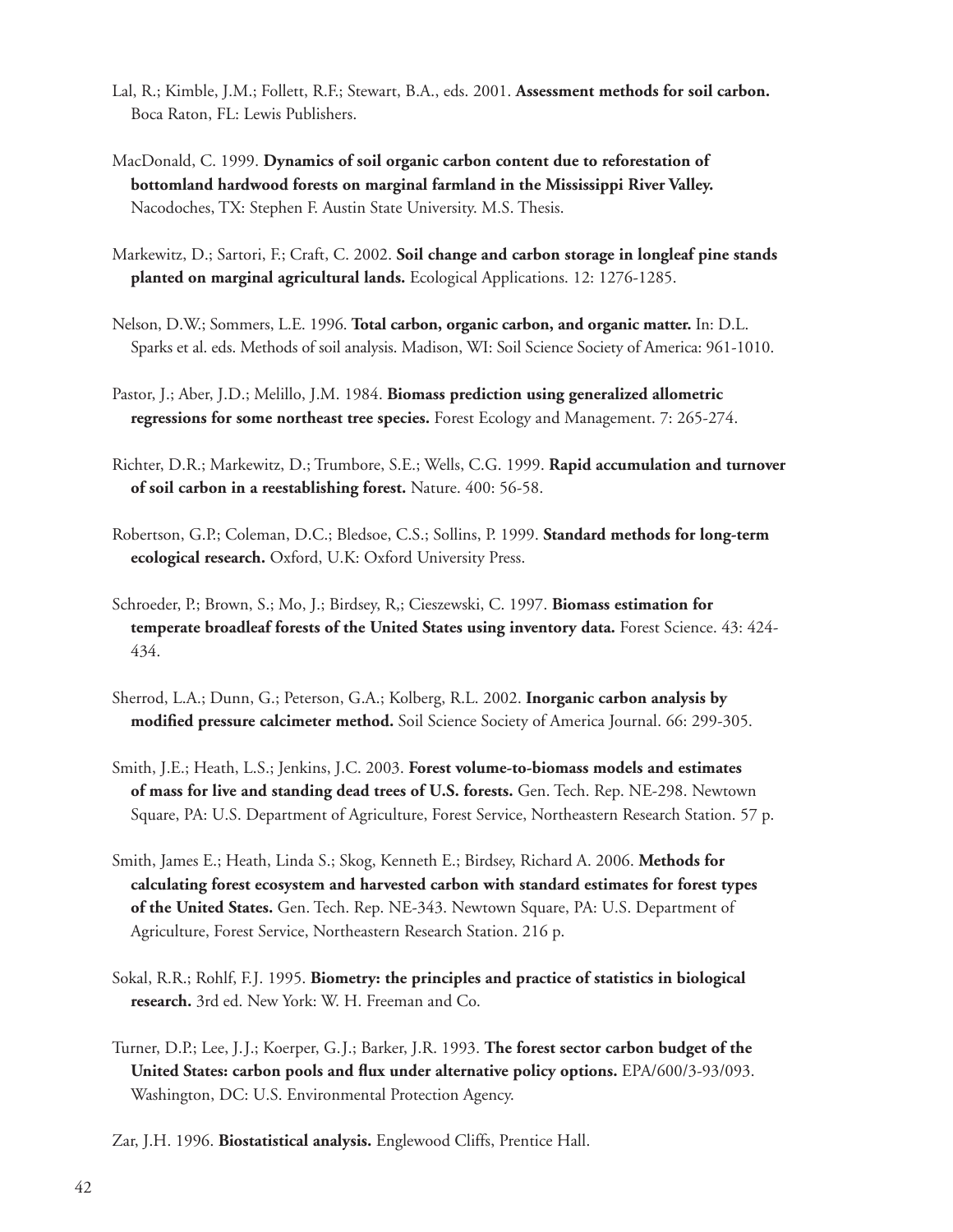Lal, R.; Kimble, J.M.; Follett, R.F.; Stewart, B.A., eds. 2001. **Assessment methods for soil carbon.** Boca Raton, FL: Lewis Publishers.

MacDonald, C. 1999. **Dynamics of soil organic carbon content due to reforestation of bottomland hardwood forests on marginal farmland in the Mississippi River Valley.** Nacodoches, TX: Stephen F. Austin State University. M.S. Thesis.

Markewitz, D.; Sartori, F.; Craft, C. 2002. **Soil change and carbon storage in longleaf pine stands planted on marginal agricultural lands.** Ecological Applications. 12: 1276-1285.

Nelson, D.W.; Sommers, L.E. 1996. **Total carbon, organic carbon, and organic matter.** In: D.L. Sparks et al. eds. Methods of soil analysis. Madison, WI: Soil Science Society of America: 961-1010.

Pastor, J.; Aber, J.D.; Melillo, J.M. 1984. **Biomass prediction using generalized allometric regressions for some northeast tree species.** Forest Ecology and Management. 7: 265-274.

Richter, D.R.; Markewitz, D.; Trumbore, S.E.; Wells, C.G. 1999. **Rapid accumulation and turnover of soil carbon in a reestablishing forest.** Nature. 400: 56-58.

Robertson, G.P.; Coleman, D.C.; Bledsoe, C.S.; Sollins, P. 1999. **Standard methods for long-term ecological research.** Oxford, U.K: Oxford University Press.

Schroeder, P.; Brown, S.; Mo, J.; Birdsey, R,; Cieszewski, C. 1997. **Biomass estimation for temperate broadleaf forests of the United States using inventory data.** Forest Science. 43: 424-434.

Sherrod, L.A.; Dunn, G.; Peterson, G.A.; Kolberg, R.L. 2002. **Inorganic carbon analysis by modified pressure calcimeter method.** Soil Science Society of America Journal. 66: 299-305.

Smith, J.E.; Heath, L.S.; Jenkins, J.C. 2003. **Forest volume-to-biomass models and estimates of mass for live and standing dead trees of U.S. forests.** Gen. Tech. Rep. NE-298. Newtown Square, PA: U.S. Department of Agriculture, Forest Service, Northeastern Research Station. 57 p.

Smith, James E.; Heath, Linda S.; Skog, Kenneth E.; Birdsey, Richard A. 2006. **Methods for calculating forest ecosystem and harvested carbon with standard estimates for forest types of the United States.** Gen. Tech. Rep. NE-343. Newtown Square, PA: U.S. Department of Agriculture, Forest Service, Northeastern Research Station. 216 p.

Sokal, R.R.; Rohlf, F.J. 1995. **Biometry: the principles and practice of statistics in biological research.** 3rd ed. New York: W. H. Freeman and Co.

Turner, D.P.; Lee, J.J.; Koerper, G.J.; Barker, J.R. 1993. **The forest sector carbon budget of the United States: carbon pools and flux under alternative policy options.** EPA/600/3-93/093. Washington, DC: U.S. Environmental Protection Agency.

Zar, J.H. 1996. **Biostatistical analysis.** Englewood Cliffs, Prentice Hall.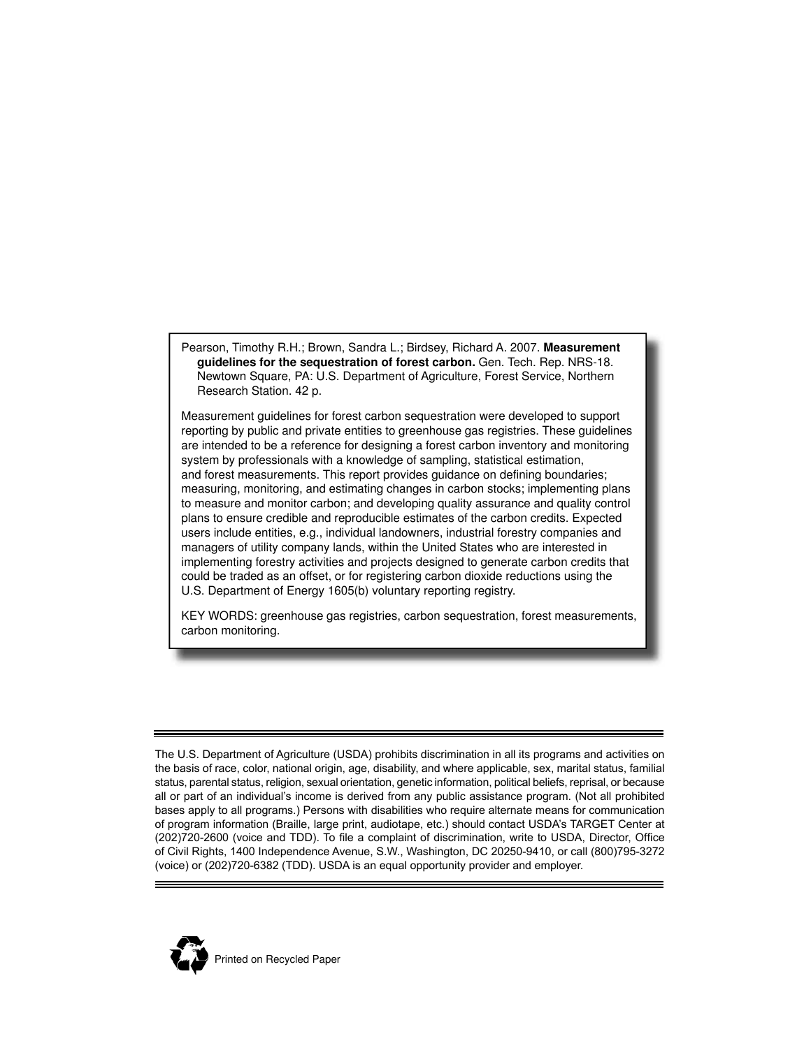Pearson, Timothy R.H.; Brown, Sandra L.; Birdsey, Richard A. 2007. **Measurement guidelines for the sequestration of forest carbon.** Gen. Tech. Rep. NRS-18. Newtown Square, PA: U.S. Department of Agriculture, Forest Service, Northern Research Station. 42 p.

Measurement guidelines for forest carbon sequestration were developed to support reporting by public and private entities to greenhouse gas registries. These guidelines are intended to be a reference for designing a forest carbon inventory and monitoring system by professionals with a knowledge of sampling, statistical estimation, and forest measurements. This report provides guidance on defining boundaries; measuring, monitoring, and estimating changes in carbon stocks; implementing plans to measure and monitor carbon; and developing quality assurance and quality control plans to ensure credible and reproducible estimates of the carbon credits. Expected users include entities, e.g., individual landowners, industrial forestry companies and managers of utility company lands, within the United States who are interested in implementing forestry activities and projects designed to generate carbon credits that could be traded as an offset, or for registering carbon dioxide reductions using the U.S. Department of Energy 1605(b) voluntary reporting registry.

KEY WORDS: greenhouse gas registries, carbon sequestration, forest measurements, carbon monitoring.

---

The U.S. Department of Agriculture (USDA) prohibits discrimination in all its programs and activities on the basis of race, color, national origin, age, disability, and where applicable, sex, marital status, familial status, parental status, religion, sexual orientation, genetic information, political beliefs, reprisal, or because all or part of an individual's income is derived from any public assistance program. (Not all prohibited bases apply to all programs.) Persons with disabilities who require alternate means for communication of program information (Braille, large print, audiotape, etc.) should contact USDA's TARGET Center at (202)720-2600 (voice and TDD). To file a complaint of discrimination, write to USDA, Director, Office of Civil Rights, 1400 Independence Avenue, S.W., Washington, DC 20250-9410, or call (800)795-3272 (voice) or (202)720-6382 (TDD). USDA is an equal opportunity provider and employer.

---

Printed on Recycled Paper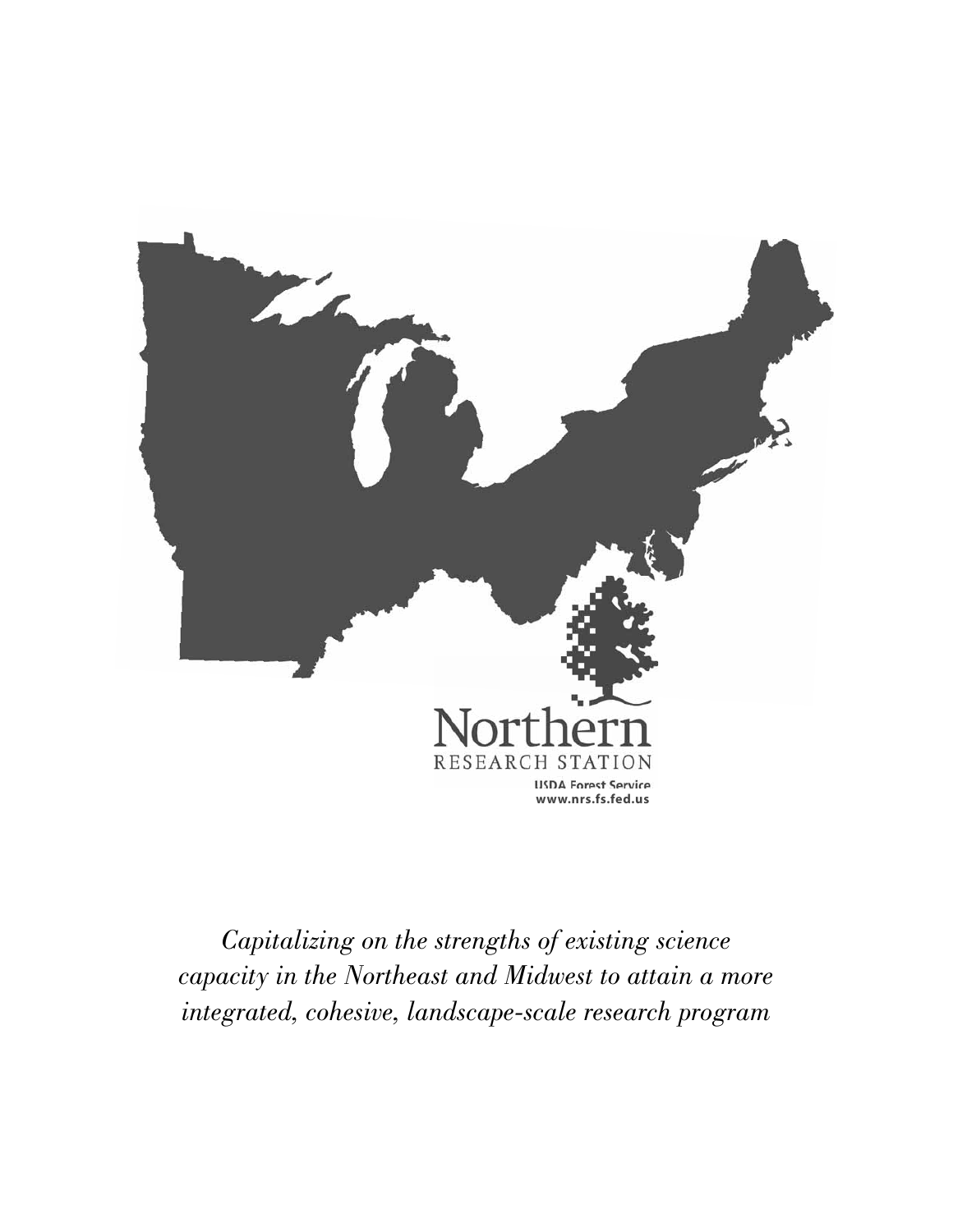Northern

RESEARCH STATION

USDA Forest Service

www.nrs.fs.fed.us

*Capitalizing on the strengths of existing science capacity in the Northeast and Midwest to attain a more integrated, cohesive, landscape-scale research program*